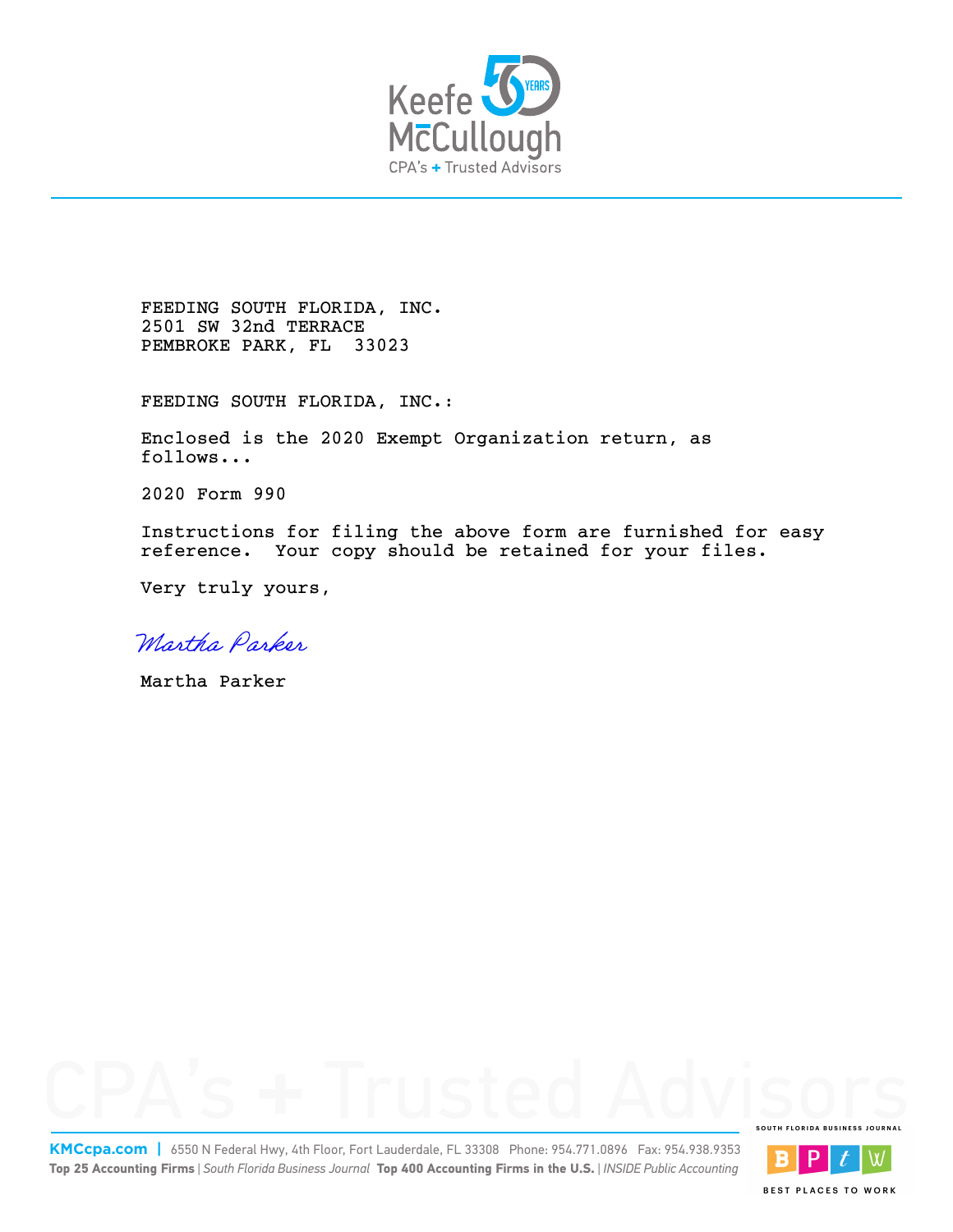Keefe McCullough

CPA's + Trusted Advisors

FEEDING SOUTH FLORIDA, INC.
2501 SW 32nd TERRACE
PEMBROKE PARK, FL 33023

FEEDING SOUTH FLORIDA, INC.:

Enclosed is the 2020 Exempt Organization return, as follows...

2020 Form 990

Instructions for filing the above form are furnished for easy reference. Your copy should be retained for your files.

Very truly yours,

Martha Parker

Martha Parker

**KMCcpa.com** | 6550 N Federal Hwy, 4th Floor, Fort Lauderdale, FL 33308 Phone: 954.771.0896 Fax: 954.938.9353

**Top 25 Accounting Firms** | *South Florida Business Journal* **Top 400 Accounting Firms in the U.S.** | *INSIDE Public Accounting*

SOUTH FLORIDA BUSINESS JOURNAL BEST PLACES TO WORK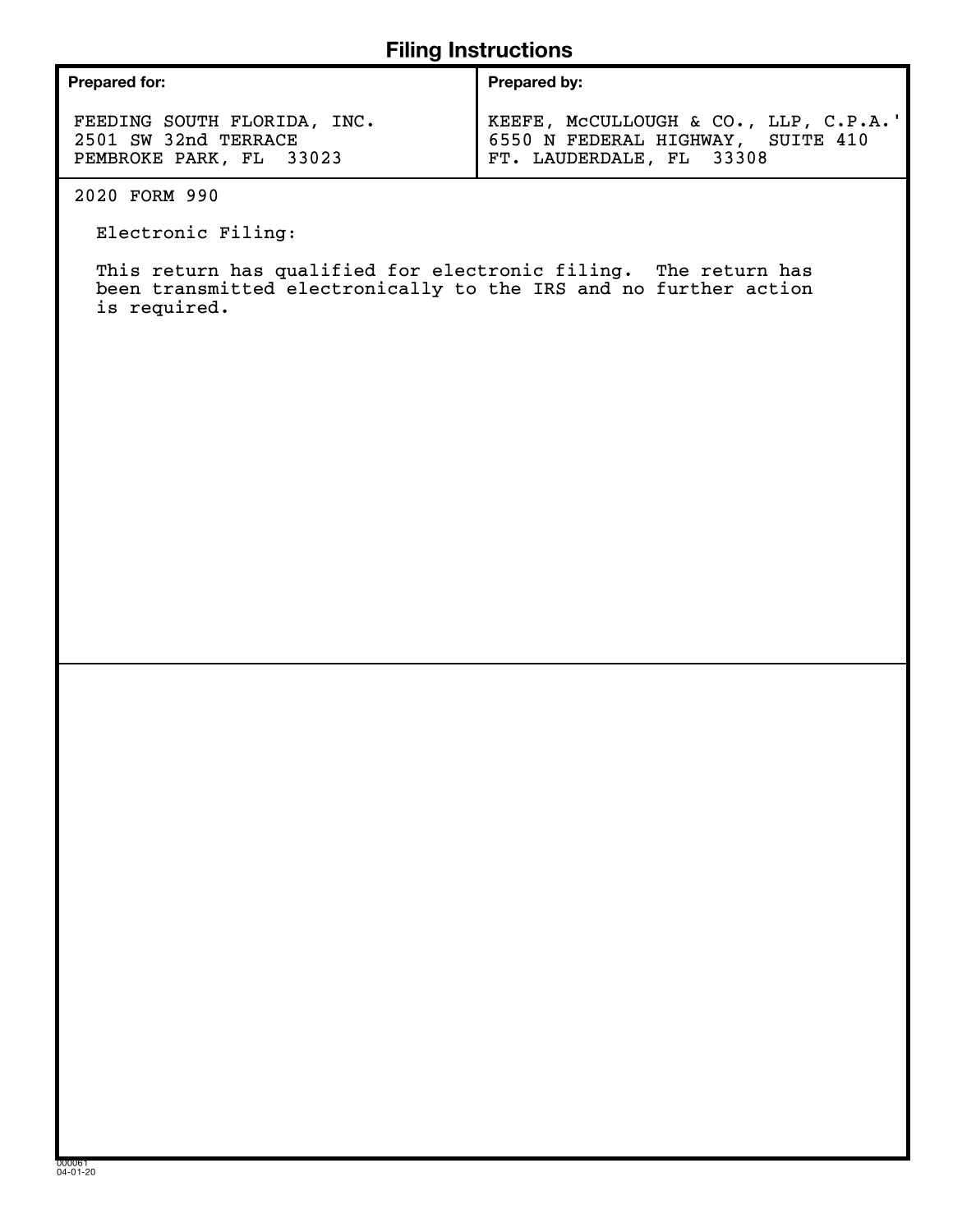# Filing Instructions

| Prepared for: | Prepared by: |
|---|---|
| FEEDING SOUTH FLORIDA, INC.<br>2501 SW 32nd TERRACE<br>PEMBROKE PARK, FL 33023 | KEEFE, McCULLOUGH & CO., LLP, C.P.A.'<br>6550 N FEDERAL HIGHWAY, SUITE 410<br>FT. LAUDERDALE, FL 33308 |

2020 FORM 990

Electronic Filing:

This return has qualified for electronic filing. The return has been transmitted electronically to the IRS and no further action is required.

000061
04-01-20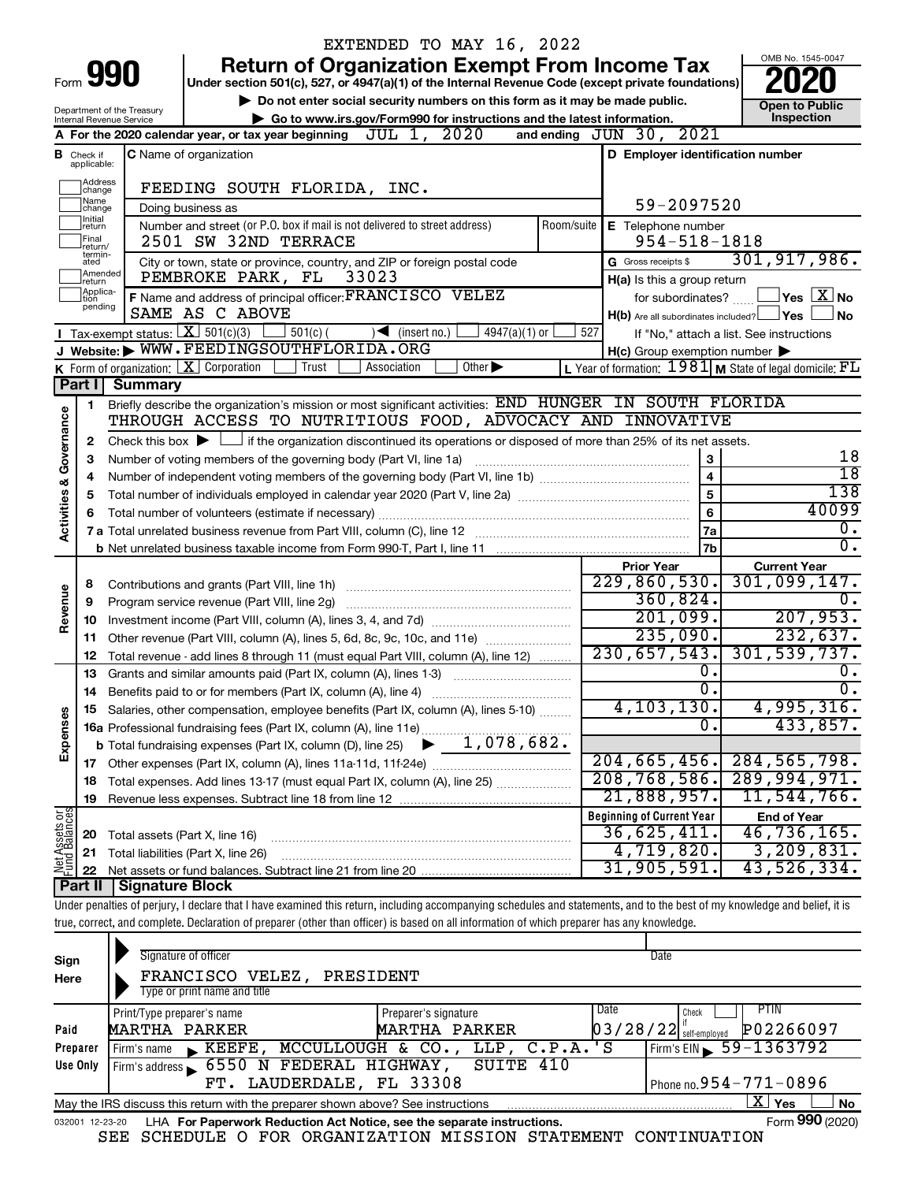EXTENDED TO MAY 16, 2022

# Form 990 — Return of Organization Exempt From Income Tax (2020)

Under section 501(c), 527, or 4947(a)(1) of the Internal Revenue Code (except private foundations)

▶ Do not enter social security numbers on this form as it may be made public.

▶ Go to www.irs.gov/Form990 for instructions and the latest information.

Department of the Treasury, Internal Revenue Service

OMB No. 1545-0047 — Open to Public Inspection

**A** For the 2020 calendar year, or tax year beginning JUL 1, 2020 and ending JUN 30, 2021

**B** Check if applicable: Address change; Name change; Initial return; Final return/terminated; Amended return; Application pending

**C** Name of organization: FEEDING SOUTH FLORIDA, INC.

Doing business as

Number and street (or P.O. box if mail is not delivered to street address): 2501 SW 32ND TERRACE — Room/suite

City or town, state or province, country, and ZIP or foreign postal code: PEMBROKE PARK, FL 33023

**D** Employer identification number: 59-2097520

**E** Telephone number: 954-518-1818

**G** Gross receipts $ 301,917,986.

**F** Name and address of principal officer: FRANCISCO VELEZ, SAME AS C ABOVE

**H(a)** Is this a group return for subordinates? ☐ Yes ☒ No

**H(b)** Are all subordinates included? ☐ Yes ☐ No — If "No," attach a list. See instructions

**H(c)** Group exemption number ▶

**I** Tax-exempt status: ☒ 501(c)(3) ☐ 501(c) ( ) ◀ (insert no.) ☐ 4947(a)(1) or ☐ 527

**J** Website: ▶ WWW.FEEDINGSOUTHFLORIDA.ORG

**K** Form of organization: ☒ Corporation ☐ Trust ☐ Association ☐ Other ▶

**L** Year of formation: 1981 **M** State of legal domicile: FL

## Part I Summary

### Activities & Governance

1 Briefly describe the organization's mission or most significant activities: END HUNGER IN SOUTH FLORIDA THROUGH ACCESS TO NUTRITIOUS FOOD, ADVOCACY AND INNOVATIVE

2 Check this box ▶ ☐ if the organization discontinued its operations or disposed of more than 25% of its net assets.

| Line | Description | No. | Value |
|---|---|---|---|
| 3 | Number of voting members of the governing body (Part VI, line 1a) | 3 | 18 |
| 4 | Number of independent voting members of the governing body (Part VI, line 1b) | 4 | 18 |
| 5 | Total number of individuals employed in calendar year 2020 (Part V, line 2a) | 5 | 138 |
| 6 | Total number of volunteers (estimate if necessary) | 6 | 40099 |
| 7a | Total unrelated business revenue from Part VIII, column (C), line 12 | 7a | 0. |
| 7b | Net unrelated business taxable income from Form 990-T, Part I, line 11 | 7b | 0. |

### Revenue, Expenses, and Net Assets

| Line | Description | Prior Year | Current Year |
|---|---|---|---|
| 8 | Contributions and grants (Part VIII, line 1h) | 229,860,530. | 301,099,147. |
| 9 | Program service revenue (Part VIII, line 2g) | 360,824. | 0. |
| 10 | Investment income (Part VIII, column (A), lines 3, 4, and 7d) | 201,099. | 207,953. |
| 11 | Other revenue (Part VIII, column (A), lines 5, 6d, 8c, 9c, 10c, and 11e) | 235,090. | 232,637. |
| 12 | Total revenue - add lines 8 through 11 (must equal Part VIII, column (A), line 12) | 230,657,543. | 301,539,737. |
| 13 | Grants and similar amounts paid (Part IX, column (A), lines 1-3) | 0. | 0. |
| 14 | Benefits paid to or for members (Part IX, column (A), line 4) | 0. | 0. |
| 15 | Salaries, other compensation, employee benefits (Part IX, column (A), lines 5-10) | 4,103,130. | 4,995,316. |
| 16a | Professional fundraising fees (Part IX, column (A), line 11e) | 0. | 433,857. |
| b | Total fundraising expenses (Part IX, column (D), line 25) ▶ 1,078,682. | | |
| 17 | Other expenses (Part IX, column (A), lines 11a-11d, 11f-24e) | 204,665,456. | 284,565,798. |
| 18 | Total expenses. Add lines 13-17 (must equal Part IX, column (A), line 25) | 208,768,586. | 289,994,971. |
| 19 | Revenue less expenses. Subtract line 18 from line 12 | 21,888,957. | 11,544,766. |

| Line | Description | Beginning of Current Year | End of Year |
|---|---|---|---|
| 20 | Total assets (Part X, line 16) | 36,625,411. | 46,736,165. |
| 21 | Total liabilities (Part X, line 26) | 4,719,820. | 3,209,831. |
| 22 | Net assets or fund balances. Subtract line 21 from line 20 | 31,905,591. | 43,526,334. |

## Part II Signature Block

Under penalties of perjury, I declare that I have examined this return, including accompanying schedules and statements, and to the best of my knowledge and belief, it is true, correct, and complete. Declaration of preparer (other than officer) is based on all information of which preparer has any knowledge.

**Sign Here** — Signature of officer; Date

FRANCISCO VELEZ, PRESIDENT — Type or print name and title

**Paid Preparer Use Only**

| Print/Type preparer's name | Preparer's signature | Date | Check if self-employed | PTIN |
|---|---|---|---|---|
| MARTHA PARKER | MARTHA PARKER | 03/28/22 | | P02266097 |

Firm's name ▶ KEEFE, MCCULLOUGH & CO., LLP, C.P.A.'S — Firm's EIN ▶ 59-1363792

Firm's address ▶ 6550 N FEDERAL HIGHWAY, SUITE 410, FT. LAUDERDALE, FL 33308 — Phone no. 954-771-0896

May the IRS discuss this return with the preparer shown above? See instructions ☒ Yes ☐ No

032001 12-23-20 LHA For Paperwork Reduction Act Notice, see the separate instructions. Form **990** (2020)

SEE SCHEDULE O FOR ORGANIZATION MISSION STATEMENT CONTINUATION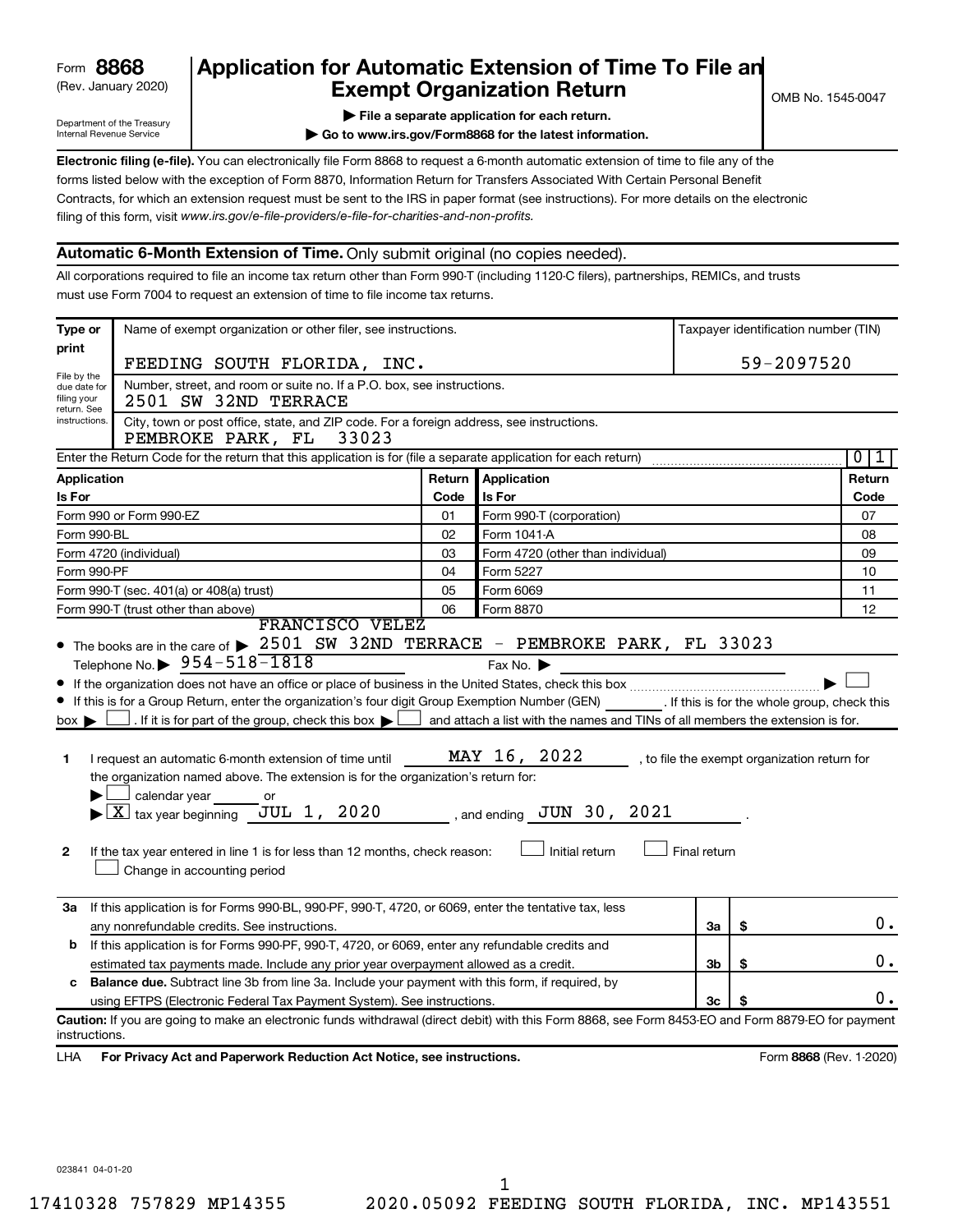Form **8868**
(Rev. January 2020)

Department of the Treasury
Internal Revenue Service

# Application for Automatic Extension of Time To File an Exempt Organization Return

OMB No. 1545-0047

▶ **File a separate application for each return.**

▶ **Go to www.irs.gov/Form8868 for the latest information.**

**Electronic filing (e-file).** You can electronically file Form 8868 to request a 6-month automatic extension of time to file any of the forms listed below with the exception of Form 8870, Information Return for Transfers Associated With Certain Personal Benefit Contracts, for which an extension request must be sent to the IRS in paper format (see instructions). For more details on the electronic filing of this form, visit *www.irs.gov/e-file-providers/e-file-for-charities-and-non-profits.*

## Automatic 6-Month Extension of Time. Only submit original (no copies needed).

All corporations required to file an income tax return other than Form 990-T (including 1120-C filers), partnerships, REMICs, and trusts must use Form 7004 to request an extension of time to file income tax returns.

**Type or print**

File by the due date for filing your return. See instructions.

Name of exempt organization or other filer, see instructions.
FEEDING SOUTH FLORIDA, INC.

Taxpayer identification number (TIN)
59-2097520

Number, street, and room or suite no. If a P.O. box, see instructions.
2501 SW 32ND TERRACE

City, town or post office, state, and ZIP code. For a foreign address, see instructions.
PEMBROKE PARK, FL 33023

Enter the Return Code for the return that this application is for (file a separate application for each return) 01

| Application Is For | Return Code | Application Is For | Return Code |
|---|---|---|---|
| Form 990 or Form 990-EZ | 01 | Form 990-T (corporation) | 07 |
| Form 990-BL | 02 | Form 1041-A | 08 |
| Form 4720 (individual) | 03 | Form 4720 (other than individual) | 09 |
| Form 990-PF | 04 | Form 5227 | 10 |
| Form 990-T (sec. 401(a) or 408(a) trust) | 05 | Form 6069 | 11 |
| Form 990-T (trust other than above) | 06 | Form 8870 | 12 |

- The books are in the care of ▶ FRANCISCO VELEZ
2501 SW 32ND TERRACE - PEMBROKE PARK, FL 33023
Telephone No. ▶ 954-518-1818   Fax No. ▶
- If the organization does not have an office or place of business in the United States, check this box ▶ ☐
- If this is for a Group Return, enter the organization's four digit Group Exemption Number (GEN) ______. If this is for the whole group, check this box ▶ ☐. If it is for part of the group, check this box ▶ ☐ and attach a list with the names and TINs of all members the extension is for.

**1** I request an automatic 6-month extension of time until MAY 16, 2022 , to file the exempt organization return for the organization named above. The extension is for the organization's return for:
▶ ☐ calendar year ______ or
▶ ☒ tax year beginning JUL 1, 2020 , and ending JUN 30, 2021 .

**2** If the tax year entered in line 1 is for less than 12 months, check reason: ☐ Initial return ☐ Final return
☐ Change in accounting period

| | | | |
|---|---|---|---|
| **3a** | If this application is for Forms 990-BL, 990-PF, 990-T, 4720, or 6069, enter the tentative tax, less any nonrefundable credits. See instructions. | 3a | $ 0. |
| **b** | If this application is for Forms 990-PF, 990-T, 4720, or 6069, enter any refundable credits and estimated tax payments made. Include any prior year overpayment allowed as a credit. | 3b | $ 0. |
| **c** | **Balance due.** Subtract line 3b from line 3a. Include your payment with this form, if required, by using EFTPS (Electronic Federal Tax Payment System). See instructions. | 3c | $ 0. |

**Caution:** If you are going to make an electronic funds withdrawal (direct debit) with this Form 8868, see Form 8453-EO and Form 8879-EO for payment instructions.

LHA **For Privacy Act and Paperwork Reduction Act Notice, see instructions.** Form **8868** (Rev. 1-2020)

023841 04-01-20

17410328 757829 MP14355 2020.05092 FEEDING SOUTH FLORIDA, INC. MP143551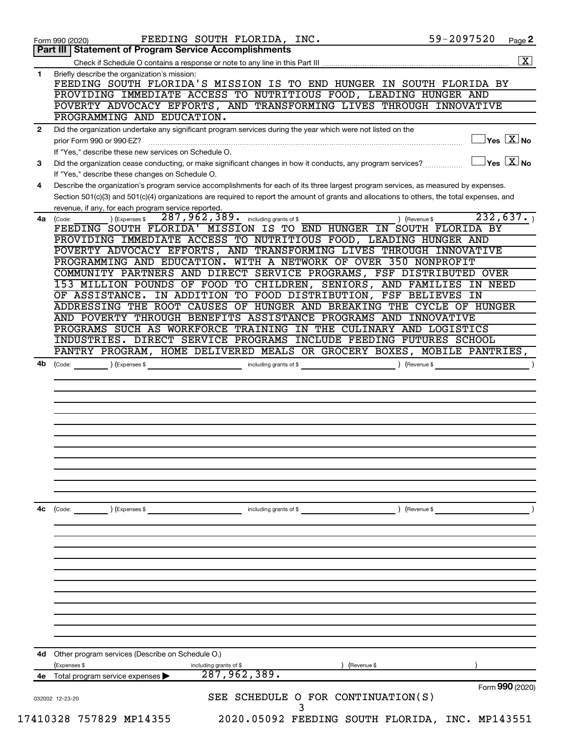Form 990 (2020) FEEDING SOUTH FLORIDA, INC. 59-2097520 Page 2

## Part III | Statement of Program Service Accomplishments

Check if Schedule O contains a response or note to any line in this Part III .......... [X]

**1** Briefly describe the organization's mission:

FEEDING SOUTH FLORIDA'S MISSION IS TO END HUNGER IN SOUTH FLORIDA BY PROVIDING IMMEDIATE ACCESS TO NUTRITIOUS FOOD, LEADING HUNGER AND POVERTY ADVOCACY EFFORTS, AND TRANSFORMING LIVES THROUGH INNOVATIVE PROGRAMMING AND EDUCATION.

**2** Did the organization undertake any significant program services during the year which were not listed on the prior Form 990 or 990-EZ? .......... [ ] Yes [X] No

If "Yes," describe these new services on Schedule O.

**3** Did the organization cease conducting, or make significant changes in how it conducts, any program services? .......... [ ] Yes [X] No

If "Yes," describe these changes on Schedule O.

**4** Describe the organization's program service accomplishments for each of its three largest program services, as measured by expenses. Section 501(c)(3) and 501(c)(4) organizations are required to report the amount of grants and allocations to others, the total expenses, and revenue, if any, for each program service reported.

**4a** (Code: ) (Expenses $ 287,962,389. including grants of $ ) (Revenue $ 232,637. )

FEEDING SOUTH FLORIDA' MISSION IS TO END HUNGER IN SOUTH FLORIDA BY PROVIDING IMMEDIATE ACCESS TO NUTRITIOUS FOOD, LEADING HUNGER AND POVERTY ADVOCACY EFFORTS, AND TRANSFORMING LIVES THROUGH INNOVATIVE PROGRAMMING AND EDUCATION. WITH A NETWORK OF OVER 350 NONPROFIT COMMUNITY PARTNERS AND DIRECT SERVICE PROGRAMS, FSF DISTRIBUTED OVER 153 MILLION POUNDS OF FOOD TO CHILDREN, SENIORS, AND FAMILIES IN NEED OF ASSISTANCE. IN ADDITION TO FOOD DISTRIBUTION, FSF BELIEVES IN ADDRESSING THE ROOT CAUSES OF HUNGER AND BREAKING THE CYCLE OF HUNGER AND POVERTY THROUGH BENEFITS ASSISTANCE PROGRAMS AND INNOVATIVE PROGRAMS SUCH AS WORKFORCE TRAINING IN THE CULINARY AND LOGISTICS INDUSTRIES. DIRECT SERVICE PROGRAMS INCLUDE FEEDING FUTURES SCHOOL PANTRY PROGRAM, HOME DELIVERED MEALS OR GROCERY BOXES, MOBILE PANTRIES,

**4b** (Code: ) (Expenses $ including grants of $ ) (Revenue $ )

**4c** (Code: ) (Expenses $ including grants of $ ) (Revenue $ )

**4d** Other program services (Describe on Schedule O.)

(Expenses $ including grants of $ ) (Revenue $ )

**4e** Total program service expenses ▶ 287,962,389.

Form **990** (2020)

032002 12-23-20

SEE SCHEDULE O FOR CONTINUATION(S)

17410328 757829 MP14355 2020.05092 FEEDING SOUTH FLORIDA, INC. MP143551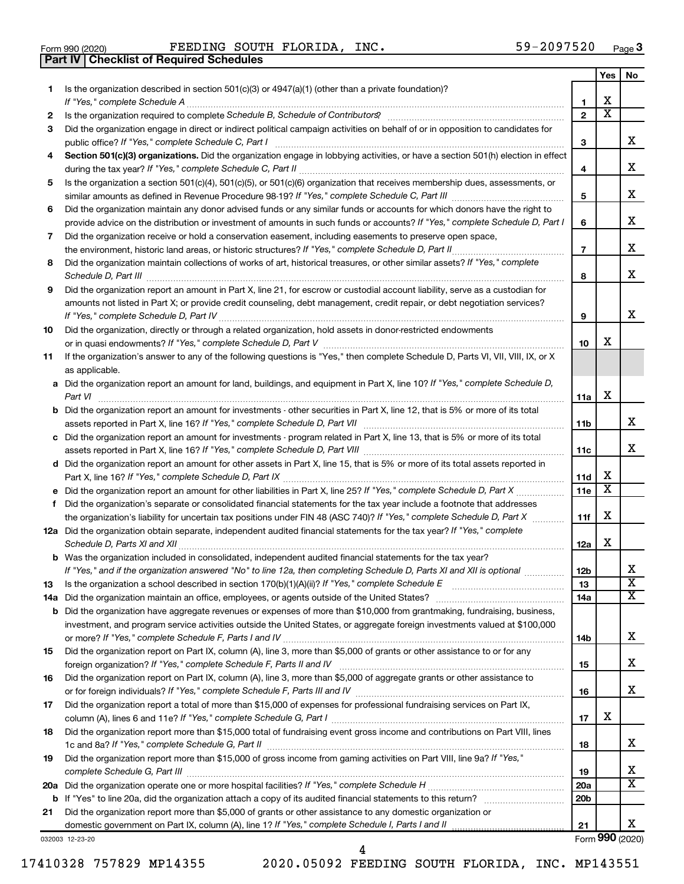Form 990 (2020) FEEDING SOUTH FLORIDA, INC. 59-2097520 Page 3

**Part IV | Checklist of Required Schedules**

| | | | Yes | No |
|---|---|---|---|---|
| 1 | Is the organization described in section 501(c)(3) or 4947(a)(1) (other than a private foundation)? *If "Yes," complete Schedule A* | 1 | X | |
| 2 | Is the organization required to complete *Schedule B, Schedule of Contributors*? | 2 | X | |
| 3 | Did the organization engage in direct or indirect political campaign activities on behalf of or in opposition to candidates for public office? *If "Yes," complete Schedule C, Part I* | 3 | | X |
| 4 | **Section 501(c)(3) organizations.** Did the organization engage in lobbying activities, or have a section 501(h) election in effect during the tax year? *If "Yes," complete Schedule C, Part II* | 4 | | X |
| 5 | Is the organization a section 501(c)(4), 501(c)(5), or 501(c)(6) organization that receives membership dues, assessments, or similar amounts as defined in Revenue Procedure 98-19? *If "Yes," complete Schedule C, Part III* | 5 | | X |
| 6 | Did the organization maintain any donor advised funds or any similar funds or accounts for which donors have the right to provide advice on the distribution or investment of amounts in such funds or accounts? *If "Yes," complete Schedule D, Part I* | 6 | | X |
| 7 | Did the organization receive or hold a conservation easement, including easements to preserve open space, the environment, historic land areas, or historic structures? *If "Yes," complete Schedule D, Part II* | 7 | | X |
| 8 | Did the organization maintain collections of works of art, historical treasures, or other similar assets? *If "Yes," complete Schedule D, Part III* | 8 | | X |
| 9 | Did the organization report an amount in Part X, line 21, for escrow or custodial account liability, serve as a custodian for amounts not listed in Part X; or provide credit counseling, debt management, credit repair, or debt negotiation services? *If "Yes," complete Schedule D, Part IV* | 9 | | X |
| 10 | Did the organization, directly or through a related organization, hold assets in donor-restricted endowments or in quasi endowments? *If "Yes," complete Schedule D, Part V* | 10 | X | |
| 11 | If the organization's answer to any of the following questions is "Yes," then complete Schedule D, Parts VI, VII, VIII, IX, or X as applicable. | | | |
| a | Did the organization report an amount for land, buildings, and equipment in Part X, line 10? *If "Yes," complete Schedule D, Part VI* | 11a | X | |
| b | Did the organization report an amount for investments - other securities in Part X, line 12, that is 5% or more of its total assets reported in Part X, line 16? *If "Yes," complete Schedule D, Part VII* | 11b | | X |
| c | Did the organization report an amount for investments - program related in Part X, line 13, that is 5% or more of its total assets reported in Part X, line 16? *If "Yes," complete Schedule D, Part VIII* | 11c | | X |
| d | Did the organization report an amount for other assets in Part X, line 15, that is 5% or more of its total assets reported in Part X, line 16? *If "Yes," complete Schedule D, Part IX* | 11d | X | |
| e | Did the organization report an amount for other liabilities in Part X, line 25? *If "Yes," complete Schedule D, Part X* | 11e | X | |
| f | Did the organization's separate or consolidated financial statements for the tax year include a footnote that addresses the organization's liability for uncertain tax positions under FIN 48 (ASC 740)? *If "Yes," complete Schedule D, Part X* | 11f | X | |
| 12a | Did the organization obtain separate, independent audited financial statements for the tax year? *If "Yes," complete Schedule D, Parts XI and XII* | 12a | X | |
| b | Was the organization included in consolidated, independent audited financial statements for the tax year? *If "Yes," and if the organization answered "No" to line 12a, then completing Schedule D, Parts XI and XII is optional* | 12b | | X |
| 13 | Is the organization a school described in section 170(b)(1)(A)(ii)? *If "Yes," complete Schedule E* | 13 | | X |
| 14a | Did the organization maintain an office, employees, or agents outside of the United States? | 14a | | X |
| b | Did the organization have aggregate revenues or expenses of more than $10,000 from grantmaking, fundraising, business, investment, and program service activities outside the United States, or aggregate foreign investments valued at $100,000 or more? *If "Yes," complete Schedule F, Parts I and IV* | 14b | | X |
| 15 | Did the organization report on Part IX, column (A), line 3, more than $5,000 of grants or other assistance to or for any foreign organization? *If "Yes," complete Schedule F, Parts II and IV* | 15 | | X |
| 16 | Did the organization report on Part IX, column (A), line 3, more than $5,000 of aggregate grants or other assistance to or for foreign individuals? *If "Yes," complete Schedule F, Parts III and IV* | 16 | | X |
| 17 | Did the organization report a total of more than $15,000 of expenses for professional fundraising services on Part IX, column (A), lines 6 and 11e? *If "Yes," complete Schedule G, Part I* | 17 | X | |
| 18 | Did the organization report more than $15,000 total of fundraising event gross income and contributions on Part VIII, lines 1c and 8a? *If "Yes," complete Schedule G, Part II* | 18 | | X |
| 19 | Did the organization report more than $15,000 of gross income from gaming activities on Part VIII, line 9a? *If "Yes," complete Schedule G, Part III* | 19 | | X |
| 20a | Did the organization operate one or more hospital facilities? *If "Yes," complete Schedule H* | 20a | | X |
| b | If "Yes" to line 20a, did the organization attach a copy of its audited financial statements to this return? | 20b | | |
| 21 | Did the organization report more than $5,000 of grants or other assistance to any domestic organization or domestic government on Part IX, column (A), line 1? *If "Yes," complete Schedule I, Parts I and II* | 21 | | X |

032003 12-23-20 Form **990** (2020)

17410328 757829 MP14355 2020.05092 FEEDING SOUTH FLORIDA, INC. MP143551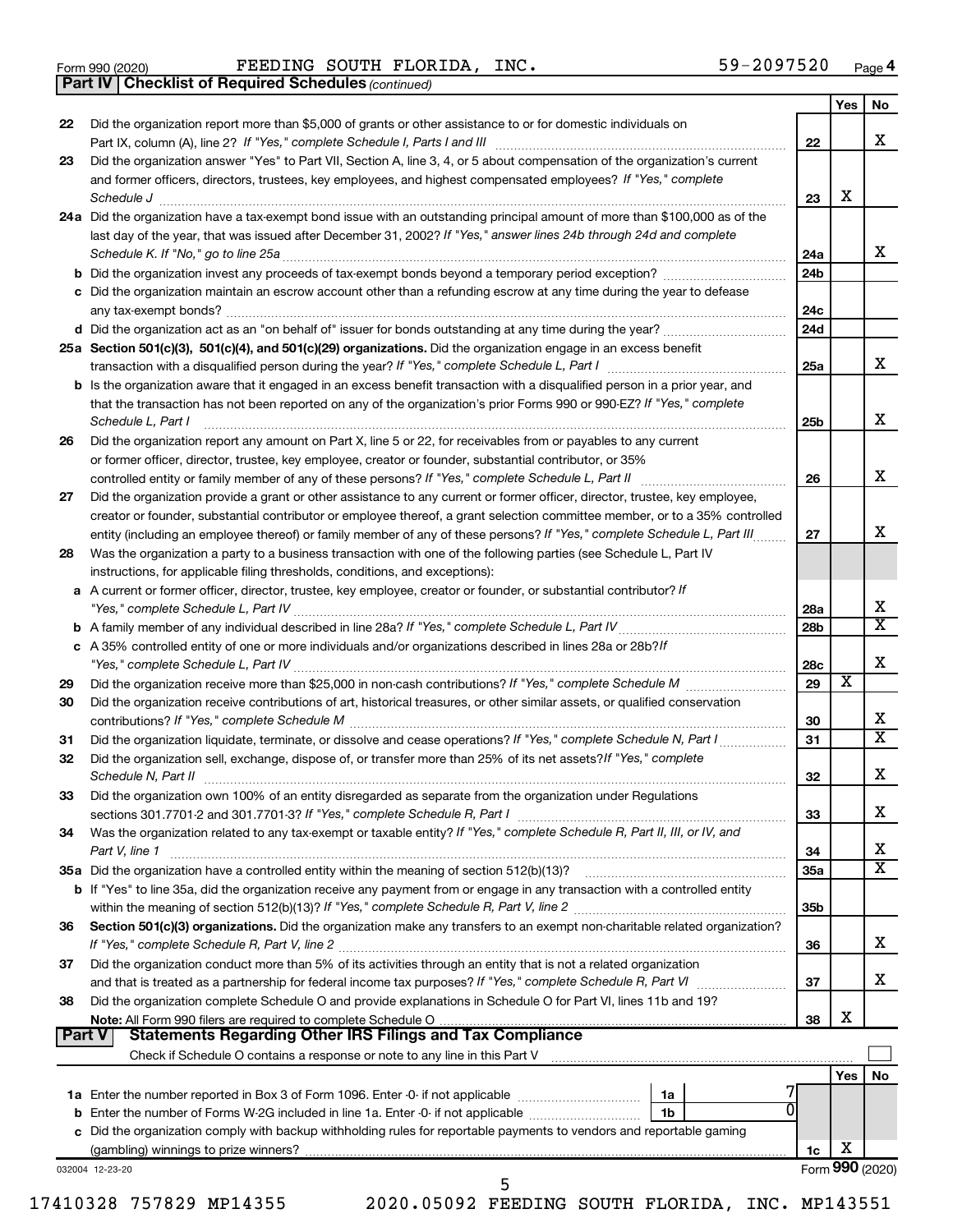Form 990 (2020) FEEDING SOUTH FLORIDA, INC. 59-2097520 Page 4

**Part IV | Checklist of Required Schedules** *(continued)*

| | | | Yes | No |
|---|---|---|---|---|
| 22 | Did the organization report more than $5,000 of grants or other assistance to or for domestic individuals on Part IX, column (A), line 2? *If "Yes," complete Schedule I, Parts I and III* | 22 | | X |
| 23 | Did the organization answer "Yes" to Part VII, Section A, line 3, 4, or 5 about compensation of the organization's current and former officers, directors, trustees, key employees, and highest compensated employees? *If "Yes," complete Schedule J* | 23 | X | |
| 24a | Did the organization have a tax-exempt bond issue with an outstanding principal amount of more than $100,000 as of the last day of the year, that was issued after December 31, 2002? *If "Yes," answer lines 24b through 24d and complete Schedule K. If "No," go to line 25a* | 24a | | X |
| b | Did the organization invest any proceeds of tax-exempt bonds beyond a temporary period exception? | 24b | | |
| c | Did the organization maintain an escrow account other than a refunding escrow at any time during the year to defease any tax-exempt bonds? | 24c | | |
| d | Did the organization act as an "on behalf of" issuer for bonds outstanding at any time during the year? | 24d | | |
| 25a | **Section 501(c)(3), 501(c)(4), and 501(c)(29) organizations.** Did the organization engage in an excess benefit transaction with a disqualified person during the year? *If "Yes," complete Schedule L, Part I* | 25a | | X |
| b | Is the organization aware that it engaged in an excess benefit transaction with a disqualified person in a prior year, and that the transaction has not been reported on any of the organization's prior Forms 990 or 990-EZ? *If "Yes," complete Schedule L, Part I* | 25b | | X |
| 26 | Did the organization report any amount on Part X, line 5 or 22, for receivables from or payables to any current or former officer, director, trustee, key employee, creator or founder, substantial contributor, or 35% controlled entity or family member of any of these persons? *If "Yes," complete Schedule L, Part II* | 26 | | X |
| 27 | Did the organization provide a grant or other assistance to any current or former officer, director, trustee, key employee, creator or founder, substantial contributor or employee thereof, a grant selection committee member, or to a 35% controlled entity (including an employee thereof) or family member of any of these persons? *If "Yes," complete Schedule L, Part III* | 27 | | X |
| 28 | Was the organization a party to a business transaction with one of the following parties (see Schedule L, Part IV instructions, for applicable filing thresholds, conditions, and exceptions): | | | |
| a | A current or former officer, director, trustee, key employee, creator or founder, or substantial contributor? *If "Yes," complete Schedule L, Part IV* | 28a | | X |
| b | A family member of any individual described in line 28a? *If "Yes," complete Schedule L, Part IV* | 28b | | X |
| c | A 35% controlled entity of one or more individuals and/or organizations described in lines 28a or 28b? *If "Yes," complete Schedule L, Part IV* | 28c | | X |
| 29 | Did the organization receive more than $25,000 in non-cash contributions? *If "Yes," complete Schedule M* | 29 | X | |
| 30 | Did the organization receive contributions of art, historical treasures, or other similar assets, or qualified conservation contributions? *If "Yes," complete Schedule M* | 30 | | X |
| 31 | Did the organization liquidate, terminate, or dissolve and cease operations? *If "Yes," complete Schedule N, Part I* | 31 | | X |
| 32 | Did the organization sell, exchange, dispose of, or transfer more than 25% of its net assets? *If "Yes," complete Schedule N, Part II* | 32 | | X |
| 33 | Did the organization own 100% of an entity disregarded as separate from the organization under Regulations sections 301.7701-2 and 301.7701-3? *If "Yes," complete Schedule R, Part I* | 33 | | X |
| 34 | Was the organization related to any tax-exempt or taxable entity? *If "Yes," complete Schedule R, Part II, III, or IV, and Part V, line 1* | 34 | | X |
| 35a | Did the organization have a controlled entity within the meaning of section 512(b)(13)? | 35a | | X |
| b | If "Yes" to line 35a, did the organization receive any payment from or engage in any transaction with a controlled entity within the meaning of section 512(b)(13)? *If "Yes," complete Schedule R, Part V, line 2* | 35b | | |
| 36 | **Section 501(c)(3) organizations.** Did the organization make any transfers to an exempt non-charitable related organization? *If "Yes," complete Schedule R, Part V, line 2* | 36 | | X |
| 37 | Did the organization conduct more than 5% of its activities through an entity that is not a related organization and that is treated as a partnership for federal income tax purposes? *If "Yes," complete Schedule R, Part VI* | 37 | | X |
| 38 | Did the organization complete Schedule O and provide explanations in Schedule O for Part VI, lines 11b and 19? **Note:** All Form 990 filers are required to complete Schedule O | 38 | X | |

**Part V | Statements Regarding Other IRS Filings and Tax Compliance**

Check if Schedule O contains a response or note to any line in this Part V ☐

| | | | | | Yes | No |
|---|---|---|---|---|---|---|
| 1a | Enter the number reported in Box 3 of Form 1096. Enter -0- if not applicable | 1a | 7 | | | |
| b | Enter the number of Forms W-2G included in line 1a. Enter -0- if not applicable | 1b | 0 | | | |
| c | Did the organization comply with backup withholding rules for reportable payments to vendors and reportable gaming (gambling) winnings to prize winners? | | | 1c | X | |

032004 12-23-20 Form **990** (2020)

17410328 757829 MP14355 2020.05092 FEEDING SOUTH FLORIDA, INC. MP143551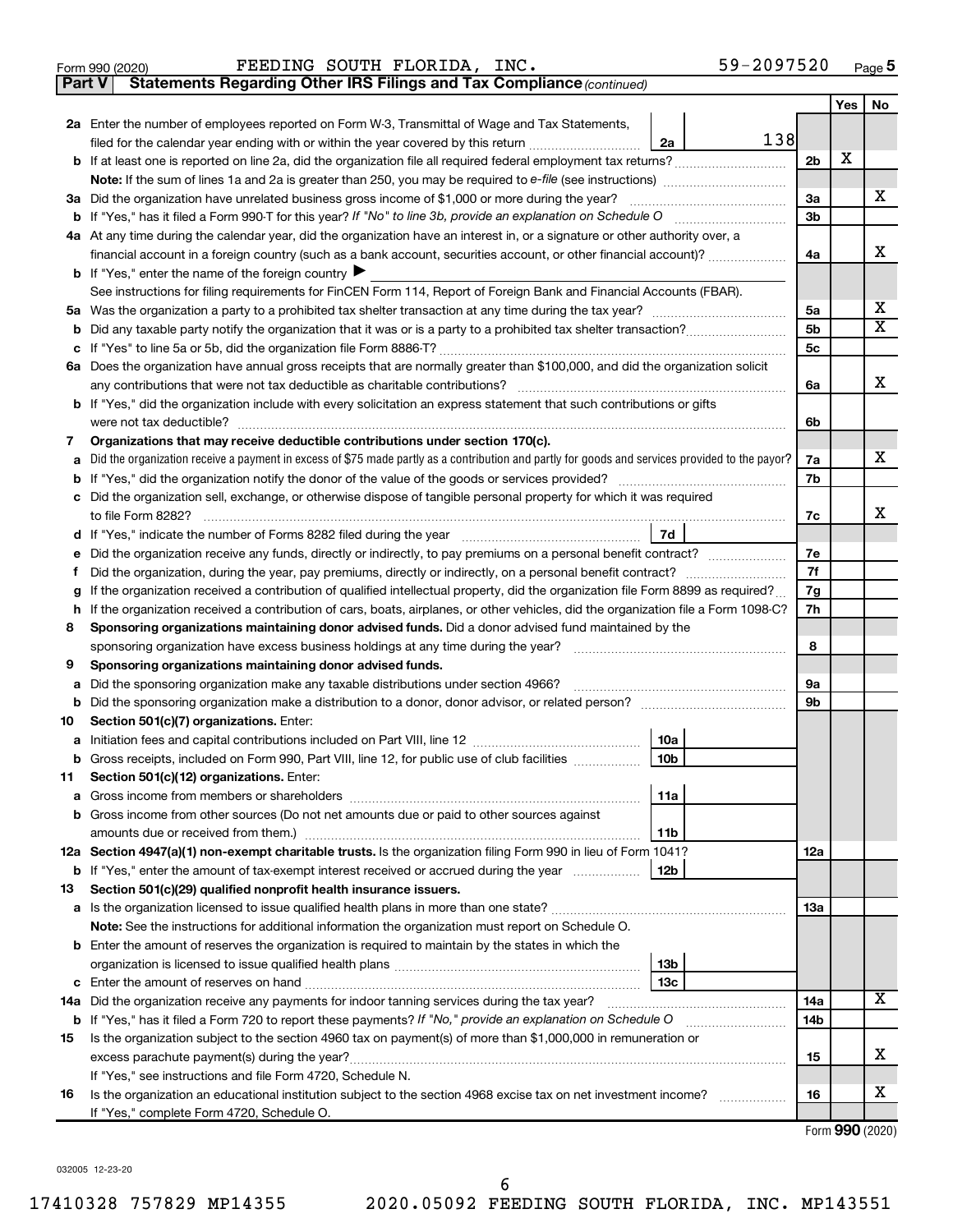Form 990 (2020) FEEDING SOUTH FLORIDA, INC. 59-2097520 Page 5

**Part V | Statements Regarding Other IRS Filings and Tax Compliance** *(continued)*

| | | | | | Yes | No |
|---|---|---|---|---|---|---|
| **2a** | Enter the number of employees reported on Form W-3, Transmittal of Wage and Tax Statements, filed for the calendar year ending with or within the year covered by this return | 2a | 138 | | | |
| **b** | If at least one is reported on line 2a, did the organization file all required federal employment tax returns? | | | 2b | X | |
| | **Note:** If the sum of lines 1a and 2a is greater than 250, you may be required to *e-file* (see instructions) | | | | | |
| **3a** | Did the organization have unrelated business gross income of $1,000 or more during the year? | | | 3a | | X |
| **b** | If "Yes," has it filed a Form 990-T for this year? *If "No" to line 3b, provide an explanation on Schedule O* | | | 3b | | |
| **4a** | At any time during the calendar year, did the organization have an interest in, or a signature or other authority over, a financial account in a foreign country (such as a bank account, securities account, or other financial account)? | | | 4a | | X |
| **b** | If "Yes," enter the name of the foreign country ▶ | | | | | |
| | See instructions for filing requirements for FinCEN Form 114, Report of Foreign Bank and Financial Accounts (FBAR). | | | | | |
| **5a** | Was the organization a party to a prohibited tax shelter transaction at any time during the tax year? | | | 5a | | X |
| **b** | Did any taxable party notify the organization that it was or is a party to a prohibited tax shelter transaction? | | | 5b | | X |
| **c** | If "Yes" to line 5a or 5b, did the organization file Form 8886-T? | | | 5c | | |
| **6a** | Does the organization have annual gross receipts that are normally greater than $100,000, and did the organization solicit any contributions that were not tax deductible as charitable contributions? | | | 6a | | X |
| **b** | If "Yes," did the organization include with every solicitation an express statement that such contributions or gifts were not tax deductible? | | | 6b | | |
| **7** | **Organizations that may receive deductible contributions under section 170(c).** | | | | | |
| **a** | Did the organization receive a payment in excess of $75 made partly as a contribution and partly for goods and services provided to the payor? | | | 7a | | X |
| **b** | If "Yes," did the organization notify the donor of the value of the goods or services provided? | | | 7b | | |
| **c** | Did the organization sell, exchange, or otherwise dispose of tangible personal property for which it was required to file Form 8282? | | | 7c | | X |
| **d** | If "Yes," indicate the number of Forms 8282 filed during the year | 7d | | | | |
| **e** | Did the organization receive any funds, directly or indirectly, to pay premiums on a personal benefit contract? | | | 7e | | |
| **f** | Did the organization, during the year, pay premiums, directly or indirectly, on a personal benefit contract? | | | 7f | | |
| **g** | If the organization received a contribution of qualified intellectual property, did the organization file Form 8899 as required? | | | 7g | | |
| **h** | If the organization received a contribution of cars, boats, airplanes, or other vehicles, did the organization file a Form 1098-C? | | | 7h | | |
| **8** | **Sponsoring organizations maintaining donor advised funds.** Did a donor advised fund maintained by the sponsoring organization have excess business holdings at any time during the year? | | | 8 | | |
| **9** | **Sponsoring organizations maintaining donor advised funds.** | | | | | |
| **a** | Did the sponsoring organization make any taxable distributions under section 4966? | | | 9a | | |
| **b** | Did the sponsoring organization make a distribution to a donor, donor advisor, or related person? | | | 9b | | |
| **10** | **Section 501(c)(7) organizations.** Enter: | | | | | |
| **a** | Initiation fees and capital contributions included on Part VIII, line 12 | 10a | | | | |
| **b** | Gross receipts, included on Form 990, Part VIII, line 12, for public use of club facilities | 10b | | | | |
| **11** | **Section 501(c)(12) organizations.** Enter: | | | | | |
| **a** | Gross income from members or shareholders | 11a | | | | |
| **b** | Gross income from other sources (Do not net amounts due or paid to other sources against amounts due or received from them.) | 11b | | | | |
| **12a** | **Section 4947(a)(1) non-exempt charitable trusts.** Is the organization filing Form 990 in lieu of Form 1041? | | | 12a | | |
| **b** | If "Yes," enter the amount of tax-exempt interest received or accrued during the year | 12b | | | | |
| **13** | **Section 501(c)(29) qualified nonprofit health insurance issuers.** | | | | | |
| **a** | Is the organization licensed to issue qualified health plans in more than one state? | | | 13a | | |
| | **Note:** See the instructions for additional information the organization must report on Schedule O. | | | | | |
| **b** | Enter the amount of reserves the organization is required to maintain by the states in which the organization is licensed to issue qualified health plans | 13b | | | | |
| **c** | Enter the amount of reserves on hand | 13c | | | | |
| **14a** | Did the organization receive any payments for indoor tanning services during the tax year? | | | 14a | | X |
| **b** | If "Yes," has it filed a Form 720 to report these payments? *If "No," provide an explanation on Schedule O* | | | 14b | | |
| **15** | Is the organization subject to the section 4960 tax on payment(s) of more than $1,000,000 in remuneration or excess parachute payment(s) during the year? | | | 15 | | X |
| | If "Yes," see instructions and file Form 4720, Schedule N. | | | | | |
| **16** | Is the organization an educational institution subject to the section 4968 excise tax on net investment income? | | | 16 | | X |
| | If "Yes," complete Form 4720, Schedule O. | | | | | |

Form **990** (2020)

032005 12-23-20

17410328 757829 MP14355 2020.05092 FEEDING SOUTH FLORIDA, INC. MP143551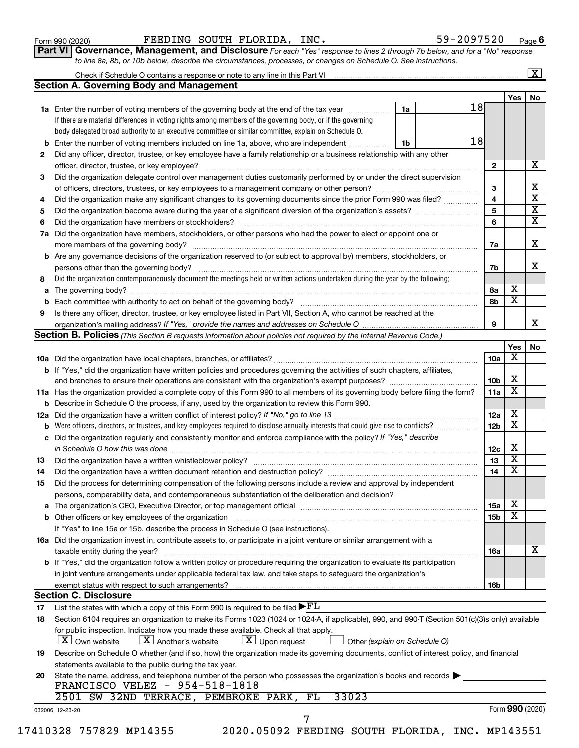Form 990 (2020) FEEDING SOUTH FLORIDA, INC. 59-2097520 Page 6

**Part VI Governance, Management, and Disclosure** *For each "Yes" response to lines 2 through 7b below, and for a "No" response to line 8a, 8b, or 10b below, describe the circumstances, processes, or changes on Schedule O. See instructions.*

Check if Schedule O contains a response or note to any line in this Part VI ..... [X]

**Section A. Governing Body and Management**

| | | | Yes | No |
|---|---|---|---|---|
| **1a** | Enter the number of voting members of the governing body at the end of the tax year ..... 1a: 18. If there are material differences in voting rights among members of the governing body, or if the governing body delegated broad authority to an executive committee or similar committee, explain on Schedule O. | | | |
| **b** | Enter the number of voting members included on line 1a, above, who are independent ..... 1b: 18 | | | |
| **2** | Did any officer, director, trustee, or key employee have a family relationship or a business relationship with any other officer, director, trustee, or key employee? | 2 | | X |
| **3** | Did the organization delegate control over management duties customarily performed by or under the direct supervision of officers, directors, trustees, or key employees to a management company or other person? | 3 | | X |
| **4** | Did the organization make any significant changes to its governing documents since the prior Form 990 was filed? | 4 | | X |
| **5** | Did the organization become aware during the year of a significant diversion of the organization's assets? | 5 | | X |
| **6** | Did the organization have members or stockholders? | 6 | | X |
| **7a** | Did the organization have members, stockholders, or other persons who had the power to elect or appoint one or more members of the governing body? | 7a | | X |
| **b** | Are any governance decisions of the organization reserved to (or subject to approval by) members, stockholders, or persons other than the governing body? | 7b | | X |
| **8** | Did the organization contemporaneously document the meetings held or written actions undertaken during the year by the following: | | | |
| **a** | The governing body? | 8a | X | |
| **b** | Each committee with authority to act on behalf of the governing body? | 8b | X | |
| **9** | Is there any officer, director, trustee, or key employee listed in Part VII, Section A, who cannot be reached at the organization's mailing address? *If "Yes," provide the names and addresses on Schedule O* | 9 | | X |

**Section B. Policies** *(This Section B requests information about policies not required by the Internal Revenue Code.)*

| | | | Yes | No |
|---|---|---|---|---|
| **10a** | Did the organization have local chapters, branches, or affiliates? | 10a | X | |
| **b** | If "Yes," did the organization have written policies and procedures governing the activities of such chapters, affiliates, and branches to ensure their operations are consistent with the organization's exempt purposes? | 10b | X | |
| **11a** | Has the organization provided a complete copy of this Form 990 to all members of its governing body before filing the form? | 11a | X | |
| **b** | Describe in Schedule O the process, if any, used by the organization to review this Form 990. | | | |
| **12a** | Did the organization have a written conflict of interest policy? *If "No," go to line 13* | 12a | X | |
| **b** | Were officers, directors, or trustees, and key employees required to disclose annually interests that could give rise to conflicts? | 12b | X | |
| **c** | Did the organization regularly and consistently monitor and enforce compliance with the policy? *If "Yes," describe in Schedule O how this was done* | 12c | X | |
| **13** | Did the organization have a written whistleblower policy? | 13 | X | |
| **14** | Did the organization have a written document retention and destruction policy? | 14 | X | |
| **15** | Did the process for determining compensation of the following persons include a review and approval by independent persons, comparability data, and contemporaneous substantiation of the deliberation and decision? | | | |
| **a** | The organization's CEO, Executive Director, or top management official | 15a | X | |
| **b** | Other officers or key employees of the organization | 15b | X | |
| | If "Yes" to line 15a or 15b, describe the process in Schedule O (see instructions). | | | |
| **16a** | Did the organization invest in, contribute assets to, or participate in a joint venture or similar arrangement with a taxable entity during the year? | 16a | | X |
| **b** | If "Yes," did the organization follow a written policy or procedure requiring the organization to evaluate its participation in joint venture arrangements under applicable federal tax law, and take steps to safeguard the organization's exempt status with respect to such arrangements? | 16b | | |

**Section C. Disclosure**

**17** List the states with which a copy of this Form 990 is required to be filed ▶ FL

**18** Section 6104 requires an organization to make its Forms 1023 (1024 or 1024-A, if applicable), 990, and 990-T (Section 501(c)(3)s only) available for public inspection. Indicate how you made these available. Check all that apply.

[X] Own website [X] Another's website [X] Upon request [ ] Other *(explain on Schedule O)*

**19** Describe on Schedule O whether (and if so, how) the organization made its governing documents, conflict of interest policy, and financial statements available to the public during the tax year.

**20** State the name, address, and telephone number of the person who possesses the organization's books and records ▶
FRANCISCO VELEZ - 954-518-1818
2501 SW 32ND TERRACE, PEMBROKE PARK, FL 33023

032006 12-23-20 Form **990** (2020)

17410328 757829 MP14355 2020.05092 FEEDING SOUTH FLORIDA, INC. MP143551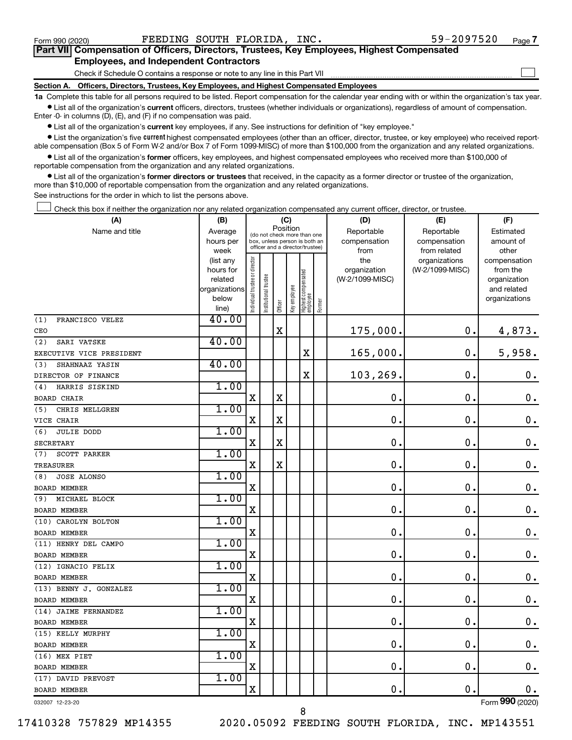Form 990 (2020) FEEDING SOUTH FLORIDA, INC. 59-2097520 Page 7

## Part VII Compensation of Officers, Directors, Trustees, Key Employees, Highest Compensated Employees, and Independent Contractors

Check if Schedule O contains a response or note to any line in this Part VII ☐

### Section A. Officers, Directors, Trustees, Key Employees, and Highest Compensated Employees

**1a** Complete this table for all persons required to be listed. Report compensation for the calendar year ending with or within the organization's tax year.

- List all of the organization's **current** officers, directors, trustees (whether individuals or organizations), regardless of amount of compensation. Enter -0- in columns (D), (E), and (F) if no compensation was paid.
- List all of the organization's **current** key employees, if any. See instructions for definition of "key employee."
- List the organization's five **current** highest compensated employees (other than an officer, director, trustee, or key employee) who received reportable compensation (Box 5 of Form W-2 and/or Box 7 of Form 1099-MISC) of more than $100,000 from the organization and any related organizations.
- List all of the organization's **former** officers, key employees, and highest compensated employees who received more than $100,000 of reportable compensation from the organization and any related organizations.
- List all of the organization's **former directors or trustees** that received, in the capacity as a former director or trustee of the organization, more than $10,000 of reportable compensation from the organization and any related organizations.

See instructions for the order in which to list the persons above.

☐ Check this box if neither the organization nor any related organization compensated any current officer, director, or trustee.

| (A) Name and title | (B) Average hours per week (list any hours for related organizations below line) | (C) Position: Individual trustee or director | Institutional trustee | Officer | Key employee | Highest compensated employee | Former | (D) Reportable compensation from the organization (W-2/1099-MISC) | (E) Reportable compensation from related organizations (W-2/1099-MISC) | (F) Estimated amount of other compensation from the organization and related organizations |
|---|---|---|---|---|---|---|---|---|---|---|
| (1) FRANCISCO VELEZ<br>CEO | 40.00 | | | X | | | | 175,000. | 0. | 4,873. |
| (2) SARI VATSKE<br>EXECUTIVE VICE PRESIDENT | 40.00 | | | | | X | | 165,000. | 0. | 5,958. |
| (3) SHAHNAAZ YASIN<br>DIRECTOR OF FINANCE | 40.00 | | | | | X | | 103,269. | 0. | 0. |
| (4) HARRIS SISKIND<br>BOARD CHAIR | 1.00 | X | | X | | | | 0. | 0. | 0. |
| (5) CHRIS MELLGREN<br>VICE CHAIR | 1.00 | X | | X | | | | 0. | 0. | 0. |
| (6) JULIE DODD<br>SECRETARY | 1.00 | X | | X | | | | 0. | 0. | 0. |
| (7) SCOTT PARKER<br>TREASURER | 1.00 | X | | X | | | | 0. | 0. | 0. |
| (8) JOSE ALONSO<br>BOARD MEMBER | 1.00 | X | | | | | | 0. | 0. | 0. |
| (9) MICHAEL BLOCK<br>BOARD MEMBER | 1.00 | X | | | | | | 0. | 0. | 0. |
| (10) CAROLYN BOLTON<br>BOARD MEMBER | 1.00 | X | | | | | | 0. | 0. | 0. |
| (11) HENRY DEL CAMPO<br>BOARD MEMBER | 1.00 | X | | | | | | 0. | 0. | 0. |
| (12) IGNACIO FELIX<br>BOARD MEMBER | 1.00 | X | | | | | | 0. | 0. | 0. |
| (13) BENNY J. GONZALEZ<br>BOARD MEMBER | 1.00 | X | | | | | | 0. | 0. | 0. |
| (14) JAIME FERNANDEZ<br>BOARD MEMBER | 1.00 | X | | | | | | 0. | 0. | 0. |
| (15) KELLY MURPHY<br>BOARD MEMBER | 1.00 | X | | | | | | 0. | 0. | 0. |
| (16) MEX PIET<br>BOARD MEMBER | 1.00 | X | | | | | | 0. | 0. | 0. |
| (17) DAVID PREVOST<br>BOARD MEMBER | 1.00 | X | | | | | | 0. | 0. | 0. |

032007 12-23-20 Form 990 (2020)

17410328 757829 MP14355 2020.05092 FEEDING SOUTH FLORIDA, INC. MP143551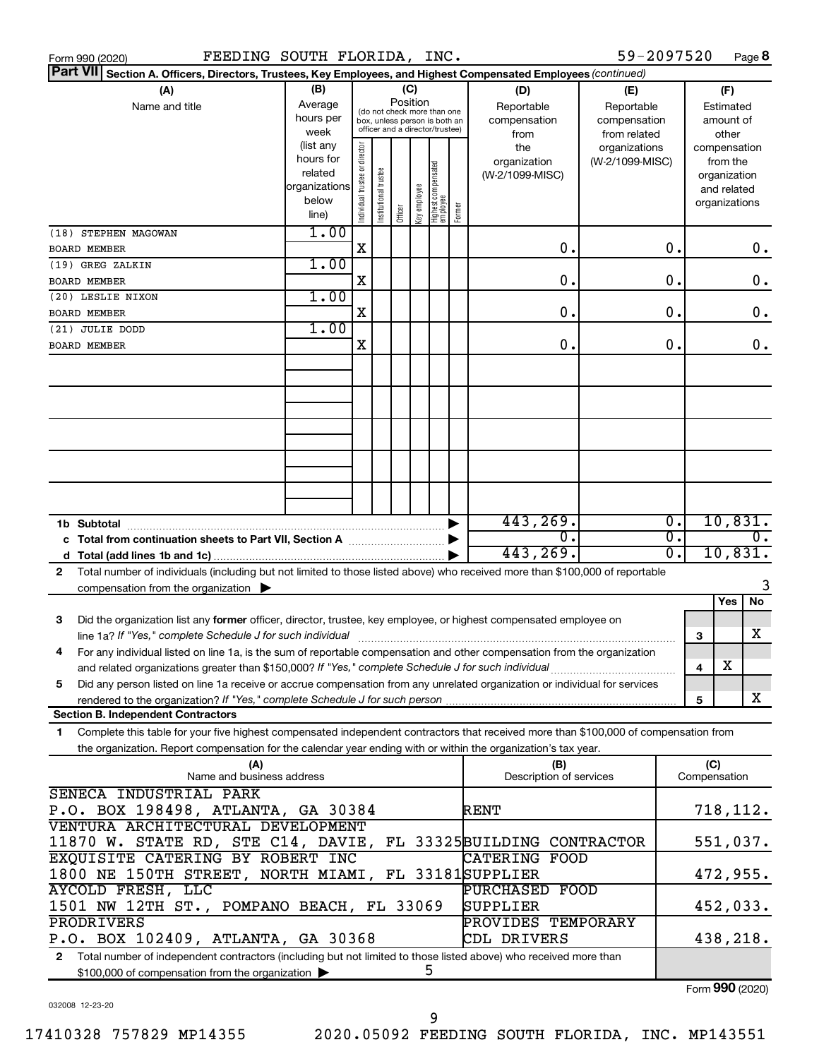Form 990 (2020) FEEDING SOUTH FLORIDA, INC. 59-2097520 Page **8**

**Part VII** **Section A. Officers, Directors, Trustees, Key Employees, and Highest Compensated Employees** *(continued)*

| (A) Name and title | (B) Average hours per week (list any hours for related organizations below line) | (C) Position: Individual trustee or director | Institutional trustee | Officer | Key employee | Highest compensated employee | Former | (D) Reportable compensation from the organization (W-2/1099-MISC) | (E) Reportable compensation from related organizations (W-2/1099-MISC) | (F) Estimated amount of other compensation from the organization and related organizations |
|---|---|---|---|---|---|---|---|---|---|---|
| (18) STEPHEN MAGOWAN<br>BOARD MEMBER | 1.00 | X | | | | | | 0. | 0. | 0. |
| (19) GREG ZALKIN<br>BOARD MEMBER | 1.00 | X | | | | | | 0. | 0. | 0. |
| (20) LESLIE NIXON<br>BOARD MEMBER | 1.00 | X | | | | | | 0. | 0. | 0. |
| (21) JULIE DODD<br>BOARD MEMBER | 1.00 | X | | | | | | 0. | 0. | 0. |
| **1b Subtotal** | | | | | | | | 443,269. | 0. | 10,831. |
| **c Total from continuation sheets to Part VII, Section A** | | | | | | | | 0. | 0. | 0. |
| **d Total (add lines 1b and 1c)** | | | | | | | | 443,269. | 0. | 10,831. |

**2** Total number of individuals (including but not limited to those listed above) who received more than $100,000 of reportable compensation from the organization ▶ 3

| | | | Yes | No |
|---|---|---|---|---|
| **3** | Did the organization list any **former** officer, director, trustee, key employee, or highest compensated employee on line 1a? *If "Yes," complete Schedule J for such individual* | 3 | | X |
| **4** | For any individual listed on line 1a, is the sum of reportable compensation and other compensation from the organization and related organizations greater than $150,000? *If "Yes," complete Schedule J for such individual* | 4 | X | |
| **5** | Did any person listed on line 1a receive or accrue compensation from any unrelated organization or individual for services rendered to the organization? *If "Yes," complete Schedule J for such person* | 5 | | X |

**Section B. Independent Contractors**

**1** Complete this table for your five highest compensated independent contractors that received more than $100,000 of compensation from the organization. Report compensation for the calendar year ending with or within the organization's tax year.

| (A) Name and business address | (B) Description of services | (C) Compensation |
|---|---|---|
| SENECA INDUSTRIAL PARK<br>P.O. BOX 198498, ATLANTA, GA 30384 | RENT | 718,112. |
| VENTURA ARCHITECTURAL DEVELOPMENT<br>11870 W. STATE RD, STE C14, DAVIE, FL 33325 | BUILDING CONTRACTOR | 551,037. |
| EXQUISITE CATERING BY ROBERT INC<br>1800 NE 150TH STREET, NORTH MIAMI, FL 33181 | CATERING FOOD SUPPLIER | 472,955. |
| AYCOLD FRESH, LLC<br>1501 NW 12TH ST., POMPANO BEACH, FL 33069 | PURCHASED FOOD SUPPLIER | 452,033. |
| PRODRIVERS<br>P.O. BOX 102409, ATLANTA, GA 30368 | PROVIDES TEMPORARY CDL DRIVERS | 438,218. |

**2** Total number of independent contractors (including but not limited to those listed above) who received more than $100,000 of compensation from the organization ▶ 5

Form **990** (2020)

032008 12-23-20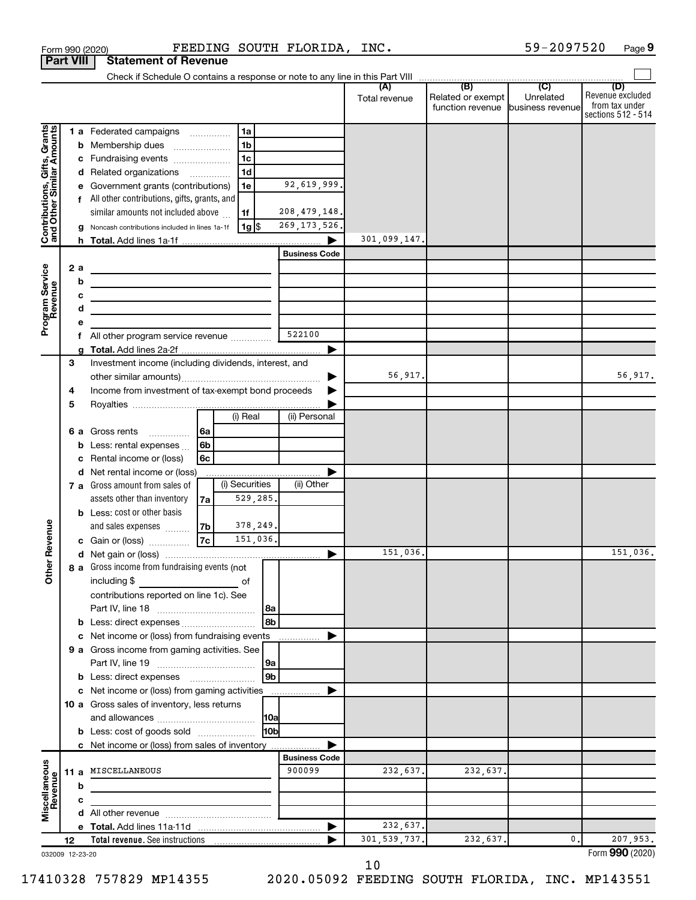Form 990 (2020) FEEDING SOUTH FLORIDA, INC. 59-2097520 Page 9

**Part VIII Statement of Revenue**

Check if Schedule O contains a response or note to any line in this Part VIII

| | | | | (A) Total revenue | (B) Related or exempt function revenue | (C) Unrelated business revenue | (D) Revenue excluded from tax under sections 512 - 514 |
|---|---|---|---|---|---|---|---|
| **Contributions, Gifts, Grants and Other Similar Amounts** | 1 a Federated campaigns | 1a | | | | | |
| | b Membership dues | 1b | | | | | |
| | c Fundraising events | 1c | | | | | |
| | d Related organizations | 1d | | | | | |
| | e Government grants (contributions) | 1e | 92,619,999. | | | | |
| | f All other contributions, gifts, grants, and similar amounts not included above | 1f | 208,479,148. | | | | |
| | g Noncash contributions included in lines 1a-1f | 1g $ | 269,173,526. | | | | |
| | h Total. Add lines 1a-1f | | | 301,099,147. | | | |
| | | | **Business Code** | | | | |
| **Program Service Revenue** | 2 a | | | | | | |
| | b | | | | | | |
| | c | | | | | | |
| | d | | | | | | |
| | e | | | | | | |
| | f All other program service revenue | | 522100 | | | | |
| | g Total. Add lines 2a-2f | | | | | | |
| **Other Revenue** | 3 Investment income (including dividends, interest, and other similar amounts) | | | 56,917. | | | 56,917. |
| | 4 Income from investment of tax-exempt bond proceeds | | | | | | |
| | 5 Royalties | | | | | | |
| | | (i) Real | (ii) Personal | | | | |
| | 6 a Gross rents (6a) | | | | | | |
| | b Less: rental expenses (6b) | | | | | | |
| | c Rental income or (loss) (6c) | | | | | | |
| | d Net rental income or (loss) | | | | | | |
| | | (i) Securities | (ii) Other | | | | |
| | 7 a Gross amount from sales of assets other than inventory (7a) | 529,285. | | | | | |
| | b Less: cost or other basis and sales expenses (7b) | 378,249. | | | | | |
| | c Gain or (loss) (7c) | 151,036. | | | | | |
| | d Net gain or (loss) | | | 151,036. | | | 151,036. |
| | 8 a Gross income from fundraising events (not including $ ___ of contributions reported on line 1c). See Part IV, line 18 | 8a | | | | | |
| | b Less: direct expenses | 8b | | | | | |
| | c Net income or (loss) from fundraising events | | | | | | |
| | 9 a Gross income from gaming activities. See Part IV, line 19 | 9a | | | | | |
| | b Less: direct expenses | 9b | | | | | |
| | c Net income or (loss) from gaming activities | | | | | | |
| | 10 a Gross sales of inventory, less returns and allowances | 10a | | | | | |
| | b Less: cost of goods sold | 10b | | | | | |
| | c Net income or (loss) from sales of inventory | | | | | | |
| | | | **Business Code** | | | | |
| **Miscellaneous Revenue** | 11 a MISCELLANEOUS | | 900099 | 232,637. | 232,637. | | |
| | b | | | | | | |
| | c | | | | | | |
| | d All other revenue | | | | | | |
| | e Total. Add lines 11a-11d | | | 232,637. | | | |
| | 12 **Total revenue.** See instructions | | | 301,539,737. | 232,637. | 0. | 207,953. |

032009 12-23-20

Form **990** (2020)

17410328 757829 MP14355 2020.05092 FEEDING SOUTH FLORIDA, INC. MP143551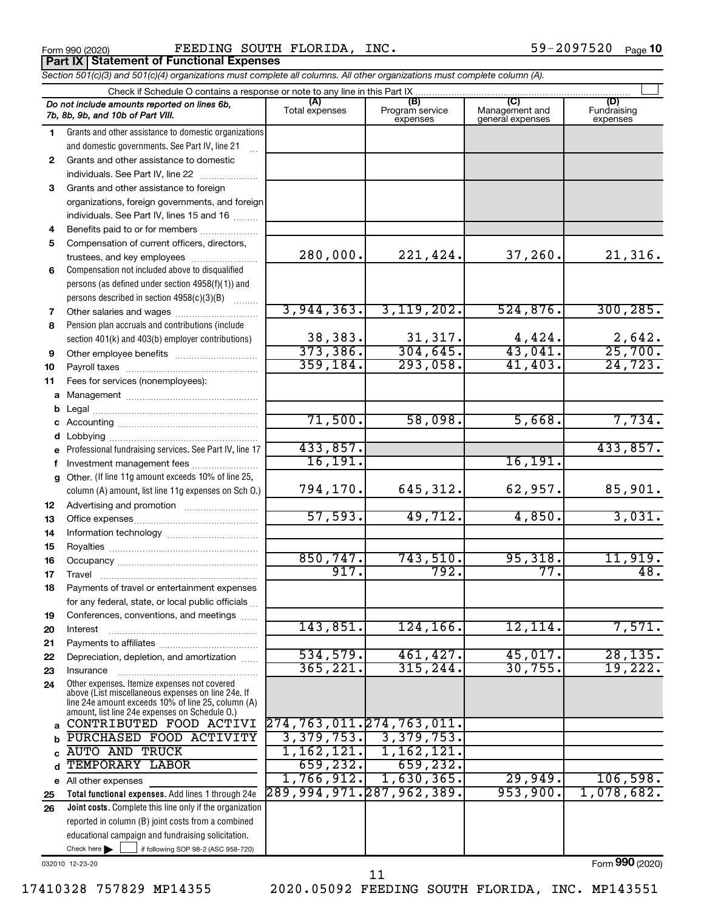Form 990 (2020) FEEDING SOUTH FLORIDA, INC. 59-2097520 Page **10**

**Part IX | Statement of Functional Expenses**

*Section 501(c)(3) and 501(c)(4) organizations must complete all columns. All other organizations must complete column (A).*

Check if Schedule O contains a response or note to any line in this Part IX

| | *Do not include amounts reported on lines 6b, 7b, 8b, 9b, and 10b of Part VIII.* | (A) Total expenses | (B) Program service expenses | (C) Management and general expenses | (D) Fundraising expenses |
|---|---|---|---|---|---|
| 1 | Grants and other assistance to domestic organizations and domestic governments. See Part IV, line 21 | | | | |
| 2 | Grants and other assistance to domestic individuals. See Part IV, line 22 | | | | |
| 3 | Grants and other assistance to foreign organizations, foreign governments, and foreign individuals. See Part IV, lines 15 and 16 | | | | |
| 4 | Benefits paid to or for members | | | | |
| 5 | Compensation of current officers, directors, trustees, and key employees | 280,000. | 221,424. | 37,260. | 21,316. |
| 6 | Compensation not included above to disqualified persons (as defined under section 4958(f)(1)) and persons described in section 4958(c)(3)(B) | | | | |
| 7 | Other salaries and wages | 3,944,363. | 3,119,202. | 524,876. | 300,285. |
| 8 | Pension plan accruals and contributions (include section 401(k) and 403(b) employer contributions) | 38,383. | 31,317. | 4,424. | 2,642. |
| 9 | Other employee benefits | 373,386. | 304,645. | 43,041. | 25,700. |
| 10 | Payroll taxes | 359,184. | 293,058. | 41,403. | 24,723. |
| 11 | Fees for services (nonemployees): | | | | |
| a | Management | | | | |
| b | Legal | | | | |
| c | Accounting | 71,500. | 58,098. | 5,668. | 7,734. |
| d | Lobbying | | | | |
| e | Professional fundraising services. See Part IV, line 17 | 433,857. | | | 433,857. |
| f | Investment management fees | 16,191. | | 16,191. | |
| g | Other. (If line 11g amount exceeds 10% of line 25, column (A) amount, list line 11g expenses on Sch O.) | 794,170. | 645,312. | 62,957. | 85,901. |
| 12 | Advertising and promotion | | | | |
| 13 | Office expenses | 57,593. | 49,712. | 4,850. | 3,031. |
| 14 | Information technology | | | | |
| 15 | Royalties | | | | |
| 16 | Occupancy | 850,747. | 743,510. | 95,318. | 11,919. |
| 17 | Travel | 917. | 792. | 77. | 48. |
| 18 | Payments of travel or entertainment expenses for any federal, state, or local public officials | | | | |
| 19 | Conferences, conventions, and meetings | | | | |
| 20 | Interest | 143,851. | 124,166. | 12,114. | 7,571. |
| 21 | Payments to affiliates | | | | |
| 22 | Depreciation, depletion, and amortization | 534,579. | 461,427. | 45,017. | 28,135. |
| 23 | Insurance | 365,221. | 315,244. | 30,755. | 19,222. |
| 24 | Other expenses. Itemize expenses not covered above (List miscellaneous expenses on line 24e. If line 24e amount exceeds 10% of line 25, column (A) amount, list line 24e expenses on Schedule O.) | | | | |
| a | CONTRIBUTED FOOD ACTIVI | 274,763,011. | 274,763,011. | | |
| b | PURCHASED FOOD ACTIVITY | 3,379,753. | 3,379,753. | | |
| c | AUTO AND TRUCK | 1,162,121. | 1,162,121. | | |
| d | TEMPORARY LABOR | 659,232. | 659,232. | | |
| e | All other expenses | 1,766,912. | 1,630,365. | 29,949. | 106,598. |
| 25 | **Total functional expenses.** Add lines 1 through 24e | 289,994,971. | 287,962,389. | 953,900. | 1,078,682. |
| 26 | **Joint costs.** Complete this line only if the organization reported in column (B) joint costs from a combined educational campaign and fundraising solicitation. Check here ☐ if following SOP 98-2 (ASC 958-720) | | | | |

032010 12-23-20

Form **990** (2020)

17410328 757829 MP14355 2020.05092 FEEDING SOUTH FLORIDA, INC. MP143551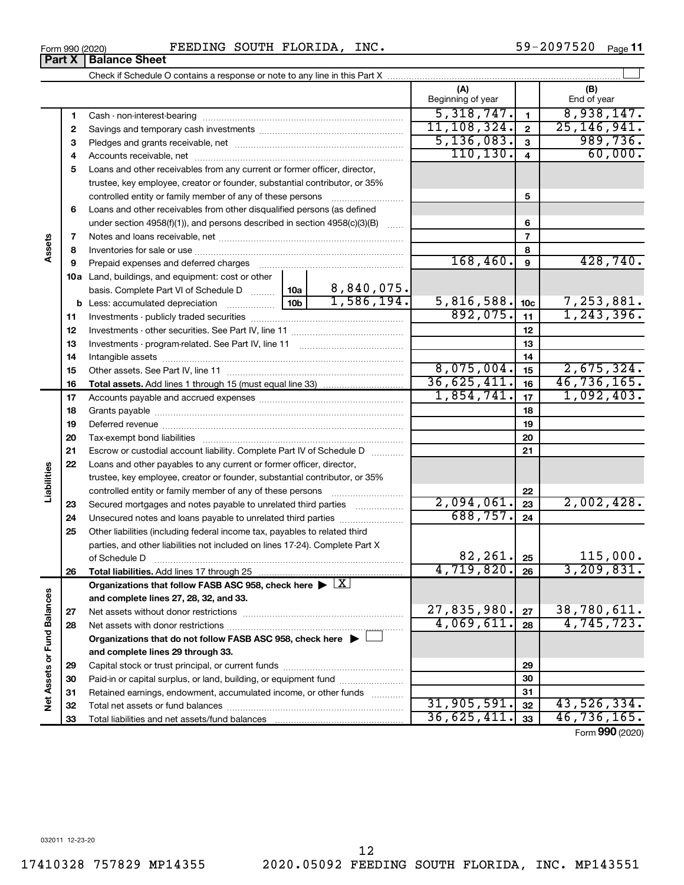Form 990 (2020) FEEDING SOUTH FLORIDA, INC. 59-2097520 Page 11

**Part X | Balance Sheet**

Check if Schedule O contains a response or note to any line in this Part X

| | | | | (A) Beginning of year | | (B) End of year |
|---|---|---|---|---|---|---|
| **Assets** | 1 | Cash - non-interest-bearing | | 5,318,747. | 1 | 8,938,147. |
| | 2 | Savings and temporary cash investments | | 11,108,324. | 2 | 25,146,941. |
| | 3 | Pledges and grants receivable, net | | 5,136,083. | 3 | 989,736. |
| | 4 | Accounts receivable, net | | 110,130. | 4 | 60,000. |
| | 5 | Loans and other receivables from any current or former officer, director, trustee, key employee, creator or founder, substantial contributor, or 35% controlled entity or family member of any of these persons | | | 5 | |
| | 6 | Loans and other receivables from other disqualified persons (as defined under section 4958(f)(1)), and persons described in section 4958(c)(3)(B) | | | 6 | |
| | 7 | Notes and loans receivable, net | | | 7 | |
| | 8 | Inventories for sale or use | | | 8 | |
| | 9 | Prepaid expenses and deferred charges | | 168,460. | 9 | 428,740. |
| | 10a | Land, buildings, and equipment: cost or other basis. Complete Part VI of Schedule D | 10a 8,840,075. | | | |
| | b | Less: accumulated depreciation | 10b 1,586,194. | 5,816,588. | 10c | 7,253,881. |
| | 11 | Investments - publicly traded securities | | 892,075. | 11 | 1,243,396. |
| | 12 | Investments - other securities. See Part IV, line 11 | | | 12 | |
| | 13 | Investments - program-related. See Part IV, line 11 | | | 13 | |
| | 14 | Intangible assets | | | 14 | |
| | 15 | Other assets. See Part IV, line 11 | | 8,075,004. | 15 | 2,675,324. |
| | 16 | **Total assets.** Add lines 1 through 15 (must equal line 33) | | 36,625,411. | 16 | 46,736,165. |
| **Liabilities** | 17 | Accounts payable and accrued expenses | | 1,854,741. | 17 | 1,092,403. |
| | 18 | Grants payable | | | 18 | |
| | 19 | Deferred revenue | | | 19 | |
| | 20 | Tax-exempt bond liabilities | | | 20 | |
| | 21 | Escrow or custodial account liability. Complete Part IV of Schedule D | | | 21 | |
| | 22 | Loans and other payables to any current or former officer, director, trustee, key employee, creator or founder, substantial contributor, or 35% controlled entity or family member of any of these persons | | | 22 | |
| | 23 | Secured mortgages and notes payable to unrelated third parties | | 2,094,061. | 23 | 2,002,428. |
| | 24 | Unsecured notes and loans payable to unrelated third parties | | 688,757. | 24 | |
| | 25 | Other liabilities (including federal income tax, payables to related third parties, and other liabilities not included on lines 17-24). Complete Part X of Schedule D | | 82,261. | 25 | 115,000. |
| | 26 | **Total liabilities.** Add lines 17 through 25 | | 4,719,820. | 26 | 3,209,831. |
| **Net Assets or Fund Balances** | | **Organizations that follow FASB ASC 958, check here** ▶ [X] **and complete lines 27, 28, 32, and 33.** | | | | |
| | 27 | Net assets without donor restrictions | | 27,835,980. | 27 | 38,780,611. |
| | 28 | Net assets with donor restrictions | | 4,069,611. | 28 | 4,745,723. |
| | | **Organizations that do not follow FASB ASC 958, check here** ▶ [ ] **and complete lines 29 through 33.** | | | | |
| | 29 | Capital stock or trust principal, or current funds | | | 29 | |
| | 30 | Paid-in or capital surplus, or land, building, or equipment fund | | | 30 | |
| | 31 | Retained earnings, endowment, accumulated income, or other funds | | | 31 | |
| | 32 | Total net assets or fund balances | | 31,905,591. | 32 | 43,526,334. |
| | 33 | Total liabilities and net assets/fund balances | | 36,625,411. | 33 | 46,736,165. |

Form **990** (2020)

032011 12-23-20

17410328 757829 MP14355 2020.05092 FEEDING SOUTH FLORIDA, INC. MP143551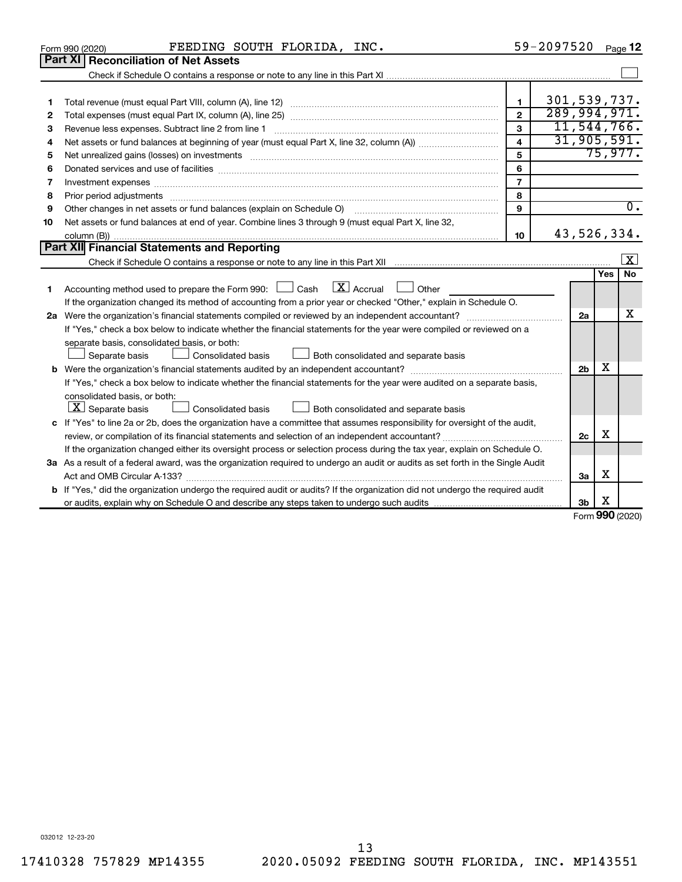Form 990 (2020) FEEDING SOUTH FLORIDA, INC. 59-2097520 Page 12

## Part XI Reconciliation of Net Assets

Check if Schedule O contains a response or note to any line in this Part XI ☐

| | | | |
|---|---|---|---|
| 1 | Total revenue (must equal Part VIII, column (A), line 12) | 1 | 301,539,737. |
| 2 | Total expenses (must equal Part IX, column (A), line 25) | 2 | 289,994,971. |
| 3 | Revenue less expenses. Subtract line 2 from line 1 | 3 | 11,544,766. |
| 4 | Net assets or fund balances at beginning of year (must equal Part X, line 32, column (A)) | 4 | 31,905,591. |
| 5 | Net unrealized gains (losses) on investments | 5 | 75,977. |
| 6 | Donated services and use of facilities | 6 | |
| 7 | Investment expenses | 7 | |
| 8 | Prior period adjustments | 8 | |
| 9 | Other changes in net assets or fund balances (explain on Schedule O) | 9 | 0. |
| 10 | Net assets or fund balances at end of year. Combine lines 3 through 9 (must equal Part X, line 32, column (B)) | 10 | 43,526,334. |

## Part XII Financial Statements and Reporting

Check if Schedule O contains a response or note to any line in this Part XII ☒

| | | | Yes | No |
|---|---|---|---|---|
| 1 | Accounting method used to prepare the Form 990: ☐ Cash ☒ Accrual ☐ Other<br>If the organization changed its method of accounting from a prior year or checked "Other," explain in Schedule O. | | | |
| 2a | Were the organization's financial statements compiled or reviewed by an independent accountant?<br>If "Yes," check a box below to indicate whether the financial statements for the year were compiled or reviewed on a separate basis, consolidated basis, or both:<br>☐ Separate basis ☐ Consolidated basis ☐ Both consolidated and separate basis | 2a | | X |
| b | Were the organization's financial statements audited by an independent accountant?<br>If "Yes," check a box below to indicate whether the financial statements for the year were audited on a separate basis, consolidated basis, or both:<br>☒ Separate basis ☐ Consolidated basis ☐ Both consolidated and separate basis | 2b | X | |
| c | If "Yes" to line 2a or 2b, does the organization have a committee that assumes responsibility for oversight of the audit, review, or compilation of its financial statements and selection of an independent accountant?<br>If the organization changed either its oversight process or selection process during the tax year, explain on Schedule O. | 2c | X | |
| 3a | As a result of a federal award, was the organization required to undergo an audit or audits as set forth in the Single Audit Act and OMB Circular A-133? | 3a | X | |
| b | If "Yes," did the organization undergo the required audit or audits? If the organization did not undergo the required audit or audits, explain why on Schedule O and describe any steps taken to undergo such audits | 3b | X | |

Form 990 (2020)

032012 12-23-20

17410328 757829 MP14355 2020.05092 FEEDING SOUTH FLORIDA, INC. MP143551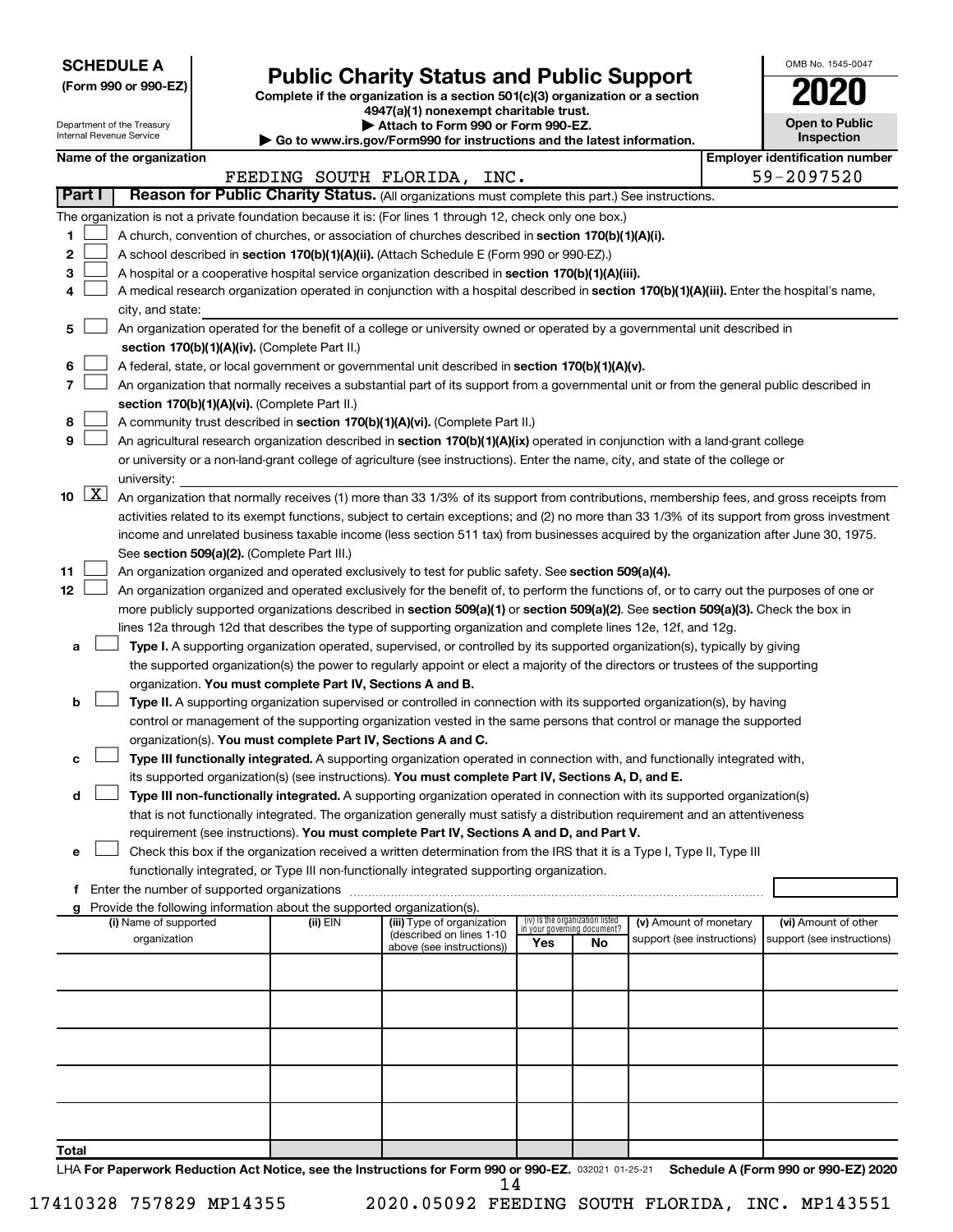**SCHEDULE A**
**(Form 990 or 990-EZ)**

Department of the Treasury
Internal Revenue Service

# Public Charity Status and Public Support

**Complete if the organization is a section 501(c)(3) organization or a section 4947(a)(1) nonexempt charitable trust.**
**▶ Attach to Form 990 or Form 990-EZ.**
**▶ Go to www.irs.gov/Form990 for instructions and the latest information.**

OMB No. 1545-0047
**2020**
**Open to Public Inspection**

| Name of the organization | Employer identification number |
|---|---|
| FEEDING SOUTH FLORIDA, INC. | 59-2097520 |

**Part I** **Reason for Public Charity Status.** (All organizations must complete this part.) See instructions.

The organization is not a private foundation because it is: (For lines 1 through 12, check only one box.)

1 ☐ A church, convention of churches, or association of churches described in **section 170(b)(1)(A)(i).**

2 ☐ A school described in **section 170(b)(1)(A)(ii).** (Attach Schedule E (Form 990 or 990-EZ).)

3 ☐ A hospital or a cooperative hospital service organization described in **section 170(b)(1)(A)(iii).**

4 ☐ A medical research organization operated in conjunction with a hospital described in **section 170(b)(1)(A)(iii).** Enter the hospital's name, city, and state:

5 ☐ An organization operated for the benefit of a college or university owned or operated by a governmental unit described in **section 170(b)(1)(A)(iv).** (Complete Part II.)

6 ☐ A federal, state, or local government or governmental unit described in **section 170(b)(1)(A)(v).**

7 ☐ An organization that normally receives a substantial part of its support from a governmental unit or from the general public described in **section 170(b)(1)(A)(vi).** (Complete Part II.)

8 ☐ A community trust described in **section 170(b)(1)(A)(vi).** (Complete Part II.)

9 ☐ An agricultural research organization described in **section 170(b)(1)(A)(ix)** operated in conjunction with a land-grant college or university or a non-land-grant college of agriculture (see instructions). Enter the name, city, and state of the college or university:

10 ☒ An organization that normally receives (1) more than 33 1/3% of its support from contributions, membership fees, and gross receipts from activities related to its exempt functions, subject to certain exceptions; and (2) no more than 33 1/3% of its support from gross investment income and unrelated business taxable income (less section 511 tax) from businesses acquired by the organization after June 30, 1975. See **section 509(a)(2).** (Complete Part III.)

11 ☐ An organization organized and operated exclusively to test for public safety. See **section 509(a)(4).**

12 ☐ An organization organized and operated exclusively for the benefit of, to perform the functions of, or to carry out the purposes of one or more publicly supported organizations described in **section 509(a)(1)** or **section 509(a)(2).** See **section 509(a)(3).** Check the box in lines 12a through 12d that describes the type of supporting organization and complete lines 12e, 12f, and 12g.

a ☐ **Type I.** A supporting organization operated, supervised, or controlled by its supported organization(s), typically by giving the supported organization(s) the power to regularly appoint or elect a majority of the directors or trustees of the supporting organization. **You must complete Part IV, Sections A and B.**

b ☐ **Type II.** A supporting organization supervised or controlled in connection with its supported organization(s), by having control or management of the supporting organization vested in the same persons that control or manage the supported organization(s). **You must complete Part IV, Sections A and C.**

c ☐ **Type III functionally integrated.** A supporting organization operated in connection with, and functionally integrated with, its supported organization(s) (see instructions). **You must complete Part IV, Sections A, D, and E.**

d ☐ **Type III non-functionally integrated.** A supporting organization operated in connection with its supported organization(s) that is not functionally integrated. The organization generally must satisfy a distribution requirement and an attentiveness requirement (see instructions). **You must complete Part IV, Sections A and D, and Part V.**

e ☐ Check this box if the organization received a written determination from the IRS that it is a Type I, Type II, Type III functionally integrated, or Type III non-functionally integrated supporting organization.

f Enter the number of supported organizations

g Provide the following information about the supported organization(s).

| (i) Name of supported organization | (ii) EIN | (iii) Type of organization (described on lines 1-10 above (see instructions)) | (iv) Is the organization listed in your governing document? Yes | No | (v) Amount of monetary support (see instructions) | (vi) Amount of other support (see instructions) |
|---|---|---|---|---|---|---|
| | | | | | | |
| | | | | | | |
| | | | | | | |
| | | | | | | |
| | | | | | | |
| **Total** | | | | | | |

LHA **For Paperwork Reduction Act Notice, see the Instructions for Form 990 or 990-EZ.** 032021 01-25-21 **Schedule A (Form 990 or 990-EZ) 2020**

17410328 757829 MP14355 2020.05092 FEEDING SOUTH FLORIDA, INC. MP143551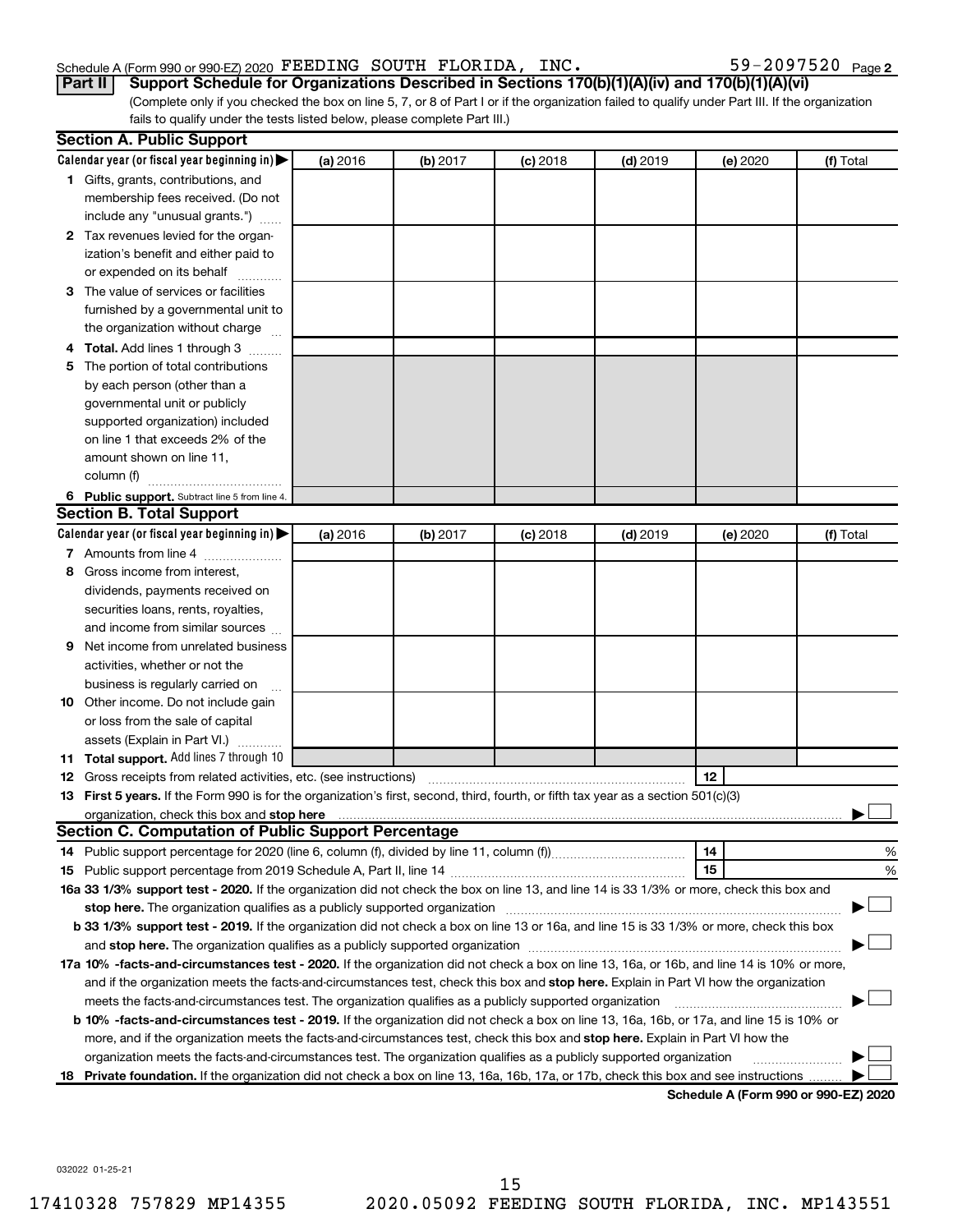Schedule A (Form 990 or 990-EZ) 2020 FEEDING SOUTH FLORIDA, INC. 59-2097520 Page 2

**Part II** **Support Schedule for Organizations Described in Sections 170(b)(1)(A)(iv) and 170(b)(1)(A)(vi)**

(Complete only if you checked the box on line 5, 7, or 8 of Part I or if the organization failed to qualify under Part III. If the organization fails to qualify under the tests listed below, please complete Part III.)

### Section A. Public Support

| Calendar year (or fiscal year beginning in) ▶ | (a) 2016 | (b) 2017 | (c) 2018 | (d) 2019 | (e) 2020 | (f) Total |
|---|---|---|---|---|---|---|
| **1** Gifts, grants, contributions, and membership fees received. (Do not include any "unusual grants.") | | | | | | |
| **2** Tax revenues levied for the organization's benefit and either paid to or expended on its behalf | | | | | | |
| **3** The value of services or facilities furnished by a governmental unit to the organization without charge | | | | | | |
| **4** **Total.** Add lines 1 through 3 | | | | | | |
| **5** The portion of total contributions by each person (other than a governmental unit or publicly supported organization) included on line 1 that exceeds 2% of the amount shown on line 11, column (f) | | | | | | |
| **6** **Public support.** Subtract line 5 from line 4. | | | | | | |

### Section B. Total Support

| Calendar year (or fiscal year beginning in) ▶ | (a) 2016 | (b) 2017 | (c) 2018 | (d) 2019 | (e) 2020 | (f) Total |
|---|---|---|---|---|---|---|
| **7** Amounts from line 4 | | | | | | |
| **8** Gross income from interest, dividends, payments received on securities loans, rents, royalties, and income from similar sources | | | | | | |
| **9** Net income from unrelated business activities, whether or not the business is regularly carried on | | | | | | |
| **10** Other income. Do not include gain or loss from the sale of capital assets (Explain in Part VI.) | | | | | | |
| **11** **Total support.** Add lines 7 through 10 | | | | | | |

**12** Gross receipts from related activities, etc. (see instructions) **12**

**13** **First 5 years.** If the Form 990 is for the organization's first, second, third, fourth, or fifth tax year as a 501(c)(3) organization, check this box and **stop here** ▶ ☐

### Section C. Computation of Public Support Percentage

**14** Public support percentage for 2020 (line 6, column (f), divided by line 11, column (f)) **14** %

**15** Public support percentage from 2019 Schedule A, Part II, line 14 **15** %

**16a 33 1/3% support test - 2020.** If the organization did not check the box on line 13, and line 14 is 33 1/3% or more, check this box and **stop here.** The organization qualifies as a publicly supported organization ▶ ☐

**b 33 1/3% support test - 2019.** If the organization did not check a box on line 13 or 16a, and line 15 is 33 1/3% or more, check this box and **stop here.** The organization qualifies as a publicly supported organization ▶ ☐

**17a 10% -facts-and-circumstances test - 2020.** If the organization did not check a box on line 13, 16a, or 16b, and line 14 is 10% or more, and if the organization meets the facts-and-circumstances test, check this box and **stop here.** Explain in Part VI how the organization meets the facts-and-circumstances test. The organization qualifies as a publicly supported organization ▶ ☐

**b 10% -facts-and-circumstances test - 2019.** If the organization did not check a box on line 13, 16a, 16b, or 17a, and line 15 is 10% or more, and if the organization meets the facts-and-circumstances test, check this box and **stop here.** Explain in Part VI how the organization meets the facts-and-circumstances test. The organization qualifies as a publicly supported organization ▶ ☐

**18** **Private foundation.** If the organization did not check a box on line 13, 16a, 16b, 17a, or 17b, check this box and see instructions ▶ ☐

**Schedule A (Form 990 or 990-EZ) 2020**

032022 01-25-21

17410328 757829 MP14355 2020.05092 FEEDING SOUTH FLORIDA, INC. MP143551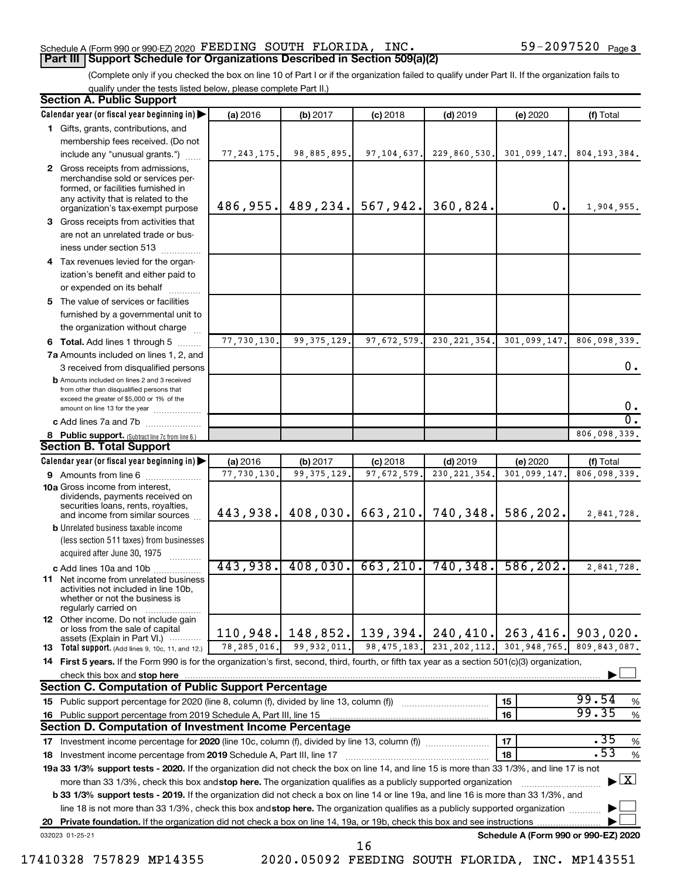Schedule A (Form 990 or 990-EZ) 2020 FEEDING SOUTH FLORIDA, INC. 59-2097520 Page 3

## Part III Support Schedule for Organizations Described in Section 509(a)(2)

(Complete only if you checked the box on line 10 of Part I or if the organization failed to qualify under Part II. If the organization fails to qualify under the tests listed below, please complete Part II.)

### Section A. Public Support

| Calendar year (or fiscal year beginning in) | (a) 2016 | (b) 2017 | (c) 2018 | (d) 2019 | (e) 2020 | (f) Total |
|---|---|---|---|---|---|---|
| 1 Gifts, grants, contributions, and membership fees received. (Do not include any "unusual grants.") | 77,243,175. | 98,885,895. | 97,104,637. | 229,860,530. | 301,099,147. | 804,193,384. |
| 2 Gross receipts from admissions, merchandise sold or services performed, or facilities furnished in any activity that is related to the organization's tax-exempt purpose | 486,955. | 489,234. | 567,942. | 360,824. | 0. | 1,904,955. |
| 3 Gross receipts from activities that are not an unrelated trade or business under section 513 | | | | | | |
| 4 Tax revenues levied for the organization's benefit and either paid to or expended on its behalf | | | | | | |
| 5 The value of services or facilities furnished by a governmental unit to the organization without charge | | | | | | |
| 6 Total. Add lines 1 through 5 | 77,730,130. | 99,375,129. | 97,672,579. | 230,221,354. | 301,099,147. | 806,098,339. |
| 7a Amounts included on lines 1, 2, and 3 received from disqualified persons | | | | | | 0. |
| b Amounts included on lines 2 and 3 received from other than disqualified persons that exceed the greater of $5,000 or 1% of the amount on line 13 for the year | | | | | | 0. |
| c Add lines 7a and 7b | | | | | | 0. |
| 8 Public support. (Subtract line 7c from line 6.) | | | | | | 806,098,339. |

### Section B. Total Support

| Calendar year (or fiscal year beginning in) | (a) 2016 | (b) 2017 | (c) 2018 | (d) 2019 | (e) 2020 | (f) Total |
|---|---|---|---|---|---|---|
| 9 Amounts from line 6 | 77,730,130. | 99,375,129. | 97,672,579. | 230,221,354. | 301,099,147. | 806,098,339. |
| 10a Gross income from interest, dividends, payments received on securities loans, rents, royalties, and income from similar sources | 443,938. | 408,030. | 663,210. | 740,348. | 586,202. | 2,841,728. |
| b Unrelated business taxable income (less section 511 taxes) from businesses acquired after June 30, 1975 | | | | | | |
| c Add lines 10a and 10b | 443,938. | 408,030. | 663,210. | 740,348. | 586,202. | 2,841,728. |
| 11 Net income from unrelated business activities not included in line 10b, whether or not the business is regularly carried on | | | | | | |
| 12 Other income. Do not include gain or loss from the sale of capital assets (Explain in Part VI.) | 110,948. | 148,852. | 139,394. | 240,410. | 263,416. | 903,020. |
| 13 Total support. (Add lines 9, 10c, 11, and 12.) | 78,285,016. | 99,932,011. | 98,475,183. | 231,202,112. | 301,948,765. | 809,843,087. |

14 First 5 years. If the Form 990 is for the organization's first, second, third, fourth, or fifth tax year as a section 501(c)(3) organization, check this box and stop here ☐

### Section C. Computation of Public Support Percentage

| | | | |
|---|---|---|---|
| 15 Public support percentage for 2020 (line 8, column (f), divided by line 13, column (f)) | 15 | 99.54 | % |
| 16 Public support percentage from 2019 Schedule A, Part III, line 15 | 16 | 99.35 | % |

### Section D. Computation of Investment Income Percentage

| | | | |
|---|---|---|---|
| 17 Investment income percentage for 2020 (line 10c, column (f), divided by line 13, column (f)) | 17 | .35 | % |
| 18 Investment income percentage from 2019 Schedule A, Part III, line 17 | 18 | .53 | % |

19a 33 1/3% support tests - 2020. If the organization did not check the box on line 14, and line 15 is more than 33 1/3%, and line 17 is not more than 33 1/3%, check this box and stop here. The organization qualifies as a publicly supported organization ☒

b 33 1/3% support tests - 2019. If the organization did not check a box on line 14 or line 19a, and line 16 is more than 33 1/3%, and line 18 is not more than 33 1/3%, check this box and stop here. The organization qualifies as a publicly supported organization ☐

20 Private foundation. If the organization did not check a box on line 14, 19a, or 19b, check this box and see instructions ☐

032023 01-25-21 Schedule A (Form 990 or 990-EZ) 2020

17410328 757829 MP14355 2020.05092 FEEDING SOUTH FLORIDA, INC. MP143551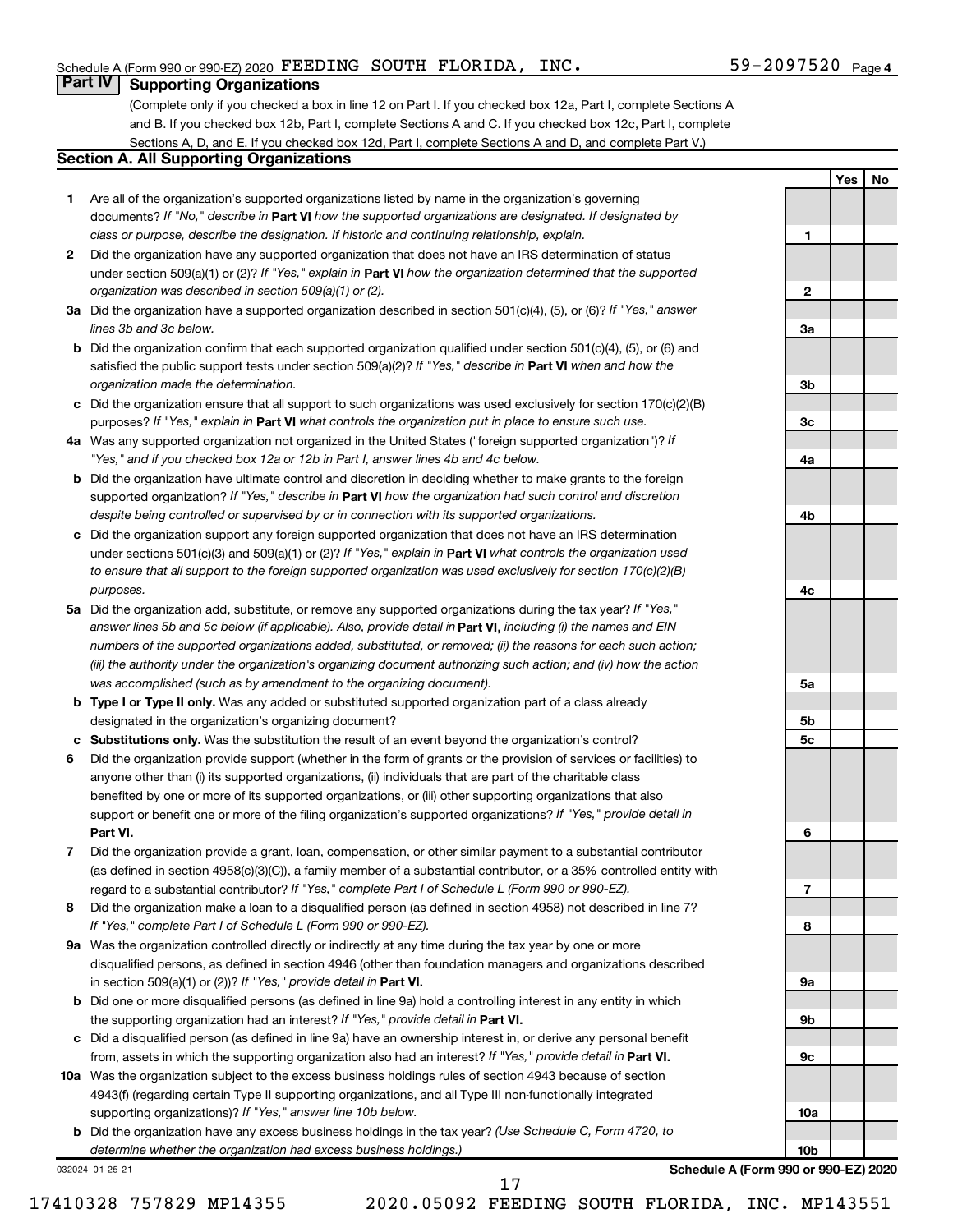Schedule A (Form 990 or 990-EZ) 2020 FEEDING SOUTH FLORIDA, INC. 59-2097520 Page 4

## Part IV Supporting Organizations

(Complete only if you checked a box in line 12 on Part I. If you checked box 12a, Part I, complete Sections A and B. If you checked box 12b, Part I, complete Sections A and C. If you checked box 12c, Part I, complete Sections A, D, and E. If you checked box 12d, Part I, complete Sections A and D, and complete Part V.)

### Section A. All Supporting Organizations

| | | Line | Yes | No |
|---|---|---|---|---|
| **1** | Are all of the organization's supported organizations listed by name in the organization's governing documents? *If "No," describe in* **Part VI** *how the supported organizations are designated. If designated by class or purpose, describe the designation. If historic and continuing relationship, explain.* | **1** | | |
| **2** | Did the organization have any supported organization that does not have an IRS determination of status under section 509(a)(1) or (2)? *If "Yes," explain in* **Part VI** *how the organization determined that the supported organization was described in section 509(a)(1) or (2).* | **2** | | |
| **3a** | Did the organization have a supported organization described in section 501(c)(4), (5), or (6)? *If "Yes," answer lines 3b and 3c below.* | **3a** | | |
| **b** | Did the organization confirm that each supported organization qualified under section 501(c)(4), (5), or (6) and satisfied the public support tests under section 509(a)(2)? *If "Yes," describe in* **Part VI** *when and how the organization made the determination.* | **3b** | | |
| **c** | Did the organization ensure that all support to such organizations was used exclusively for section 170(c)(2)(B) purposes? *If "Yes," explain in* **Part VI** *what controls the organization put in place to ensure such use.* | **3c** | | |
| **4a** | Was any supported organization not organized in the United States ("foreign supported organization")? *If "Yes," and if you checked box 12a or 12b in Part I, answer lines 4b and 4c below.* | **4a** | | |
| **b** | Did the organization have ultimate control and discretion in deciding whether to make grants to the foreign supported organization? *If "Yes," describe in* **Part VI** *how the organization had such control and discretion despite being controlled or supervised by or in connection with its supported organizations.* | **4b** | | |
| **c** | Did the organization support any foreign supported organization that does not have an IRS determination under sections 501(c)(3) and 509(a)(1) or (2)? *If "Yes," explain in* **Part VI** *what controls the organization used to ensure that all support to the foreign supported organization was used exclusively for section 170(c)(2)(B) purposes.* | **4c** | | |
| **5a** | Did the organization add, substitute, or remove any supported organizations during the tax year? *If "Yes," answer lines 5b and 5c below (if applicable). Also, provide detail in* **Part VI,** *including (i) the names and EIN numbers of the supported organizations added, substituted, or removed; (ii) the reasons for each such action; (iii) the authority under the organization's organizing document authorizing such action; and (iv) how the action was accomplished (such as by amendment to the organizing document).* | **5a** | | |
| **b** | **Type I or Type II only.** Was any added or substituted supported organization part of a class already designated in the organization's organizing document? | **5b** | | |
| **c** | **Substitutions only.** Was the substitution the result of an event beyond the organization's control? | **5c** | | |
| **6** | Did the organization provide support (whether in the form of grants or the provision of services or facilities) to anyone other than (i) its supported organizations, (ii) individuals that are part of the charitable class benefited by one or more of its supported organizations, or (iii) other supporting organizations that also support or benefit one or more of the filing organization's supported organizations? *If "Yes," provide detail in* **Part VI.** | **6** | | |
| **7** | Did the organization provide a grant, loan, compensation, or other similar payment to a substantial contributor (as defined in section 4958(c)(3)(C)), a family member of a substantial contributor, or a 35% controlled entity with regard to a substantial contributor? *If "Yes," complete Part I of Schedule L (Form 990 or 990-EZ).* | **7** | | |
| **8** | Did the organization make a loan to a disqualified person (as defined in section 4958) not described in line 7? *If "Yes," complete Part I of Schedule L (Form 990 or 990-EZ).* | **8** | | |
| **9a** | Was the organization controlled directly or indirectly at any time during the tax year by one or more disqualified persons, as defined in section 4946 (other than foundation managers and organizations described in section 509(a)(1) or (2))? *If "Yes," provide detail in* **Part VI.** | **9a** | | |
| **b** | Did one or more disqualified persons (as defined in line 9a) hold a controlling interest in any entity in which the supporting organization had an interest? *If "Yes," provide detail in* **Part VI.** | **9b** | | |
| **c** | Did a disqualified person (as defined in line 9a) have an ownership interest in, or derive any personal benefit from, assets in which the supporting organization also had an interest? *If "Yes," provide detail in* **Part VI.** | **9c** | | |
| **10a** | Was the organization subject to the excess business holdings rules of section 4943 because of section 4943(f) (regarding certain Type II supporting organizations, and all Type III non-functionally integrated supporting organizations)? *If "Yes," answer line 10b below.* | **10a** | | |
| **b** | Did the organization have any excess business holdings in the tax year? *(Use Schedule C, Form 4720, to determine whether the organization had excess business holdings.)* | **10b** | | |

032024 01-25-21 **Schedule A (Form 990 or 990-EZ) 2020**

17410328 757829 MP14355 2020.05092 FEEDING SOUTH FLORIDA, INC. MP143551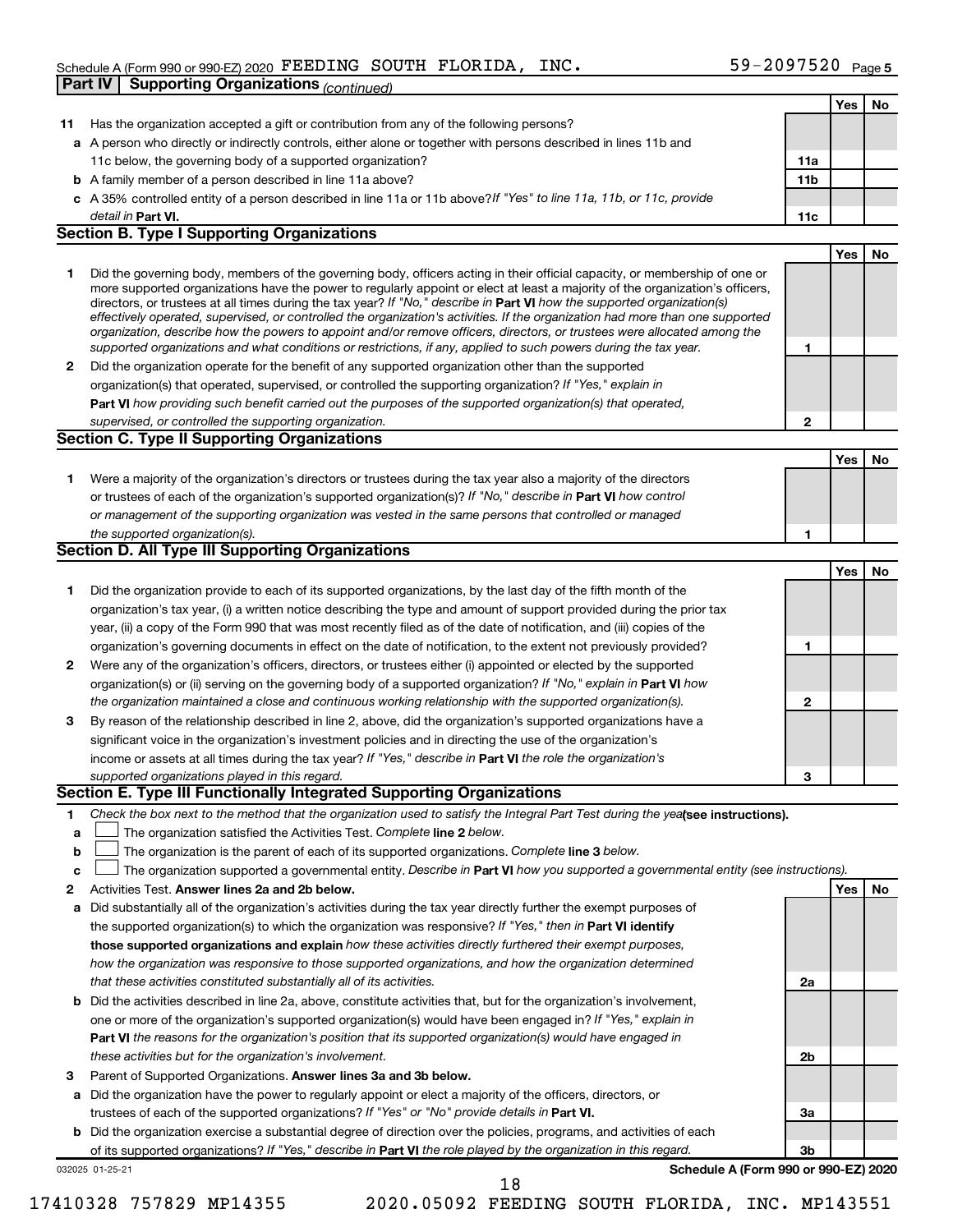Schedule A (Form 990 or 990-EZ) 2020 FEEDING SOUTH FLORIDA, INC. 59-2097520 Page 5

## Part IV Supporting Organizations *(continued)*

| | | | Yes | No |
|---|---|---|---|---|
| **11** | Has the organization accepted a gift or contribution from any of the following persons? | | | |
| **a** | A person who directly or indirectly controls, either alone or together with persons described in lines 11b and 11c below, the governing body of a supported organization? | **11a** | | |
| **b** | A family member of a person described in line 11a above? | **11b** | | |
| **c** | A 35% controlled entity of a person described in line 11a or 11b above? *If "Yes" to line 11a, 11b, or 11c, provide detail in* **Part VI.** | **11c** | | |

### Section B. Type I Supporting Organizations

| | | | Yes | No |
|---|---|---|---|---|
| **1** | Did the governing body, members of the governing body, officers acting in their official capacity, or membership of one or more supported organizations have the power to regularly appoint or elect at least a majority of the organization's officers, directors, or trustees at all times during the tax year? *If "No," describe in* **Part VI** *how the supported organization(s) effectively operated, supervised, or controlled the organization's activities. If the organization had more than one supported organization, describe how the powers to appoint and/or remove officers, directors, or trustees were allocated among the supported organizations and what conditions or restrictions, if any, applied to such powers during the tax year.* | **1** | | |
| **2** | Did the organization operate for the benefit of any supported organization other than the supported organization(s) that operated, supervised, or controlled the supporting organization? *If "Yes," explain in* **Part VI** *how providing such benefit carried out the purposes of the supported organization(s) that operated, supervised, or controlled the supporting organization.* | **2** | | |

### Section C. Type II Supporting Organizations

| | | | Yes | No |
|---|---|---|---|---|
| **1** | Were a majority of the organization's directors or trustees during the tax year also a majority of the directors or trustees of each of the organization's supported organization(s)? *If "No," describe in* **Part VI** *how control or management of the supporting organization was vested in the same persons that controlled or managed the supported organization(s).* | **1** | | |

### Section D. All Type III Supporting Organizations

| | | | Yes | No |
|---|---|---|---|---|
| **1** | Did the organization provide to each of its supported organizations, by the last day of the fifth month of the organization's tax year, (i) a written notice describing the type and amount of support provided during the prior tax year, (ii) a copy of the Form 990 that was most recently filed as of the date of notification, and (iii) copies of the organization's governing documents in effect on the date of notification, to the extent not previously provided? | **1** | | |
| **2** | Were any of the organization's officers, directors, or trustees either (i) appointed or elected by the supported organization(s) or (ii) serving on the governing body of a supported organization? *If "No," explain in* **Part VI** *how the organization maintained a close and continuous working relationship with the supported organization(s).* | **2** | | |
| **3** | By reason of the relationship described in line 2, above, did the organization's supported organizations have a significant voice in the organization's investment policies and in directing the use of the organization's income or assets at all times during the tax year? *If "Yes," describe in* **Part VI** *the role the organization's supported organizations played in this regard.* | **3** | | |

### Section E. Type III Functionally Integrated Supporting Organizations

**1** *Check the box next to the method that the organization used to satisfy the Integral Part Test during the year* **(see instructions).**

- **a** ☐ The organization satisfied the Activities Test. *Complete* **line 2** *below.*
- **b** ☐ The organization is the parent of each of its supported organizations. *Complete* **line 3** *below.*
- **c** ☐ The organization supported a governmental entity. *Describe in* **Part VI** *how you supported a governmental entity (see instructions).*

| | | | Yes | No |
|---|---|---|---|---|
| **2** | Activities Test. **Answer lines 2a and 2b below.** | | | |
| **a** | Did substantially all of the organization's activities during the tax year directly further the exempt purposes of the supported organization(s) to which the organization was responsive? *If "Yes," then in* **Part VI identify those supported organizations and explain** *how these activities directly furthered their exempt purposes, how the organization was responsive to those supported organizations, and how the organization determined that these activities constituted substantially all of its activities.* | **2a** | | |
| **b** | Did the activities described in line 2a, above, constitute activities that, but for the organization's involvement, one or more of the organization's supported organization(s) would have been engaged in? *If "Yes," explain in* **Part VI** *the reasons for the organization's position that its supported organization(s) would have engaged in these activities but for the organization's involvement.* | **2b** | | |
| **3** | Parent of Supported Organizations. **Answer lines 3a and 3b below.** | | | |
| **a** | Did the organization have the power to regularly appoint or elect a majority of the officers, directors, or trustees of each of the supported organizations? *If "Yes" or "No" provide details in* **Part VI.** | **3a** | | |
| **b** | Did the organization exercise a substantial degree of direction over the policies, programs, and activities of each of its supported organizations? *If "Yes," describe in* **Part VI** *the role played by the organization in this regard.* | **3b** | | |

032025 01-25-21 **Schedule A (Form 990 or 990-EZ) 2020**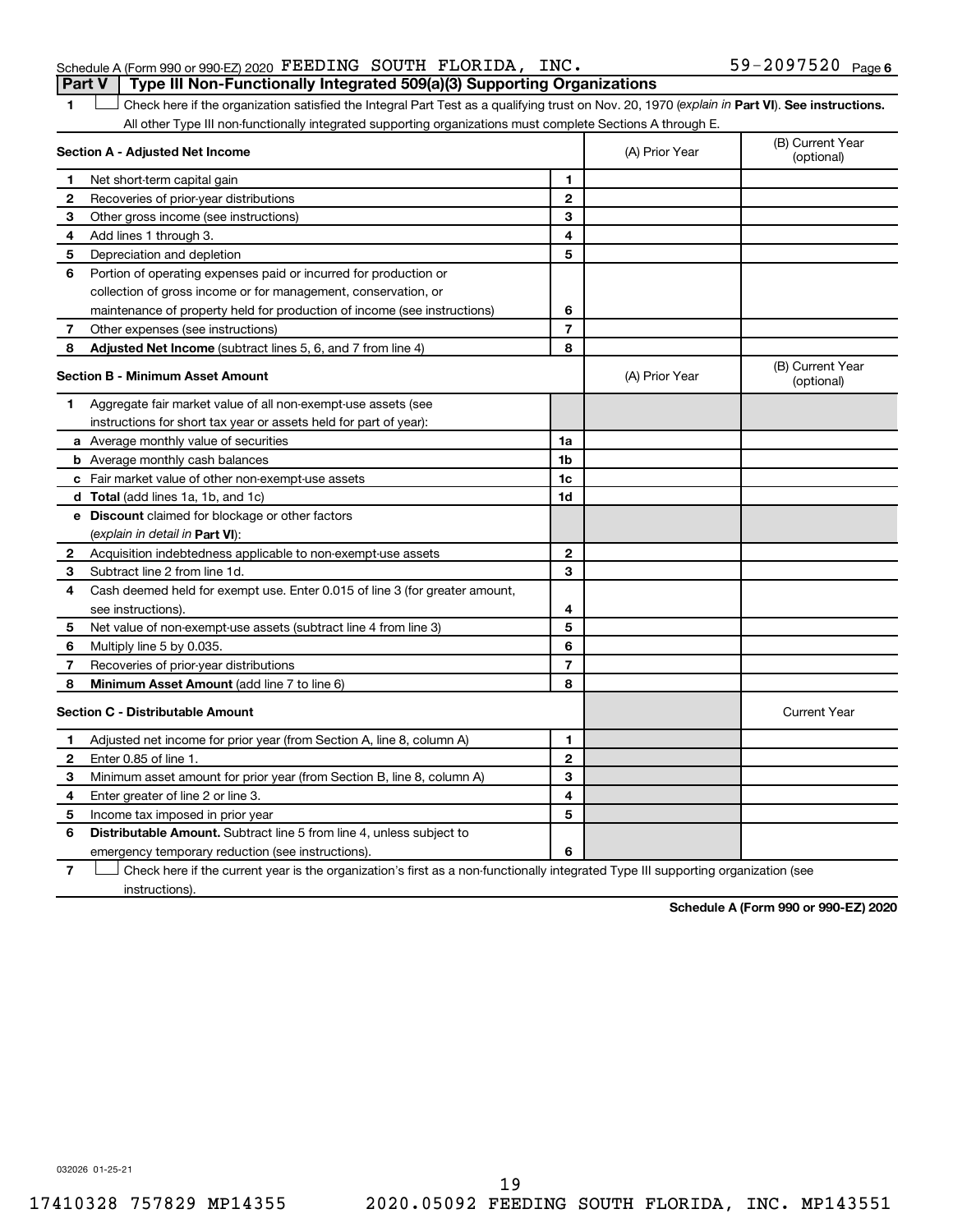Schedule A (Form 990 or 990-EZ) 2020 FEEDING SOUTH FLORIDA, INC. 59-2097520 Page 6

**Part V | Type III Non-Functionally Integrated 509(a)(3) Supporting Organizations**

1 ☐ Check here if the organization satisfied the Integral Part Test as a qualifying trust on Nov. 20, 1970 (*explain in* **Part VI**). **See instructions.** All other Type III non-functionally integrated supporting organizations must complete Sections A through E.

| **Section A - Adjusted Net Income** | | (A) Prior Year | (B) Current Year (optional) |
|---|---|---|---|
| **1** Net short-term capital gain | 1 | | |
| **2** Recoveries of prior-year distributions | 2 | | |
| **3** Other gross income (see instructions) | 3 | | |
| **4** Add lines 1 through 3. | 4 | | |
| **5** Depreciation and depletion | 5 | | |
| **6** Portion of operating expenses paid or incurred for production or collection of gross income or for management, conservation, or maintenance of property held for production of income (see instructions) | 6 | | |
| **7** Other expenses (see instructions) | 7 | | |
| **8** **Adjusted Net Income** (subtract lines 5, 6, and 7 from line 4) | 8 | | |

| **Section B - Minimum Asset Amount** | | (A) Prior Year | (B) Current Year (optional) |
|---|---|---|---|
| **1** Aggregate fair market value of all non-exempt-use assets (see instructions for short tax year or assets held for part of year): | | | |
| **a** Average monthly value of securities | 1a | | |
| **b** Average monthly cash balances | 1b | | |
| **c** Fair market value of other non-exempt-use assets | 1c | | |
| **d** **Total** (add lines 1a, 1b, and 1c) | 1d | | |
| **e** **Discount** claimed for blockage or other factors (*explain in detail in* **Part VI**): | | | |
| **2** Acquisition indebtedness applicable to non-exempt-use assets | 2 | | |
| **3** Subtract line 2 from line 1d. | 3 | | |
| **4** Cash deemed held for exempt use. Enter 0.015 of line 3 (for greater amount, see instructions). | 4 | | |
| **5** Net value of non-exempt-use assets (subtract line 4 from line 3) | 5 | | |
| **6** Multiply line 5 by 0.035. | 6 | | |
| **7** Recoveries of prior-year distributions | 7 | | |
| **8** **Minimum Asset Amount** (add line 7 to line 6) | 8 | | |

| **Section C - Distributable Amount** | | | Current Year |
|---|---|---|---|
| **1** Adjusted net income for prior year (from Section A, line 8, column A) | 1 | | |
| **2** Enter 0.85 of line 1. | 2 | | |
| **3** Minimum asset amount for prior year (from Section B, line 8, column A) | 3 | | |
| **4** Enter greater of line 2 or line 3. | 4 | | |
| **5** Income tax imposed in prior year | 5 | | |
| **6** **Distributable Amount.** Subtract line 5 from line 4, unless subject to emergency temporary reduction (see instructions). | 6 | | |

7 ☐ Check here if the current year is the organization's first as a non-functionally integrated Type III supporting organization (see instructions).

**Schedule A (Form 990 or 990-EZ) 2020**

032026 01-25-21

17410328 757829 MP14355 2020.05092 FEEDING SOUTH FLORIDA, INC. MP143551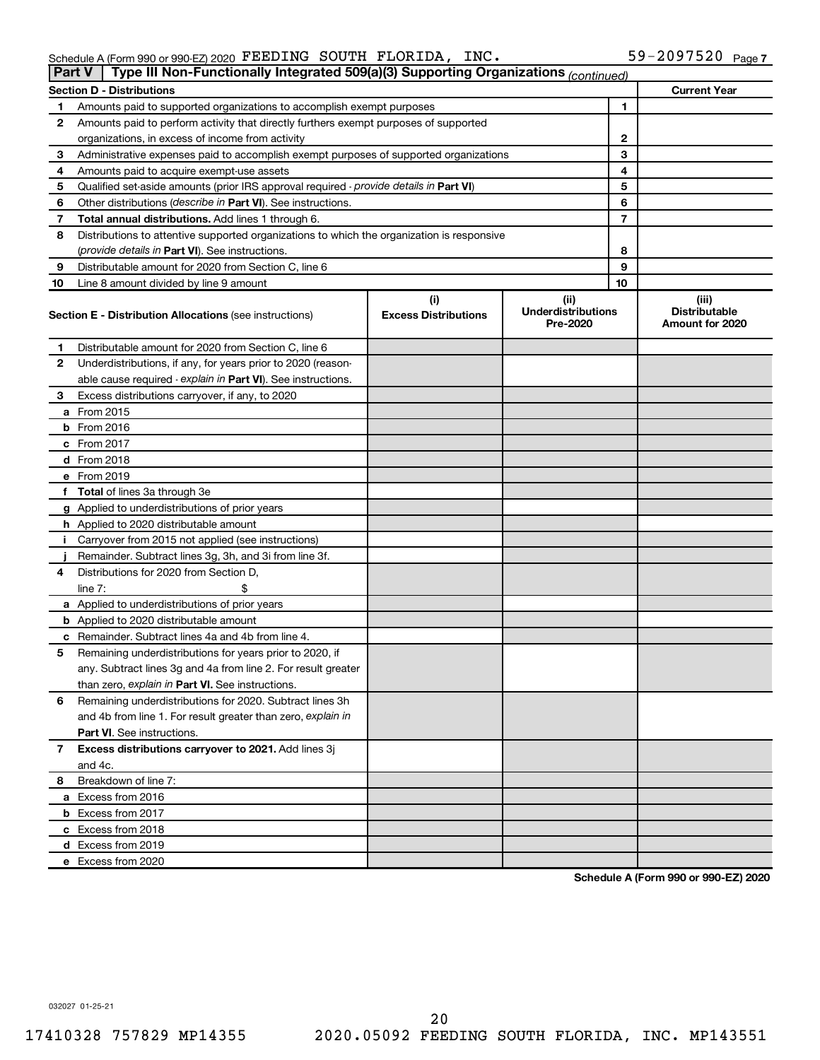Schedule A (Form 990 or 990-EZ) 2020 FEEDING SOUTH FLORIDA, INC. 59-2097520 Page 7

**Part V | Type III Non-Functionally Integrated 509(a)(3) Supporting Organizations** *(continued)*

| **Section D - Distributions** | | | **Current Year** |
|---|---|---|---|
| 1 | Amounts paid to supported organizations to accomplish exempt purposes | 1 | |
| 2 | Amounts paid to perform activity that directly furthers exempt purposes of supported organizations, in excess of income from activity | 2 | |
| 3 | Administrative expenses paid to accomplish exempt purposes of supported organizations | 3 | |
| 4 | Amounts paid to acquire exempt-use assets | 4 | |
| 5 | Qualified set-aside amounts (prior IRS approval required - *provide details in* **Part VI**) | 5 | |
| 6 | Other distributions (*describe in* **Part VI**). See instructions. | 6 | |
| 7 | **Total annual distributions.** Add lines 1 through 6. | 7 | |
| 8 | Distributions to attentive supported organizations to which the organization is responsive (*provide details in* **Part VI**). See instructions. | 8 | |
| 9 | Distributable amount for 2020 from Section C, line 6 | 9 | |
| 10 | Line 8 amount divided by line 9 amount | 10 | |

| | **Section E - Distribution Allocations** (see instructions) | **(i) Excess Distributions** | **(ii) Underdistributions Pre-2020** | **(iii) Distributable Amount for 2020** |
|---|---|---|---|---|
| 1 | Distributable amount for 2020 from Section C, line 6 | | | |
| 2 | Underdistributions, if any, for years prior to 2020 (reasonable cause required - *explain in* **Part VI**). See instructions. | | | |
| 3 | Excess distributions carryover, if any, to 2020 | | | |
| a | From 2015 | | | |
| b | From 2016 | | | |
| c | From 2017 | | | |
| d | From 2018 | | | |
| e | From 2019 | | | |
| f | **Total** of lines 3a through 3e | | | |
| g | Applied to underdistributions of prior years | | | |
| h | Applied to 2020 distributable amount | | | |
| i | Carryover from 2015 not applied (see instructions) | | | |
| j | Remainder. Subtract lines 3g, 3h, and 3i from line 3f. | | | |
| 4 | Distributions for 2020 from Section D, line 7: $ | | | |
| a | Applied to underdistributions of prior years | | | |
| b | Applied to 2020 distributable amount | | | |
| c | Remainder. Subtract lines 4a and 4b from line 4. | | | |
| 5 | Remaining underdistributions for years prior to 2020, if any. Subtract lines 3g and 4a from line 2. For result greater than zero, *explain in* **Part VI.** See instructions. | | | |
| 6 | Remaining underdistributions for 2020. Subtract lines 3h and 4b from line 1. For result greater than zero, *explain in* **Part VI**. See instructions. | | | |
| 7 | **Excess distributions carryover to 2021.** Add lines 3j and 4c. | | | |
| 8 | Breakdown of line 7: | | | |
| a | Excess from 2016 | | | |
| b | Excess from 2017 | | | |
| c | Excess from 2018 | | | |
| d | Excess from 2019 | | | |
| e | Excess from 2020 | | | |

**Schedule A (Form 990 or 990-EZ) 2020**

032027 01-25-21

17410328 757829 MP14355 2020.05092 FEEDING SOUTH FLORIDA, INC. MP143551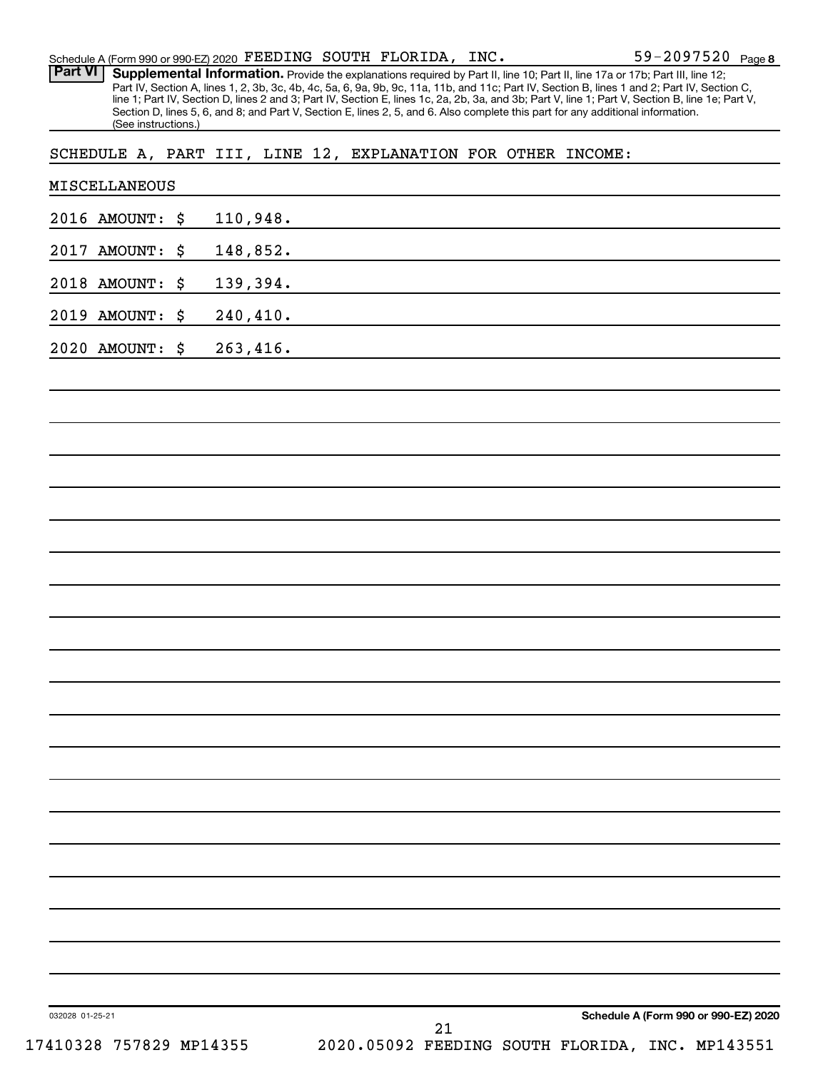## Part VI Supplemental Information.

Provide the explanations required by Part II, line 10; Part II, line 17a or 17b; Part III, line 12; Part IV, Section A, lines 1, 2, 3b, 3c, 4b, 4c, 5a, 6, 9a, 9b, 9c, 11a, 11b, and 11c; Part IV, Section B, lines 1 and 2; Part IV, Section C, line 1; Part IV, Section D, lines 2 and 3; Part IV, Section E, lines 1c, 2a, 2b, 3a, and 3b; Part V, line 1; Part V, Section B, line 1e; Part V, Section D, lines 5, 6, and 8; and Part V, Section E, lines 2, 5, and 6. Also complete this part for any additional information. (See instructions.)

SCHEDULE A, PART III, LINE 12, EXPLANATION FOR OTHER INCOME:

MISCELLANEOUS

2016 AMOUNT: $ 110,948.

2017 AMOUNT: $ 148,852.

2018 AMOUNT: $ 139,394.

2019 AMOUNT: $ 240,410.

2020 AMOUNT: $ 263,416.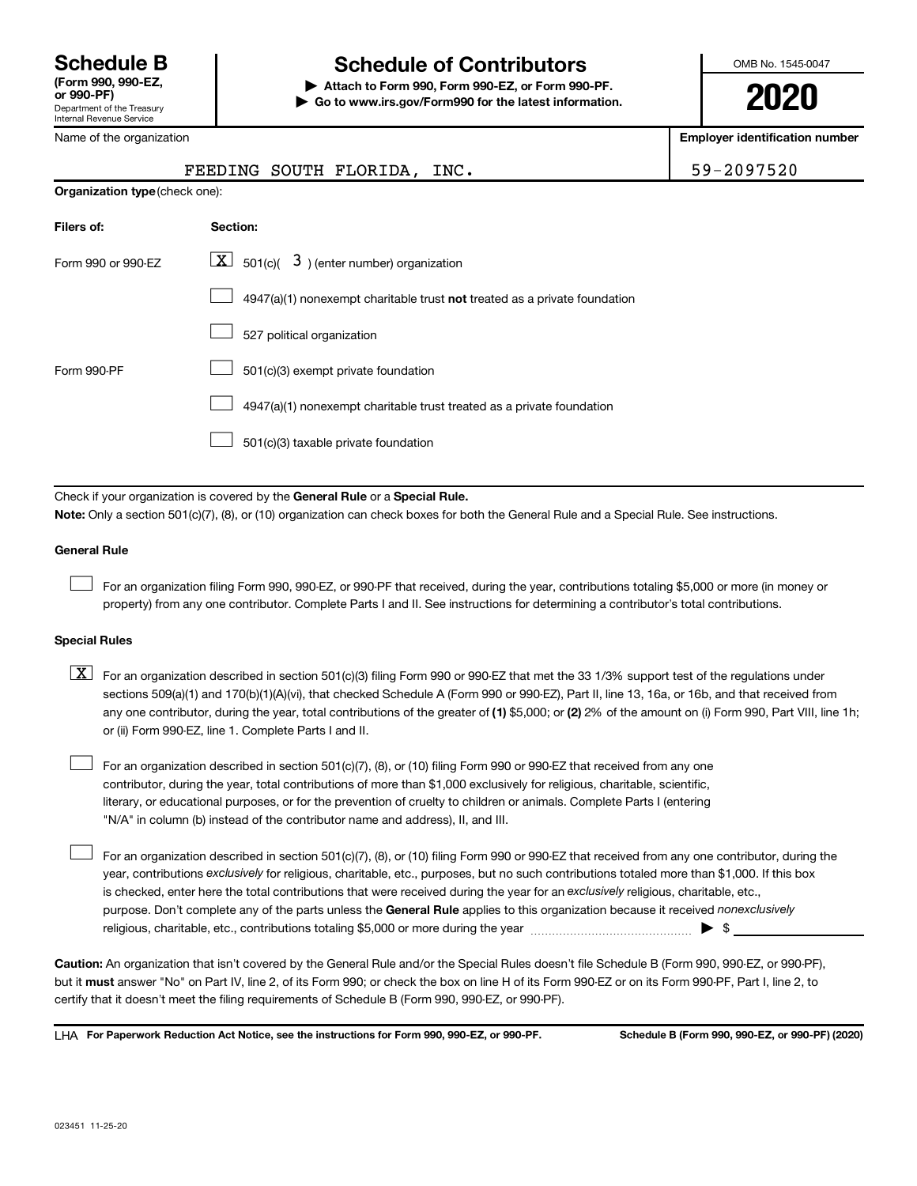# Schedule B

**(Form 990, 990-EZ, or 990-PF)**
Department of the Treasury
Internal Revenue Service

## Schedule of Contributors

**▶ Attach to Form 990, Form 990-EZ, or Form 990-PF.**
**▶ Go to www.irs.gov/Form990 for the latest information.**

OMB No. 1545-0047

**2020**

| Name of the organization | Employer identification number |
|---|---|
| FEEDING SOUTH FLORIDA, INC. | 59-2097520 |

**Organization type** (check one):

| Filers of: | Section: |
|---|---|
| Form 990 or 990-EZ | [X] 501(c)( 3 ) (enter number) organization |
| | [ ] 4947(a)(1) nonexempt charitable trust **not** treated as a private foundation |
| | [ ] 527 political organization |
| Form 990-PF | [ ] 501(c)(3) exempt private foundation |
| | [ ] 4947(a)(1) nonexempt charitable trust treated as a private foundation |
| | [ ] 501(c)(3) taxable private foundation |

Check if your organization is covered by the **General Rule** or a **Special Rule.**

**Note:** Only a section 501(c)(7), (8), or (10) organization can check boxes for both the General Rule and a Special Rule. See instructions.

### General Rule

[ ] For an organization filing Form 990, 990-EZ, or 990-PF that received, during the year, contributions totaling $5,000 or more (in money or property) from any one contributor. Complete Parts I and II. See instructions for determining a contributor's total contributions.

### Special Rules

[X] For an organization described in section 501(c)(3) filing Form 990 or 990-EZ that met the 33 1/3% support test of the regulations under sections 509(a)(1) and 170(b)(1)(A)(vi), that checked Schedule A (Form 990 or 990-EZ), Part II, line 13, 16a, or 16b, and that received from any one contributor, during the year, total contributions of the greater of **(1)** $5,000; or **(2)** 2% of the amount on (i) Form 990, Part VIII, line 1h; or (ii) Form 990-EZ, line 1. Complete Parts I and II.

[ ] For an organization described in section 501(c)(7), (8), or (10) filing Form 990 or 990-EZ that received from any one contributor, during the year, total contributions of more than $1,000 exclusively for religious, charitable, scientific, literary, or educational purposes, or for the prevention of cruelty to children or animals. Complete Parts I (entering "N/A" in column (b) instead of the contributor name and address), II, and III.

[ ] For an organization described in section 501(c)(7), (8), or (10) filing Form 990 or 990-EZ that received from any one contributor, during the year, contributions *exclusively* for religious, charitable, etc., purposes, but no such contributions totaled more than $1,000. If this box is checked, enter here the total contributions that were received during the year for an *exclusively* religious, charitable, etc., purpose. Don't complete any of the parts unless the **General Rule** applies to this organization because it received *nonexclusively* religious, charitable, etc., contributions totaling $5,000 or more during the year ▶ $ ____________

**Caution:** An organization that isn't covered by the General Rule and/or the Special Rules doesn't file Schedule B (Form 990, 990-EZ, or 990-PF), but it **must** answer "No" on Part IV, line 2, of its Form 990; or check the box on line H of its Form 990-EZ or on its Form 990-PF, Part I, line 2, to certify that it doesn't meet the filing requirements of Schedule B (Form 990, 990-EZ, or 990-PF).

LHA **For Paperwork Reduction Act Notice, see the instructions for Form 990, 990-EZ, or 990-PF.** **Schedule B (Form 990, 990-EZ, or 990-PF) (2020)**

023451 11-25-20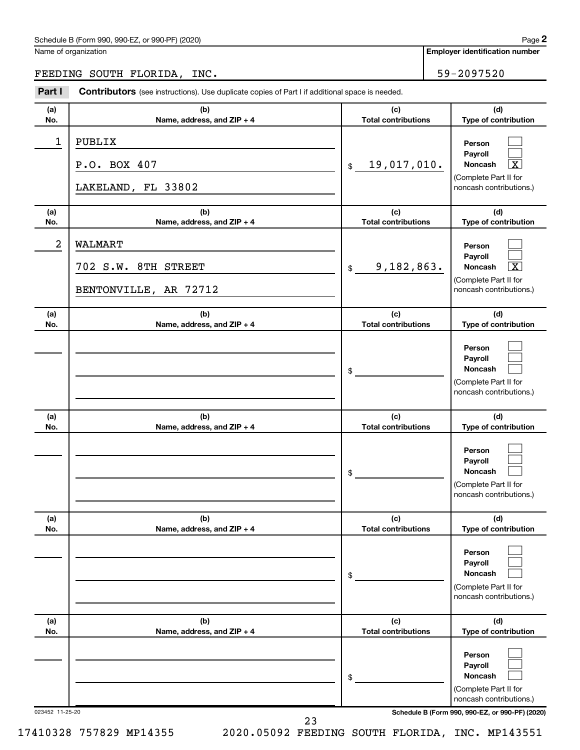Name of organization

**Employer identification number**

FEEDING SOUTH FLORIDA, INC. 59-2097520

**Part I** **Contributors** (see instructions). Use duplicate copies of Part I if additional space is needed.

| (a) No. | (b) Name, address, and ZIP + 4 | (c) Total contributions | (d) Type of contribution |
|---|---|---|---|
| 1 | PUBLIX<br>P.O. BOX 407<br>LAKELAND, FL 33802 | $ 19,017,010. | Person [ ]<br>Payroll [ ]<br>Noncash [X]<br>(Complete Part II for noncash contributions.) |
| 2 | WALMART<br>702 S.W. 8TH STREET<br>BENTONVILLE, AR 72712 | $ 9,182,863. | Person [ ]<br>Payroll [ ]<br>Noncash [X]<br>(Complete Part II for noncash contributions.) |
| | | $ | Person [ ]<br>Payroll [ ]<br>Noncash [ ]<br>(Complete Part II for noncash contributions.) |
| | | $ | Person [ ]<br>Payroll [ ]<br>Noncash [ ]<br>(Complete Part II for noncash contributions.) |
| | | $ | Person [ ]<br>Payroll [ ]<br>Noncash [ ]<br>(Complete Part II for noncash contributions.) |
| | | $ | Person [ ]<br>Payroll [ ]<br>Noncash [ ]<br>(Complete Part II for noncash contributions.) |

023452 11-25-20

17410328 757829 MP14355 2020.05092 FEEDING SOUTH FLORIDA, INC. MP143551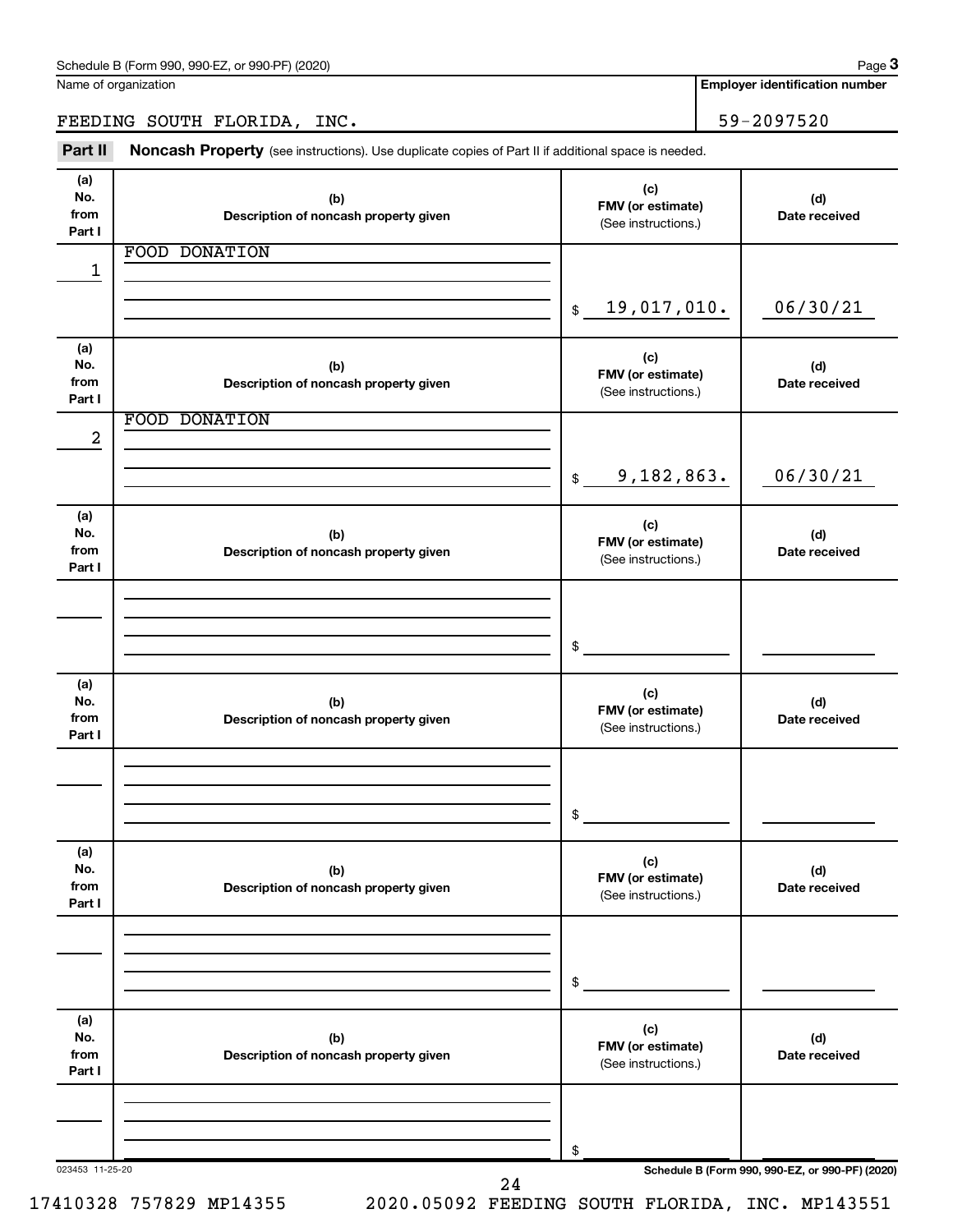Schedule B (Form 990, 990-EZ, or 990-PF) (2020)

Name of organization: FEEDING SOUTH FLORIDA, INC.

Employer identification number: 59-2097520

**Part II** **Noncash Property** (see instructions). Use duplicate copies of Part II if additional space is needed.

| (a) No. from Part I | (b) Description of noncash property given | (c) FMV (or estimate) (See instructions.) | (d) Date received |
|---|---|---|---|
| 1 | FOOD DONATION | $ 19,017,010. | 06/30/21 |
| 2 | FOOD DONATION | $ 9,182,863. | 06/30/21 |
| | | $ | |
| | | $ | |
| | | $ | |
| | | $ | |

023453 11-25-20

Schedule B (Form 990, 990-EZ, or 990-PF) (2020)

17410328 757829 MP14355 2020.05092 FEEDING SOUTH FLORIDA, INC. MP143551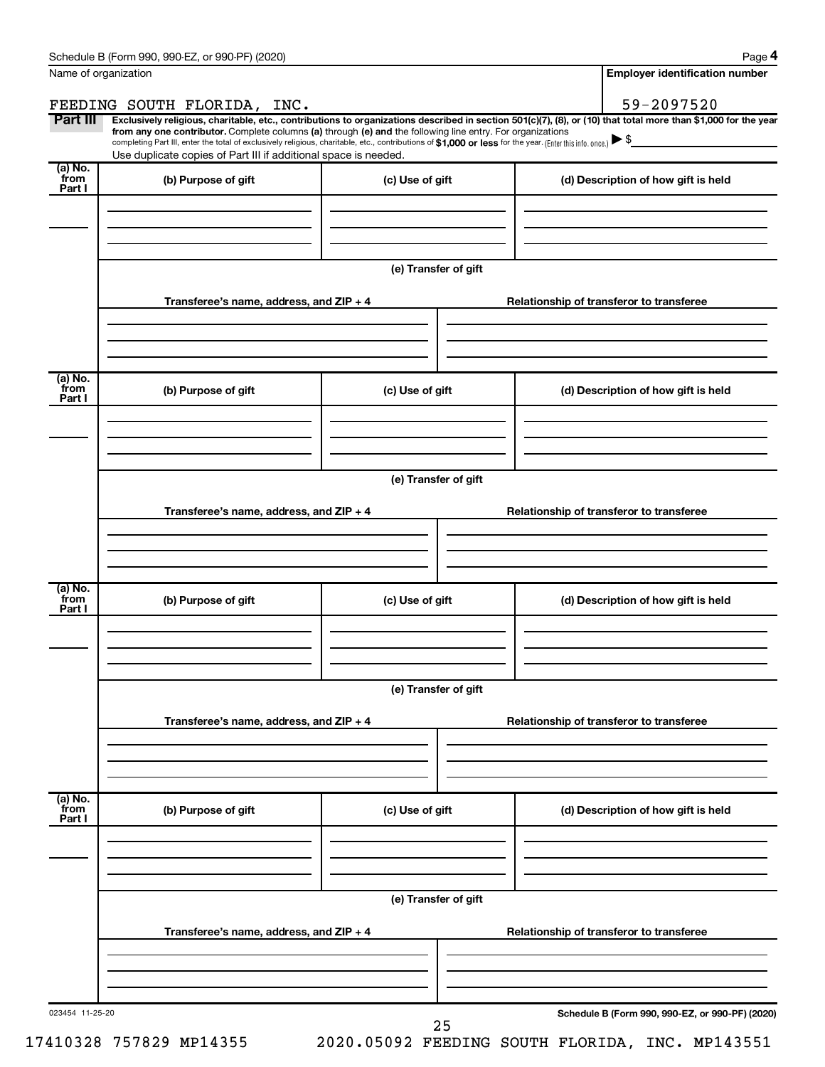Schedule B (Form 990, 990-EZ, or 990-PF) (2020)

| Name of organization | Employer identification number |
|---|---|
| FEEDING SOUTH FLORIDA, INC. | 59-2097520 |

**Part III** **Exclusively religious, charitable, etc., contributions to organizations described in section 501(c)(7), (8), or (10) that total more than $1,000 for the year from any one contributor.** Complete columns **(a)** through **(e)** and the following line entry. For organizations completing Part III, enter the total of exclusively religious, charitable, etc., contributions of **$1,000 or less** for the year. (Enter this info. once.) ▶ $

Use duplicate copies of Part III if additional space is needed.

| (a) No. from Part I | (b) Purpose of gift | (c) Use of gift | (d) Description of how gift is held |
|---|---|---|---|
| | | | |

**(e) Transfer of gift**

| Transferee's name, address, and ZIP + 4 | Relationship of transferor to transferee |
|---|---|
| | |

| (a) No. from Part I | (b) Purpose of gift | (c) Use of gift | (d) Description of how gift is held |
|---|---|---|---|
| | | | |

**(e) Transfer of gift**

| Transferee's name, address, and ZIP + 4 | Relationship of transferor to transferee |
|---|---|
| | |

| (a) No. from Part I | (b) Purpose of gift | (c) Use of gift | (d) Description of how gift is held |
|---|---|---|---|
| | | | |

**(e) Transfer of gift**

| Transferee's name, address, and ZIP + 4 | Relationship of transferor to transferee |
|---|---|
| | |

| (a) No. from Part I | (b) Purpose of gift | (c) Use of gift | (d) Description of how gift is held |
|---|---|---|---|
| | | | |

**(e) Transfer of gift**

| Transferee's name, address, and ZIP + 4 | Relationship of transferor to transferee |
|---|---|
| | |

023454 11-25-20

Schedule B (Form 990, 990-EZ, or 990-PF) (2020)

17410328 757829 MP14355 2020.05092 FEEDING SOUTH FLORIDA, INC. MP143551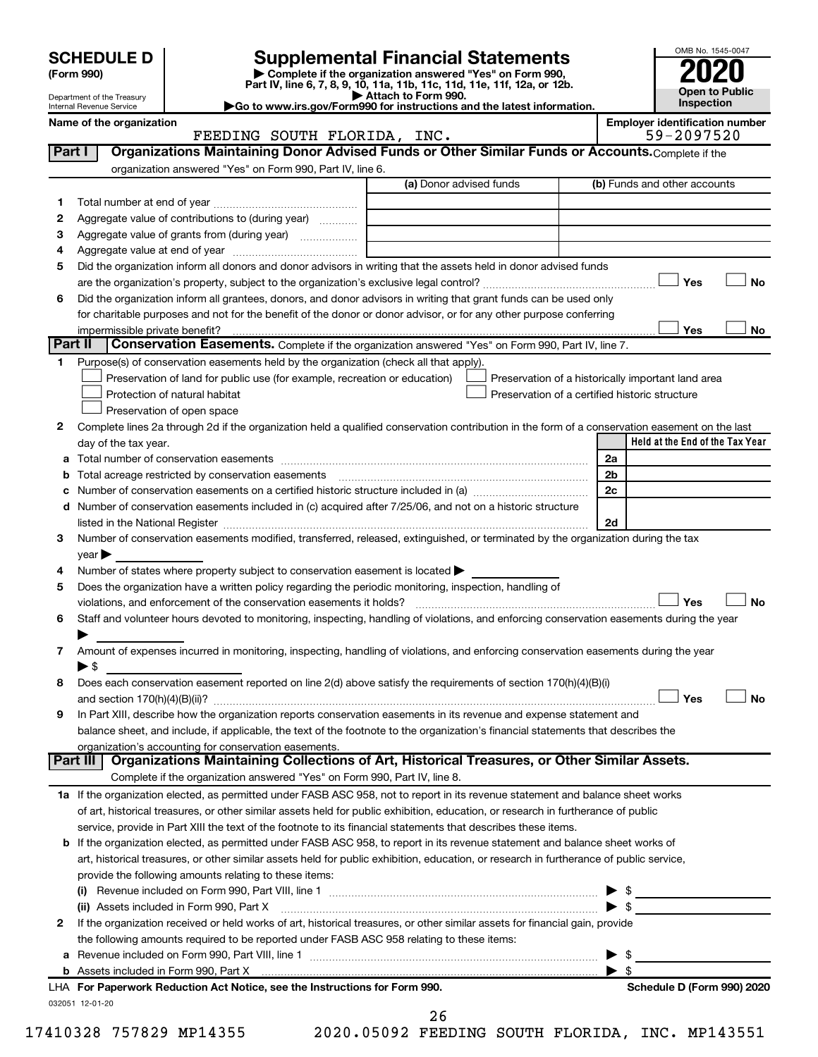# SCHEDULE D (Form 990)

Department of the Treasury
Internal Revenue Service

## Supplemental Financial Statements

▶ Complete if the organization answered "Yes" on Form 990, Part IV, line 6, 7, 8, 9, 10, 11a, 11b, 11c, 11d, 11e, 11f, 12a, or 12b.
▶ Attach to Form 990.
▶Go to www.irs.gov/Form990 for instructions and the latest information.

OMB No. 1545-0047

**2020**

**Open to Public Inspection**

**Name of the organization**
FEEDING SOUTH FLORIDA, INC.

**Employer identification number**
59-2097520

**Part I — Organizations Maintaining Donor Advised Funds or Other Similar Funds or Accounts.** Complete if the organization answered "Yes" on Form 990, Part IV, line 6.

| | | (a) Donor advised funds | (b) Funds and other accounts |
|---|---|---|---|
| 1 | Total number at end of year | | |
| 2 | Aggregate value of contributions to (during year) | | |
| 3 | Aggregate value of grants from (during year) | | |
| 4 | Aggregate value at end of year | | |

5 Did the organization inform all donors and donor advisors in writing that the assets held in donor advised funds are the organization's property, subject to the organization's exclusive legal control? ☐ Yes ☐ No

6 Did the organization inform all grantees, donors, and donor advisors in writing that grant funds can be used only for charitable purposes and not for the benefit of the donor or donor advisor, or for any other purpose conferring impermissible private benefit? ☐ Yes ☐ No

**Part II — Conservation Easements.** Complete if the organization answered "Yes" on Form 990, Part IV, line 7.

1 Purpose(s) of conservation easements held by the organization (check all that apply).
- ☐ Preservation of land for public use (for example, recreation or education)
- ☐ Protection of natural habitat
- ☐ Preservation of open space
- ☐ Preservation of a historically important land area
- ☐ Preservation of a certified historic structure

2 Complete lines 2a through 2d if the organization held a qualified conservation contribution in the form of a conservation easement on the last day of the tax year.

| | | | Held at the End of the Tax Year |
|---|---|---|---|
| a | Total number of conservation easements | 2a | |
| b | Total acreage restricted by conservation easements | 2b | |
| c | Number of conservation easements on a certified historic structure included in (a) | 2c | |
| d | Number of conservation easements included in (c) acquired after 7/25/06, and not on a historic structure listed in the National Register | 2d | |

3 Number of conservation easements modified, transferred, released, extinguished, or terminated by the organization during the tax year ▶

4 Number of states where property subject to conservation easement is located ▶

5 Does the organization have a written policy regarding the periodic monitoring, inspection, handling of violations, and enforcement of the conservation easements it holds? ☐ Yes ☐ No

6 Staff and volunteer hours devoted to monitoring, inspecting, handling of violations, and enforcing conservation easements during the year ▶

7 Amount of expenses incurred in monitoring, inspecting, handling of violations, and enforcing conservation easements during the year ▶ $

8 Does each conservation easement reported on line 2(d) above satisfy the requirements of section 170(h)(4)(B)(i) and section 170(h)(4)(B)(ii)? ☐ Yes ☐ No

9 In Part XIII, describe how the organization reports conservation easements in its revenue and expense statement and balance sheet, and include, if applicable, the text of the footnote to the organization's financial statements that describes the organization's accounting for conservation easements.

**Part III — Organizations Maintaining Collections of Art, Historical Treasures, or Other Similar Assets.** Complete if the organization answered "Yes" on Form 990, Part IV, line 8.

1a If the organization elected, as permitted under FASB ASC 958, not to report in its revenue statement and balance sheet works of art, historical treasures, or other similar assets held for public exhibition, education, or research in furtherance of public service, provide in Part XIII the text of the footnote to its financial statements that describes these items.

b If the organization elected, as permitted under FASB ASC 958, to report in its revenue statement and balance sheet works of art, historical treasures, or other similar assets held for public exhibition, education, or research in furtherance of public service, provide the following amounts relating to these items:

(i) Revenue included on Form 990, Part VIII, line 1 ▶ $

(ii) Assets included in Form 990, Part X ▶ $

2 If the organization received or held works of art, historical treasures, or other similar assets for financial gain, provide the following amounts required to be reported under FASB ASC 958 relating to these items:

a Revenue included on Form 990, Part VIII, line 1 ▶ $

b Assets included in Form 990, Part X ▶ $

LHA For Paperwork Reduction Act Notice, see the Instructions for Form 990. Schedule D (Form 990) 2020

032051 12-01-20

17410328 757829 MP14355 2020.05092 FEEDING SOUTH FLORIDA, INC. MP143551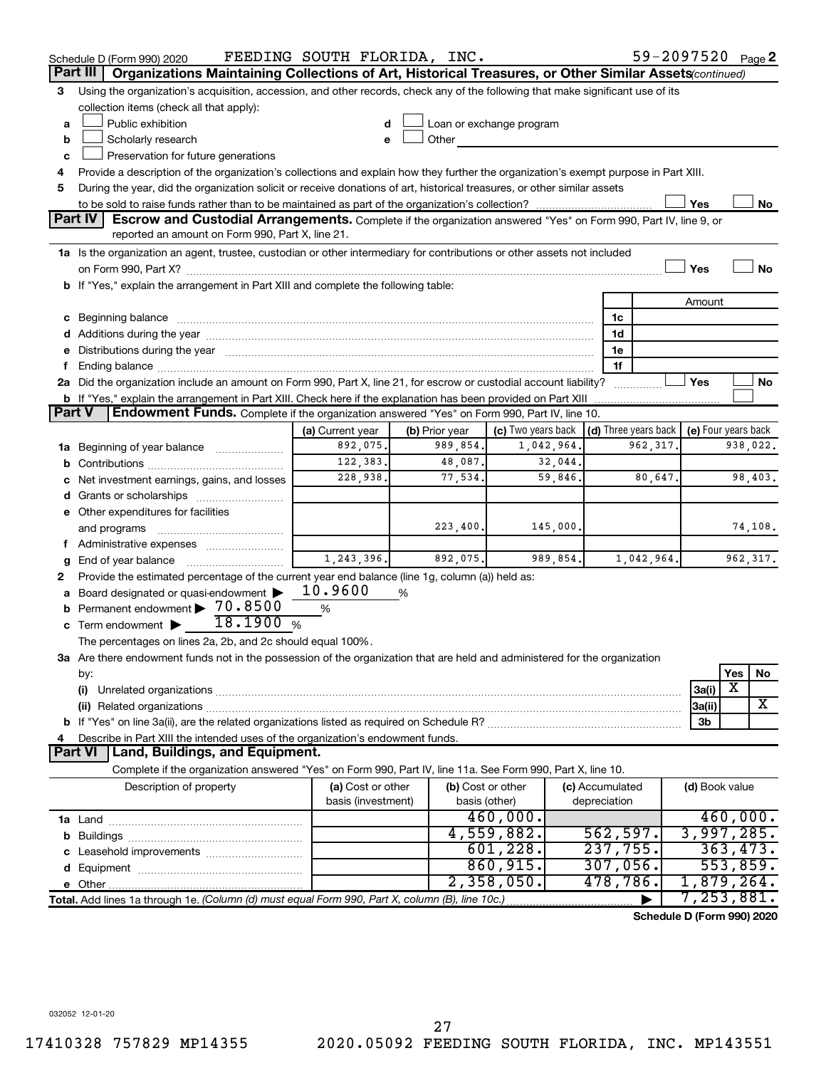Schedule D (Form 990) 2020 FEEDING SOUTH FLORIDA, INC. 59-2097520 Page 2

## Part III Organizations Maintaining Collections of Art, Historical Treasures, or Other Similar Assets *(continued)*

**3** Using the organization's acquisition, accession, and other records, check any of the following that make significant use of its collection items (check all that apply):

- **a** ☐ Public exhibition
- **b** ☐ Scholarly research
- **c** ☐ Preservation for future generations
- **d** ☐ Loan or exchange program
- **e** ☐ Other

**4** Provide a description of the organization's collections and explain how they further the organization's exempt purpose in Part XIII.

**5** During the year, did the organization solicit or receive donations of art, historical treasures, or other similar assets to be sold to raise funds rather than to be maintained as part of the organization's collection? ☐ Yes ☐ No

## Part IV Escrow and Custodial Arrangements.

Complete if the organization answered "Yes" on Form 990, Part IV, line 9, or reported an amount on Form 990, Part X, line 21.

**1a** Is the organization an agent, trustee, custodian or other intermediary for contributions or other assets not included on Form 990, Part X? ☐ Yes ☐ No

**b** If "Yes," explain the arrangement in Part XIII and complete the following table:

| | | Amount |
|---|---|---|
| **c** Beginning balance | 1c | |
| **d** Additions during the year | 1d | |
| **e** Distributions during the year | 1e | |
| **f** Ending balance | 1f | |

**2a** Did the organization include an amount on Form 990, Part X, line 21, for escrow or custodial account liability? ☐ Yes ☐ No

**b** If "Yes," explain the arrangement in Part XIII. Check here if the explanation has been provided on Part XIII ☐

## Part V Endowment Funds.

Complete if the organization answered "Yes" on Form 990, Part IV, line 10.

| | (a) Current year | (b) Prior year | (c) Two years back | (d) Three years back | (e) Four years back |
|---|---|---|---|---|---|
| **1a** Beginning of year balance | 892,075. | 989,854. | 1,042,964. | 962,317. | 938,022. |
| **b** Contributions | 122,383. | 48,087. | 32,044. | | |
| **c** Net investment earnings, gains, and losses | 228,938. | 77,534. | 59,846. | 80,647. | 98,403. |
| **d** Grants or scholarships | | | | | |
| **e** Other expenditures for facilities and programs | | 223,400. | 145,000. | | 74,108. |
| **f** Administrative expenses | | | | | |
| **g** End of year balance | 1,243,396. | 892,075. | 989,854. | 1,042,964. | 962,317. |

**2** Provide the estimated percentage of the current year end balance (line 1g, column (a)) held as:

- **a** Board designated or quasi-endowment ▶ 10.9600 %
- **b** Permanent endowment ▶ 70.8500 %
- **c** Term endowment ▶ 18.1900 %

The percentages on lines 2a, 2b, and 2c should equal 100%.

**3a** Are there endowment funds not in the possession of the organization that are held and administered for the organization by:

| | | Yes | No |
|---|---|---|---|
| **(i)** Unrelated organizations | 3a(i) | X | |
| **(ii)** Related organizations | 3a(ii) | | X |
| **b** If "Yes" on line 3a(ii), are the related organizations listed as required on Schedule R? | 3b | | |

**4** Describe in Part XIII the intended uses of the organization's endowment funds.

## Part VI Land, Buildings, and Equipment.

Complete if the organization answered "Yes" on Form 990, Part IV, line 11a. See Form 990, Part X, line 10.

| Description of property | (a) Cost or other basis (investment) | (b) Cost or other basis (other) | (c) Accumulated depreciation | (d) Book value |
|---|---|---|---|---|
| **1a** Land | | 460,000. | | 460,000. |
| **b** Buildings | | 4,559,882. | 562,597. | 3,997,285. |
| **c** Leasehold improvements | | 601,228. | 237,755. | 363,473. |
| **d** Equipment | | 860,915. | 307,056. | 553,859. |
| **e** Other | | 2,358,050. | 478,786. | 1,879,264. |
| **Total.** Add lines 1a through 1e. *(Column (d) must equal Form 990, Part X, column (B), line 10c.)* | | | ▶ | 7,253,881. |

Schedule D (Form 990) 2020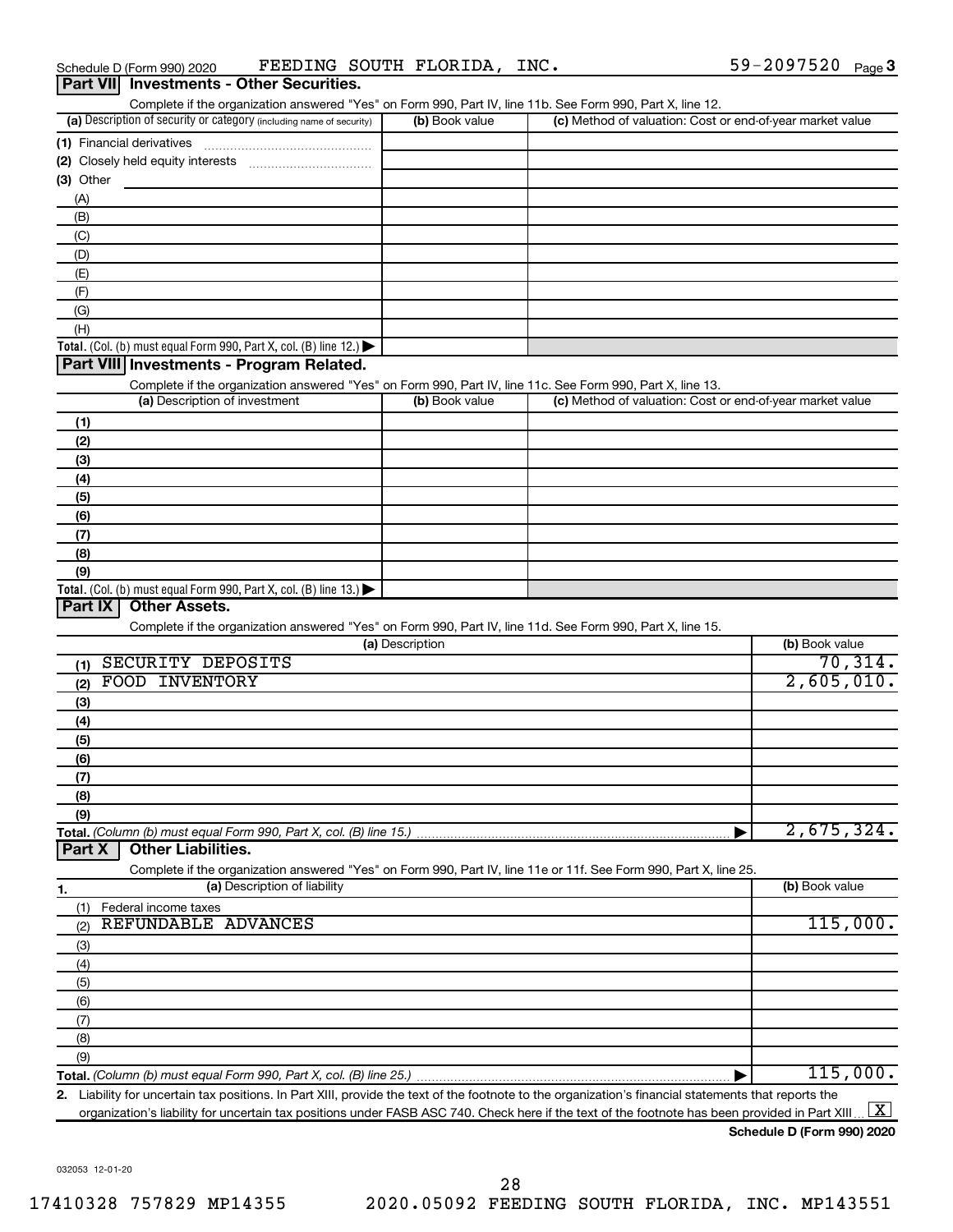Schedule D (Form 990) 2020 FEEDING SOUTH FLORIDA, INC. 59-2097520 Page 3

## Part VII Investments - Other Securities.

Complete if the organization answered "Yes" on Form 990, Part IV, line 11b. See Form 990, Part X, line 12.

| (a) Description of security or category (including name of security) | (b) Book value | (c) Method of valuation: Cost or end-of-year market value |
|---|---|---|
| (1) Financial derivatives | | |
| (2) Closely held equity interests | | |
| (3) Other | | |
| (A) | | |
| (B) | | |
| (C) | | |
| (D) | | |
| (E) | | |
| (F) | | |
| (G) | | |
| (H) | | |
| **Total.** (Col. (b) must equal Form 990, Part X, col. (B) line 12.) | | |

## Part VIII Investments - Program Related.

Complete if the organization answered "Yes" on Form 990, Part IV, line 11c. See Form 990, Part X, line 13.

| (a) Description of investment | (b) Book value | (c) Method of valuation: Cost or end-of-year market value |
|---|---|---|
| (1) | | |
| (2) | | |
| (3) | | |
| (4) | | |
| (5) | | |
| (6) | | |
| (7) | | |
| (8) | | |
| (9) | | |
| **Total.** (Col. (b) must equal Form 990, Part X, col. (B) line 13.) | | |

## Part IX Other Assets.

Complete if the organization answered "Yes" on Form 990, Part IV, line 11d. See Form 990, Part X, line 15.

| (a) Description | (b) Book value |
|---|---|
| (1) SECURITY DEPOSITS | 70,314. |
| (2) FOOD INVENTORY | 2,605,010. |
| (3) | |
| (4) | |
| (5) | |
| (6) | |
| (7) | |
| (8) | |
| (9) | |
| **Total.** *(Column (b) must equal Form 990, Part X, col. (B) line 15.)* | 2,675,324. |

## Part X Other Liabilities.

Complete if the organization answered "Yes" on Form 990, Part IV, line 11e or 11f. See Form 990, Part X, line 25.

| 1. (a) Description of liability | (b) Book value |
|---|---|
| (1) Federal income taxes | |
| (2) REFUNDABLE ADVANCES | 115,000. |
| (3) | |
| (4) | |
| (5) | |
| (6) | |
| (7) | |
| (8) | |
| (9) | |
| **Total.** *(Column (b) must equal Form 990, Part X, col. (B) line 25.)* | 115,000. |

**2.** Liability for uncertain tax positions. In Part XIII, provide the text of the footnote to the organization's financial statements that reports the organization's liability for uncertain tax positions under FASB ASC 740. Check here if the text of the footnote has been provided in Part XIII [X]

**Schedule D (Form 990) 2020**

032053 12-01-20

17410328 757829 MP14355 2020.05092 FEEDING SOUTH FLORIDA, INC. MP143551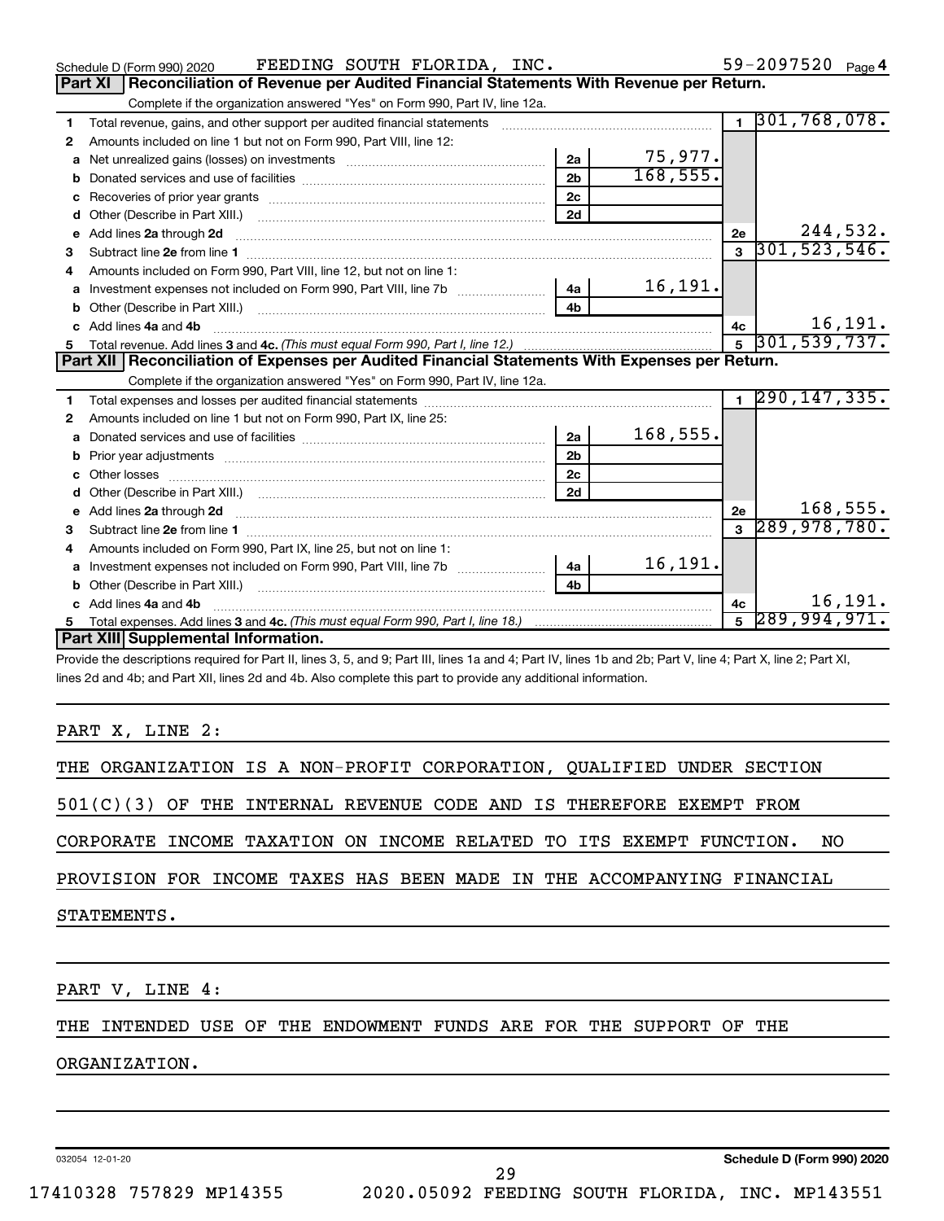Schedule D (Form 990) 2020 FEEDING SOUTH FLORIDA, INC. 59-2097520 Page 4

## Part XI Reconciliation of Revenue per Audited Financial Statements With Revenue per Return.

Complete if the organization answered "Yes" on Form 990, Part IV, line 12a.

| | | | | | |
|---|---|---|---|---|---|
| 1 | Total revenue, gains, and other support per audited financial statements | | | 1 | 301,768,078. |
| 2 | Amounts included on line 1 but not on Form 990, Part VIII, line 12: | | | | |
| a | Net unrealized gains (losses) on investments | 2a | 75,977. | | |
| b | Donated services and use of facilities | 2b | 168,555. | | |
| c | Recoveries of prior year grants | 2c | | | |
| d | Other (Describe in Part XIII.) | 2d | | | |
| e | Add lines 2a through 2d | | | 2e | 244,532. |
| 3 | Subtract line 2e from line 1 | | | 3 | 301,523,546. |
| 4 | Amounts included on Form 990, Part VIII, line 12, but not on line 1: | | | | |
| a | Investment expenses not included on Form 990, Part VIII, line 7b | 4a | 16,191. | | |
| b | Other (Describe in Part XIII.) | 4b | | | |
| c | Add lines 4a and 4b | | | 4c | 16,191. |
| 5 | Total revenue. Add lines 3 and 4c. *(This must equal Form 990, Part I, line 12.)* | | | 5 | 301,539,737. |

## Part XII Reconciliation of Expenses per Audited Financial Statements With Expenses per Return.

Complete if the organization answered "Yes" on Form 990, Part IV, line 12a.

| | | | | | |
|---|---|---|---|---|---|
| 1 | Total expenses and losses per audited financial statements | | | 1 | 290,147,335. |
| 2 | Amounts included on line 1 but not on Form 990, Part IX, line 25: | | | | |
| a | Donated services and use of facilities | 2a | 168,555. | | |
| b | Prior year adjustments | 2b | | | |
| c | Other losses | 2c | | | |
| d | Other (Describe in Part XIII.) | 2d | | | |
| e | Add lines 2a through 2d | | | 2e | 168,555. |
| 3 | Subtract line 2e from line 1 | | | 3 | 289,978,780. |
| 4 | Amounts included on Form 990, Part IX, line 25, but not on line 1: | | | | |
| a | Investment expenses not included on Form 990, Part VIII, line 7b | 4a | 16,191. | | |
| b | Other (Describe in Part XIII.) | 4b | | | |
| c | Add lines 4a and 4b | | | 4c | 16,191. |
| 5 | Total expenses. Add lines 3 and 4c. *(This must equal Form 990, Part I, line 18.)* | | | 5 | 289,994,971. |

## Part XIII Supplemental Information.

Provide the descriptions required for Part II, lines 3, 5, and 9; Part III, lines 1a and 4; Part IV, lines 1b and 2b; Part V, line 4; Part X, line 2; Part XI, lines 2d and 4b; and Part XII, lines 2d and 4b. Also complete this part to provide any additional information.

PART X, LINE 2:

THE ORGANIZATION IS A NON-PROFIT CORPORATION, QUALIFIED UNDER SECTION 501(C)(3) OF THE INTERNAL REVENUE CODE AND IS THEREFORE EXEMPT FROM CORPORATE INCOME TAXATION ON INCOME RELATED TO ITS EXEMPT FUNCTION. NO PROVISION FOR INCOME TAXES HAS BEEN MADE IN THE ACCOMPANYING FINANCIAL STATEMENTS.

PART V, LINE 4:

THE INTENDED USE OF THE ENDOWMENT FUNDS ARE FOR THE SUPPORT OF THE ORGANIZATION.

032054 12-01-20 Schedule D (Form 990) 2020

17410328 757829 MP14355 2020.05092 FEEDING SOUTH FLORIDA, INC. MP143551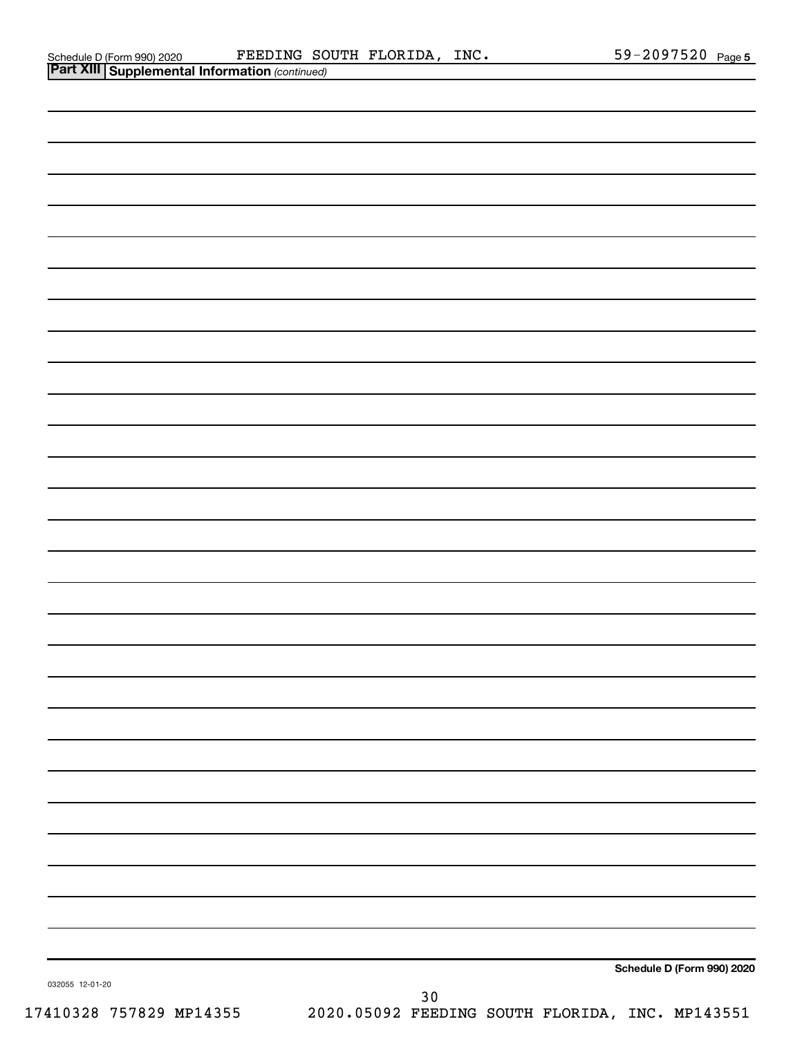Schedule D (Form 990) 2020 FEEDING SOUTH FLORIDA, INC. 59-2097520 Page 5

**Part XIII Supplemental Information** *(continued)*

**Schedule D (Form 990) 2020**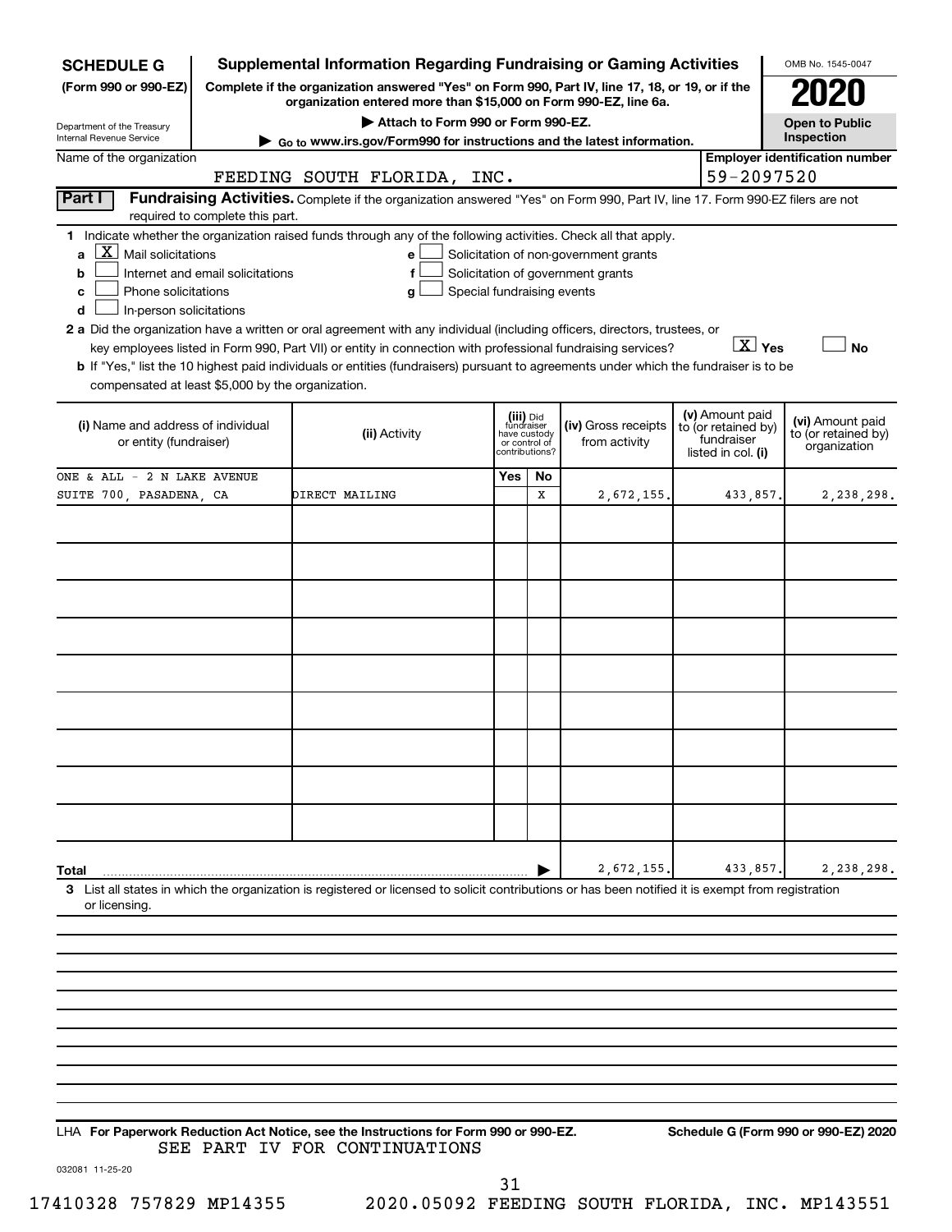# SCHEDULE G (Form 990 or 990-EZ)

**Supplemental Information Regarding Fundraising or Gaming Activities**

**Complete if the organization answered "Yes" on Form 990, Part IV, line 17, 18, or 19, or if the organization entered more than $15,000 on Form 990-EZ, line 6a.**

▶ Attach to Form 990 or Form 990-EZ.

▶ Go to www.irs.gov/Form990 for instructions and the latest information.

Department of the Treasury
Internal Revenue Service

OMB No. 1545-0047

**2020**

**Open to Public Inspection**

Name of the organization: FEEDING SOUTH FLORIDA, INC.

Employer identification number: 59-2097520

**Part I** **Fundraising Activities.** Complete if the organization answered "Yes" on Form 990, Part IV, line 17. Form 990-EZ filers are not required to complete this part.

**1** Indicate whether the organization raised funds through any of the following activities. Check all that apply.

- **a** [X] Mail solicitations
- **b** [ ] Internet and email solicitations
- **c** [ ] Phone solicitations
- **d** [ ] In-person solicitations
- **e** [ ] Solicitation of non-government grants
- **f** [ ] Solicitation of government grants
- **g** [ ] Special fundraising events

**2 a** Did the organization have a written or oral agreement with any individual (including officers, directors, trustees, or key employees listed in Form 990, Part VII) or entity in connection with professional fundraising services? [X] Yes [ ] No

**b** If "Yes," list the 10 highest paid individuals or entities (fundraisers) pursuant to agreements under which the fundraiser is to be compensated at least $5,000 by the organization.

| (i) Name and address of individual or entity (fundraiser) | (ii) Activity | (iii) Did fundraiser have custody or control of contributions? Yes | No | (iv) Gross receipts from activity | (v) Amount paid to (or retained by) fundraiser listed in col. (i) | (vi) Amount paid to (or retained by) organization |
|---|---|---|---|---|---|---|
| ONE & ALL - 2 N LAKE AVENUE SUITE 700, PASADENA, CA | DIRECT MAILING | | X | 2,672,155. | 433,857. | 2,238,298. |
| | | | | | | |
| | | | | | | |
| | | | | | | |
| | | | | | | |
| | | | | | | |
| | | | | | | |
| | | | | | | |
| | | | | | | |
| | | | | | | |
| **Total** | | | | 2,672,155. | 433,857. | 2,238,298. |

**3** List all states in which the organization is registered or licensed to solicit contributions or has been notified it is exempt from registration or licensing.

LHA **For Paperwork Reduction Act Notice, see the Instructions for Form 990 or 990-EZ.** **Schedule G (Form 990 or 990-EZ) 2020**

SEE PART IV FOR CONTINUATIONS

032081 11-25-20

17410328 757829 MP14355 2020.05092 FEEDING SOUTH FLORIDA, INC. MP143551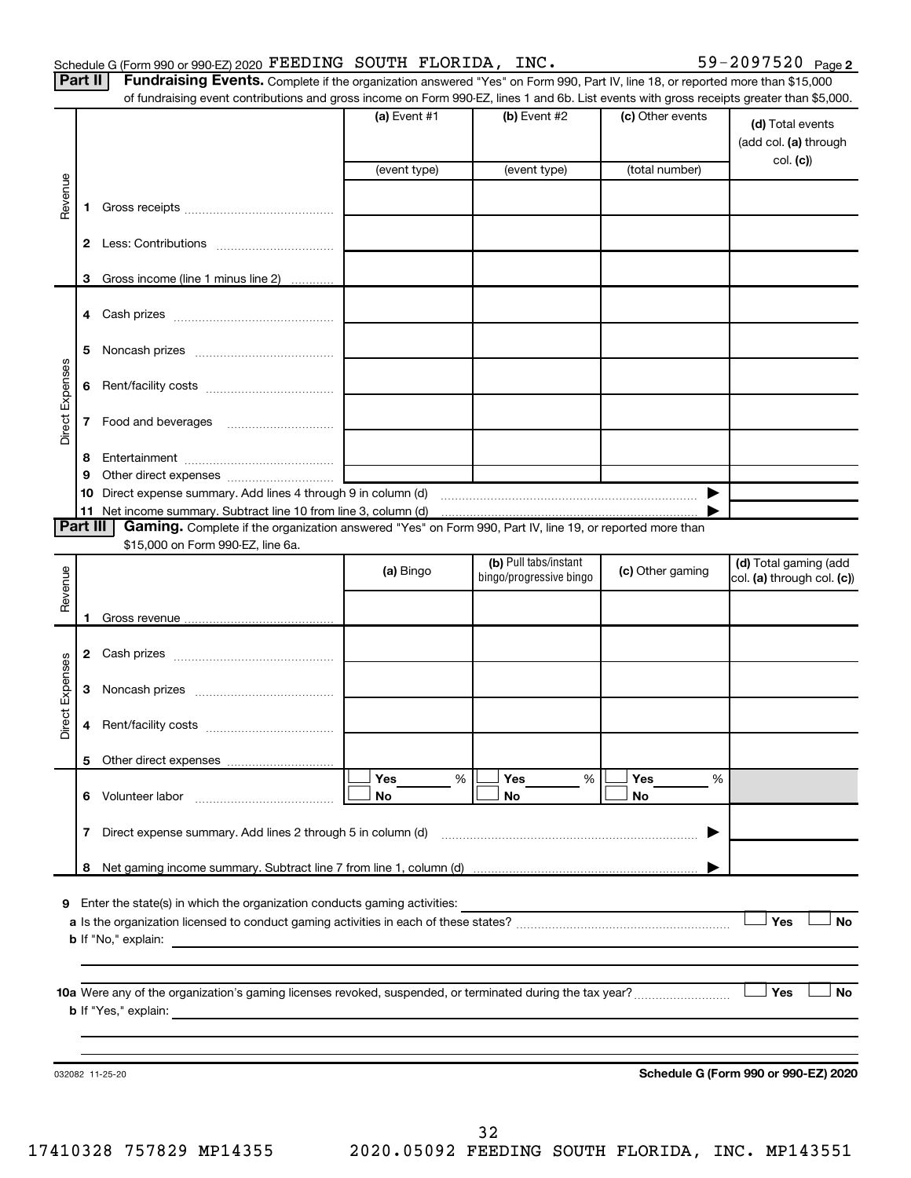Schedule G (Form 990 or 990-EZ) 2020 FEEDING SOUTH FLORIDA, INC. 59-2097520 Page 2

**Part II** **Fundraising Events.** Complete if the organization answered "Yes" on Form 990, Part IV, line 18, or reported more than $15,000 of fundraising event contributions and gross income on Form 990-EZ, lines 1 and 6b. List events with gross receipts greater than $5,000.

| | | (a) Event #1 (event type) | (b) Event #2 (event type) | (c) Other events (total number) | (d) Total events (add col. (a) through col. (c)) |
|---|---|---|---|---|---|
| Revenue | 1 Gross receipts | | | | |
| | 2 Less: Contributions | | | | |
| | 3 Gross income (line 1 minus line 2) | | | | |
| Direct Expenses | 4 Cash prizes | | | | |
| | 5 Noncash prizes | | | | |
| | 6 Rent/facility costs | | | | |
| | 7 Food and beverages | | | | |
| | 8 Entertainment | | | | |
| | 9 Other direct expenses | | | | |
| | 10 Direct expense summary. Add lines 4 through 9 in column (d) | | | ▶ | |
| | 11 Net income summary. Subtract line 10 from line 3, column (d) | | | ▶ | |

**Part III** **Gaming.** Complete if the organization answered "Yes" on Form 990, Part IV, line 19, or reported more than $15,000 on Form 990-EZ, line 6a.

| | | (a) Bingo | (b) Pull tabs/instant bingo/progressive bingo | (c) Other gaming | (d) Total gaming (add col. (a) through col. (c)) |
|---|---|---|---|---|---|
| Revenue | 1 Gross revenue | | | | |
| Direct Expenses | 2 Cash prizes | | | | |
| | 3 Noncash prizes | | | | |
| | 4 Rent/facility costs | | | | |
| | 5 Other direct expenses | | | | |
| | 6 Volunteer labor | ☐ Yes ___ % ☐ No | ☐ Yes ___ % ☐ No | ☐ Yes ___ % ☐ No | |
| | 7 Direct expense summary. Add lines 2 through 5 in column (d) | | | ▶ | |
| | 8 Net gaming income summary. Subtract line 7 from line 1, column (d) | | | ▶ | |

9 Enter the state(s) in which the organization conducts gaming activities: ______

a Is the organization licensed to conduct gaming activities in each of these states? ☐ Yes ☐ No

b If "No," explain: ______

10a Were any of the organization's gaming licenses revoked, suspended, or terminated during the tax year? ☐ Yes ☐ No

b If "Yes," explain: ______

032082 11-25-20 **Schedule G (Form 990 or 990-EZ) 2020**

17410328 757829 MP14355 2020.05092 FEEDING SOUTH FLORIDA, INC. MP143551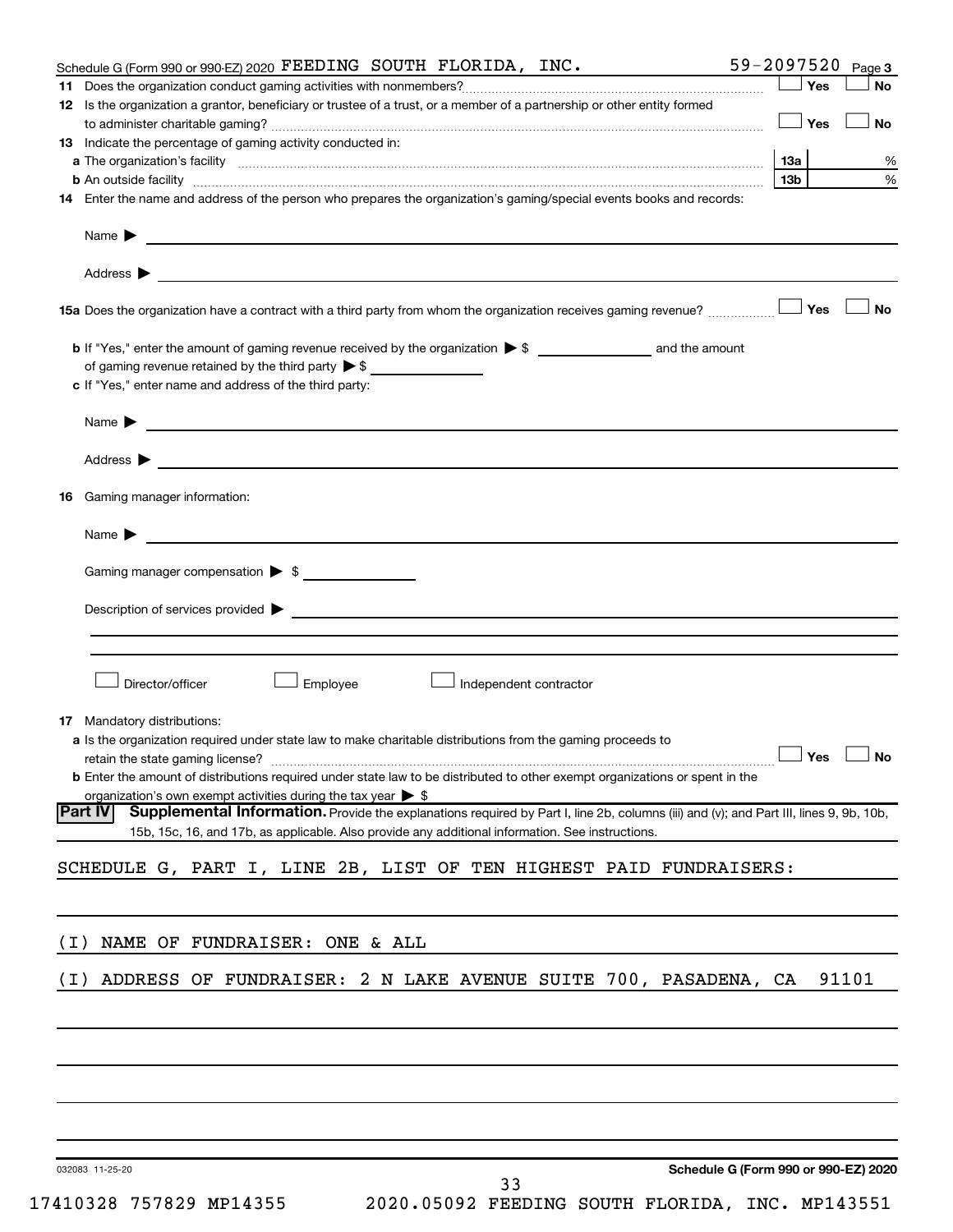Schedule G (Form 990 or 990-EZ) 2020 FEEDING SOUTH FLORIDA, INC. 59-2097520 Page 3

**11** Does the organization conduct gaming activities with nonmembers? ☐ Yes ☐ No

**12** Is the organization a grantor, beneficiary or trustee of a trust, or a member of a partnership or other entity formed to administer charitable gaming? ☐ Yes ☐ No

**13** Indicate the percentage of gaming activity conducted in:

**a** The organization's facility **13a** %

**b** An outside facility **13b** %

**14** Enter the name and address of the person who prepares the organization's gaming/special events books and records:

Name ▶

Address ▶

**15a** Does the organization have a contract with a third party from whom the organization receives gaming revenue? ☐ Yes ☐ No

**b** If "Yes," enter the amount of gaming revenue received by the organization ▶ $ ______ and the amount of gaming revenue retained by the third party ▶ $ ______

**c** If "Yes," enter name and address of the third party:

Name ▶

Address ▶

**16** Gaming manager information:

Name ▶

Gaming manager compensation ▶ $

Description of services provided ▶

☐ Director/officer ☐ Employee ☐ Independent contractor

**17** Mandatory distributions:

**a** Is the organization required under state law to make charitable distributions from the gaming proceeds to retain the state gaming license? ☐ Yes ☐ No

**b** Enter the amount of distributions required under state law to be distributed to other exempt organizations or spent in the organization's own exempt activities during the tax year ▶ $

**Part IV** **Supplemental Information.** Provide the explanations required by Part I, line 2b, columns (iii) and (v); and Part III, lines 9, 9b, 10b, 15b, 15c, 16, and 17b, as applicable. Also provide any additional information. See instructions.

SCHEDULE G, PART I, LINE 2B, LIST OF TEN HIGHEST PAID FUNDRAISERS:

(I) NAME OF FUNDRAISER: ONE & ALL

(I) ADDRESS OF FUNDRAISER: 2 N LAKE AVENUE SUITE 700, PASADENA, CA 91101

032083 11-25-20 **Schedule G (Form 990 or 990-EZ) 2020**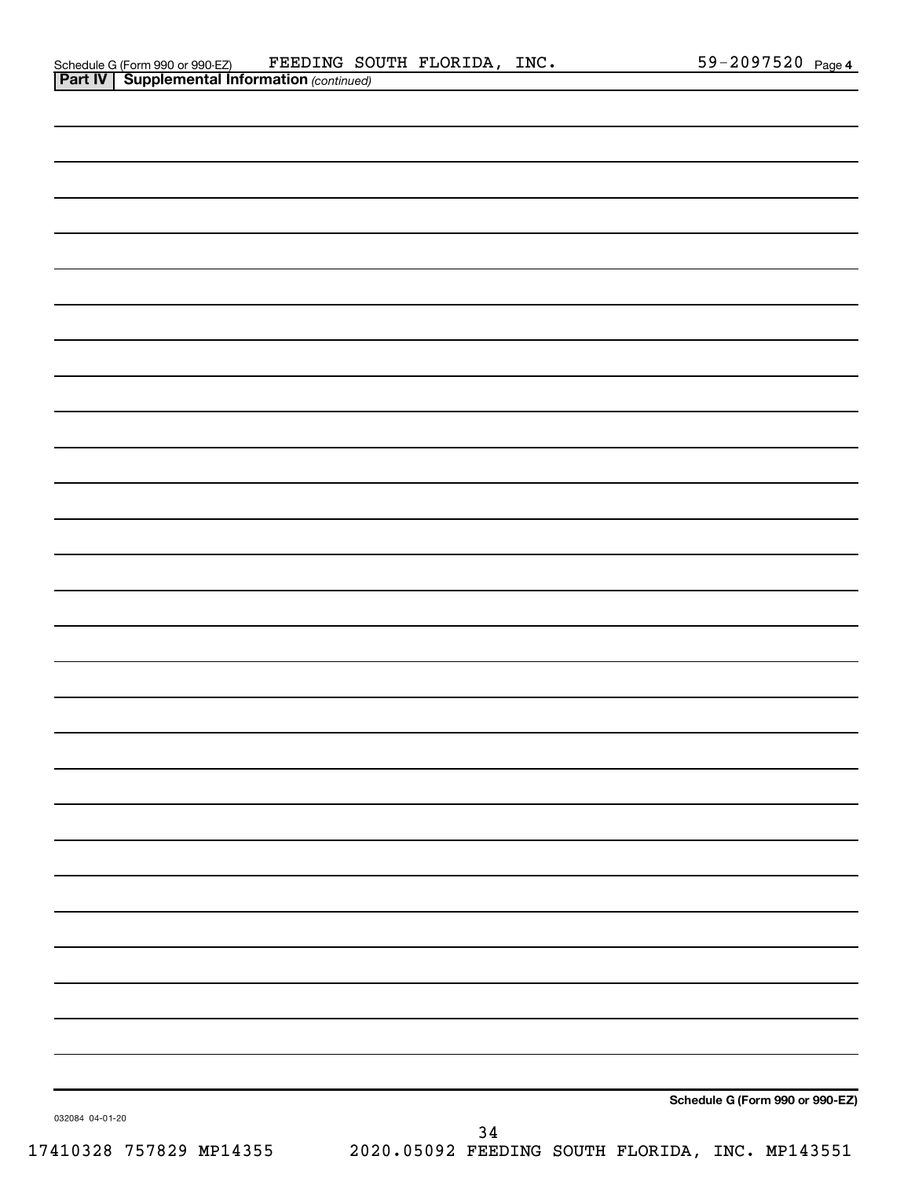Schedule G (Form 990 or 990-EZ) FEEDING SOUTH FLORIDA, INC. 59-2097520 Page 4

**Part IV | Supplemental Information** *(continued)*

**Schedule G (Form 990 or 990-EZ)**

032084 04-01-20

17410328 757829 MP14355 2020.05092 FEEDING SOUTH FLORIDA, INC. MP143551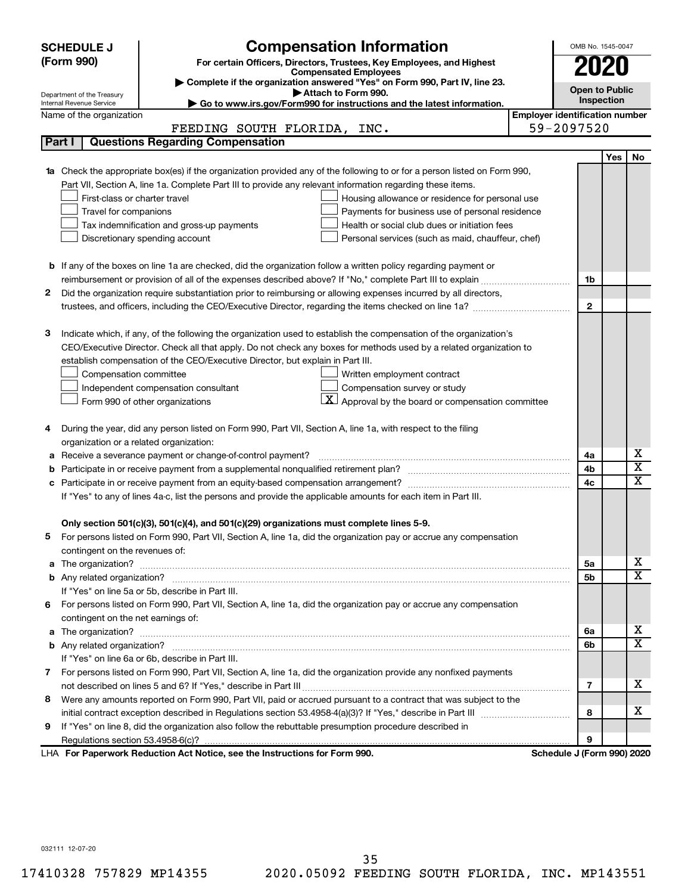**SCHEDULE J (Form 990)**

Department of the Treasury
Internal Revenue Service

# Compensation Information

**For certain Officers, Directors, Trustees, Key Employees, and Highest Compensated Employees**

▶ Complete if the organization answered "Yes" on Form 990, Part IV, line 23.
▶ Attach to Form 990.
▶ Go to www.irs.gov/Form990 for instructions and the latest information.

OMB No. 1545-0047

**2020**

**Open to Public Inspection**

Name of the organization: FEEDING SOUTH FLORIDA, INC.

Employer identification number: 59-2097520

## Part I — Questions Regarding Compensation

| | | | Yes | No |
|---|---|---|---|---|
| **1a** | Check the appropriate box(es) if the organization provided any of the following to or for a person listed on Form 990, Part VII, Section A, line 1a. Complete Part III to provide any relevant information regarding these items.<br>☐ First-class or charter travel ☐ Housing allowance or residence for personal use<br>☐ Travel for companions ☐ Payments for business use of personal residence<br>☐ Tax indemnification and gross-up payments ☐ Health or social club dues or initiation fees<br>☐ Discretionary spending account ☐ Personal services (such as maid, chauffeur, chef) | | | |
| **b** | If any of the boxes on line 1a are checked, did the organization follow a written policy regarding payment or reimbursement or provision of all of the expenses described above? If "No," complete Part III to explain | 1b | | |
| **2** | Did the organization require substantiation prior to reimbursing or allowing expenses incurred by all directors, trustees, and officers, including the CEO/Executive Director, regarding the items checked on line 1a? | 2 | | |
| **3** | Indicate which, if any, of the following the organization used to establish the compensation of the organization's CEO/Executive Director. Check all that apply. Do not check any boxes for methods used by a related organization to establish compensation of the CEO/Executive Director, but explain in Part III.<br>☐ Compensation committee ☐ Written employment contract<br>☐ Independent compensation consultant ☐ Compensation survey or study<br>☐ Form 990 of other organizations ☒ Approval by the board or compensation committee | | | |
| **4** | During the year, did any person listed on Form 990, Part VII, Section A, line 1a, with respect to the filing organization or a related organization: | | | |
| **a** | Receive a severance payment or change-of-control payment? | 4a | | X |
| **b** | Participate in or receive payment from a supplemental nonqualified retirement plan? | 4b | | X |
| **c** | Participate in or receive payment from an equity-based compensation arrangement? | 4c | | X |
| | If "Yes" to any of lines 4a-c, list the persons and provide the applicable amounts for each item in Part III. | | | |
| | **Only section 501(c)(3), 501(c)(4), and 501(c)(29) organizations must complete lines 5-9.** | | | |
| **5** | For persons listed on Form 990, Part VII, Section A, line 1a, did the organization pay or accrue any compensation contingent on the revenues of: | | | |
| **a** | The organization? | 5a | | X |
| **b** | Any related organization? | 5b | | X |
| | If "Yes" on line 5a or 5b, describe in Part III. | | | |
| **6** | For persons listed on Form 990, Part VII, Section A, line 1a, did the organization pay or accrue any compensation contingent on the net earnings of: | | | |
| **a** | The organization? | 6a | | X |
| **b** | Any related organization? | 6b | | X |
| | If "Yes" on line 6a or 6b, describe in Part III. | | | |
| **7** | For persons listed on Form 990, Part VII, Section A, line 1a, did the organization provide any nonfixed payments not described on lines 5 and 6? If "Yes," describe in Part III | 7 | | X |
| **8** | Were any amounts reported on Form 990, Part VII, paid or accrued pursuant to a contract that was subject to the initial contract exception described in Regulations section 53.4958-4(a)(3)? If "Yes," describe in Part III | 8 | | X |
| **9** | If "Yes" on line 8, did the organization also follow the rebuttable presumption procedure described in Regulations section 53.4958-6(c)? | 9 | | |

LHA **For Paperwork Reduction Act Notice, see the Instructions for Form 990.** **Schedule J (Form 990) 2020**

032111 12-07-20

17410328 757829 MP14355 2020.05092 FEEDING SOUTH FLORIDA, INC. MP143551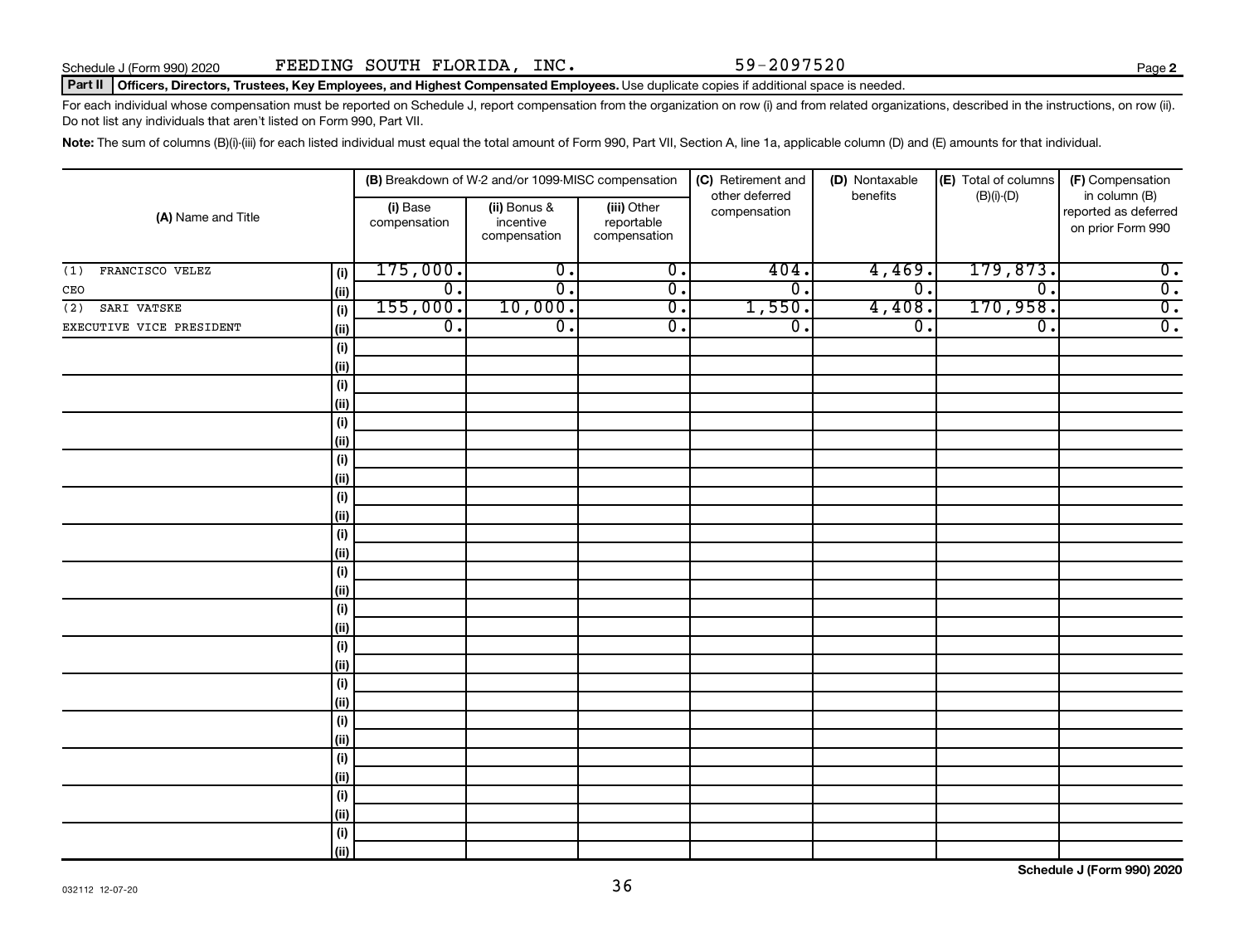Schedule J (Form 990) 2020 FEEDING SOUTH FLORIDA, INC. 59-2097520

**Part II** **Officers, Directors, Trustees, Key Employees, and Highest Compensated Employees.** Use duplicate copies if additional space is needed.

For each individual whose compensation must be reported on Schedule J, report compensation from the organization on row (i) and from related organizations, described in the instructions, on row (ii). Do not list any individuals that aren't listed on Form 990, Part VII.

**Note:** The sum of columns (B)(i)-(iii) for each listed individual must equal the total amount of Form 990, Part VII, Section A, line 1a, applicable column (D) and (E) amounts for that individual.

| (A) Name and Title | | (B) Breakdown of W-2 and/or 1099-MISC compensation | | | (C) Retirement and other deferred compensation | (D) Nontaxable benefits | (E) Total of columns (B)(i)-(D) | (F) Compensation in column (B) reported as deferred on prior Form 990 |
|---|---|---|---|---|---|---|---|---|
| | | (i) Base compensation | (ii) Bonus & incentive compensation | (iii) Other reportable compensation | | | | |
| (1) FRANCISCO VELEZ | (i) | 175,000. | 0. | 0. | 404. | 4,469. | 179,873. | 0. |
| CEO | (ii) | 0. | 0. | 0. | 0. | 0. | 0. | 0. |
| (2) SARI VATSKE | (i) | 155,000. | 10,000. | 0. | 1,550. | 4,408. | 170,958. | 0. |
| EXECUTIVE VICE PRESIDENT | (ii) | 0. | 0. | 0. | 0. | 0. | 0. | 0. |

Schedule J (Form 990) 2020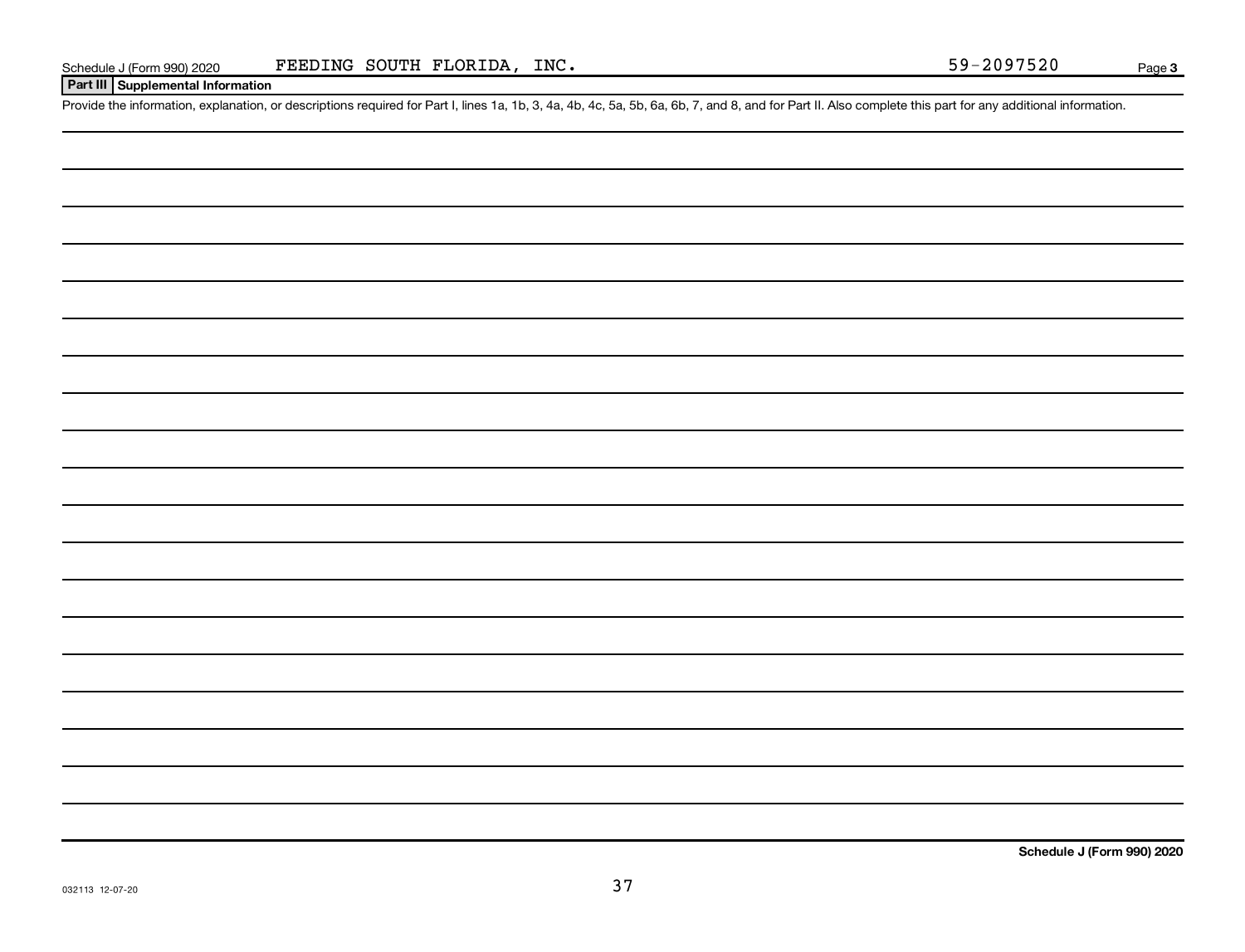## Part III Supplemental Information

Provide the information, explanation, or descriptions required for Part I, lines 1a, 1b, 3, 4a, 4b, 4c, 5a, 5b, 6a, 6b, 7, and 8, and for Part II. Also complete this part for any additional information.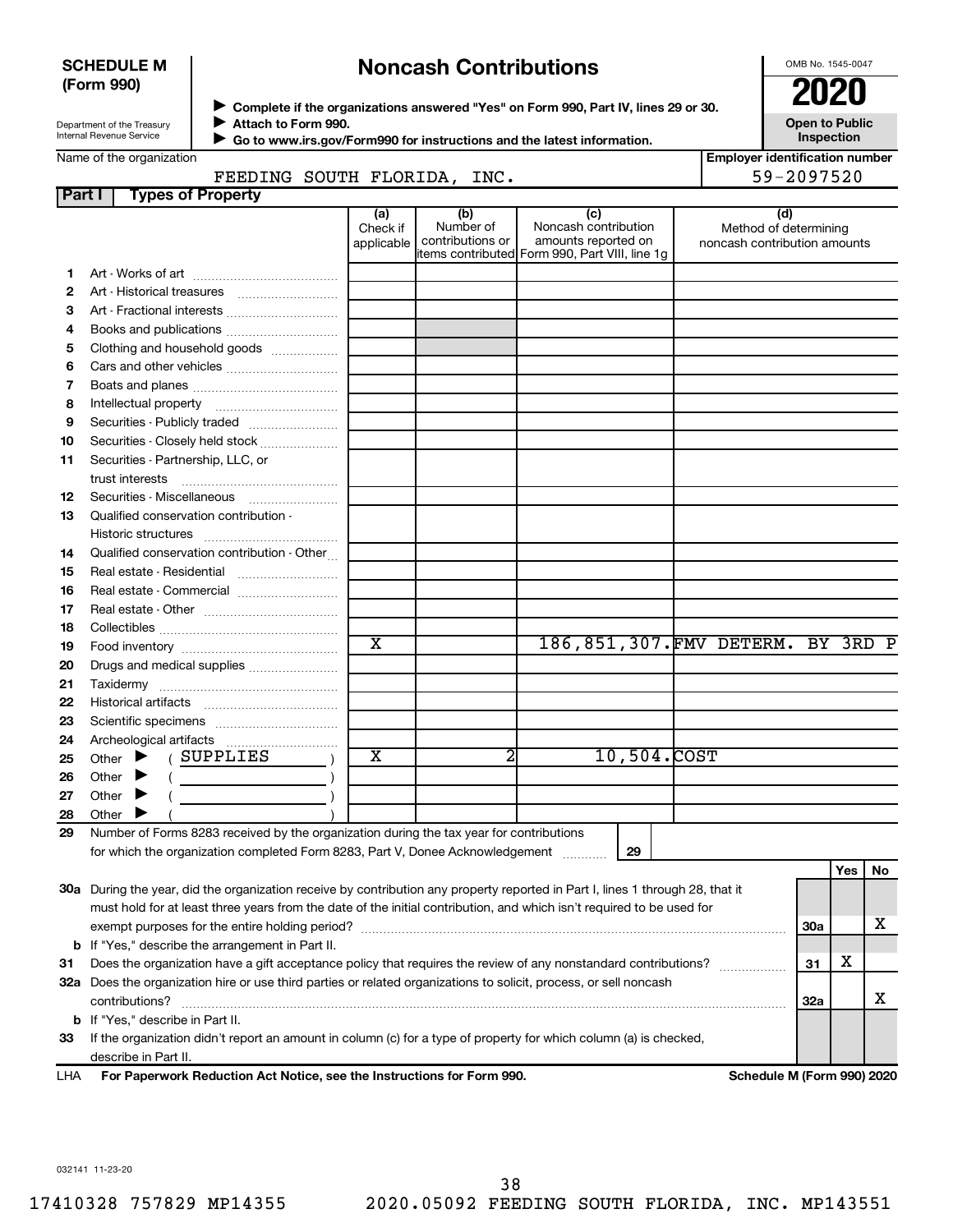**SCHEDULE M (Form 990)**

Department of the Treasury
Internal Revenue Service

# Noncash Contributions

▶ Complete if the organizations answered "Yes" on Form 990, Part IV, lines 29 or 30.
▶ Attach to Form 990.
▶ Go to www.irs.gov/Form990 for instructions and the latest information.

OMB No. 1545-0047

**2020**

**Open to Public Inspection**

Name of the organization: FEEDING SOUTH FLORIDA, INC.

Employer identification number: 59-2097520

**Part I Types of Property**

| | | (a) Check if applicable | (b) Number of contributions or items contributed | (c) Noncash contribution amounts reported on Form 990, Part VIII, line 1g | (d) Method of determining noncash contribution amounts |
|---|---|---|---|---|---|
| 1 | Art - Works of art | | | | |
| 2 | Art - Historical treasures | | | | |
| 3 | Art - Fractional interests | | | | |
| 4 | Books and publications | | | | |
| 5 | Clothing and household goods | | | | |
| 6 | Cars and other vehicles | | | | |
| 7 | Boats and planes | | | | |
| 8 | Intellectual property | | | | |
| 9 | Securities - Publicly traded | | | | |
| 10 | Securities - Closely held stock | | | | |
| 11 | Securities - Partnership, LLC, or trust interests | | | | |
| 12 | Securities - Miscellaneous | | | | |
| 13 | Qualified conservation contribution - Historic structures | | | | |
| 14 | Qualified conservation contribution - Other | | | | |
| 15 | Real estate - Residential | | | | |
| 16 | Real estate - Commercial | | | | |
| 17 | Real estate - Other | | | | |
| 18 | Collectibles | | | | |
| 19 | Food inventory | X | | 186,851,307. | FMV DETERM. BY 3RD P |
| 20 | Drugs and medical supplies | | | | |
| 21 | Taxidermy | | | | |
| 22 | Historical artifacts | | | | |
| 23 | Scientific specimens | | | | |
| 24 | Archeological artifacts | | | | |
| 25 | Other ▶ ( SUPPLIES ) | X | 2 | 10,504. | COST |
| 26 | Other ▶ ( ) | | | | |
| 27 | Other ▶ ( ) | | | | |
| 28 | Other ▶ ( ) | | | | |

29 Number of Forms 8283 received by the organization during the tax year for contributions for which the organization completed Form 8283, Part V, Donee Acknowledgement ..... 29

| | | | Yes | No |
|---|---|---|---|---|
| 30a | During the year, did the organization receive by contribution any property reported in Part I, lines 1 through 28, that it must hold for at least three years from the date of the initial contribution, and which isn't required to be used for exempt purposes for the entire holding period? | 30a | | X |
| b | If "Yes," describe the arrangement in Part II. | | | |
| 31 | Does the organization have a gift acceptance policy that requires the review of any nonstandard contributions? | 31 | X | |
| 32a | Does the organization hire or use third parties or related organizations to solicit, process, or sell noncash contributions? | 32a | | X |
| b | If "Yes," describe in Part II. | | | |
| 33 | If the organization didn't report an amount in column (c) for a type of property for which column (a) is checked, describe in Part II. | | | |

LHA **For Paperwork Reduction Act Notice, see the Instructions for Form 990.** **Schedule M (Form 990) 2020**

032141 11-23-20

17410328 757829 MP14355 2020.05092 FEEDING SOUTH FLORIDA, INC. MP143551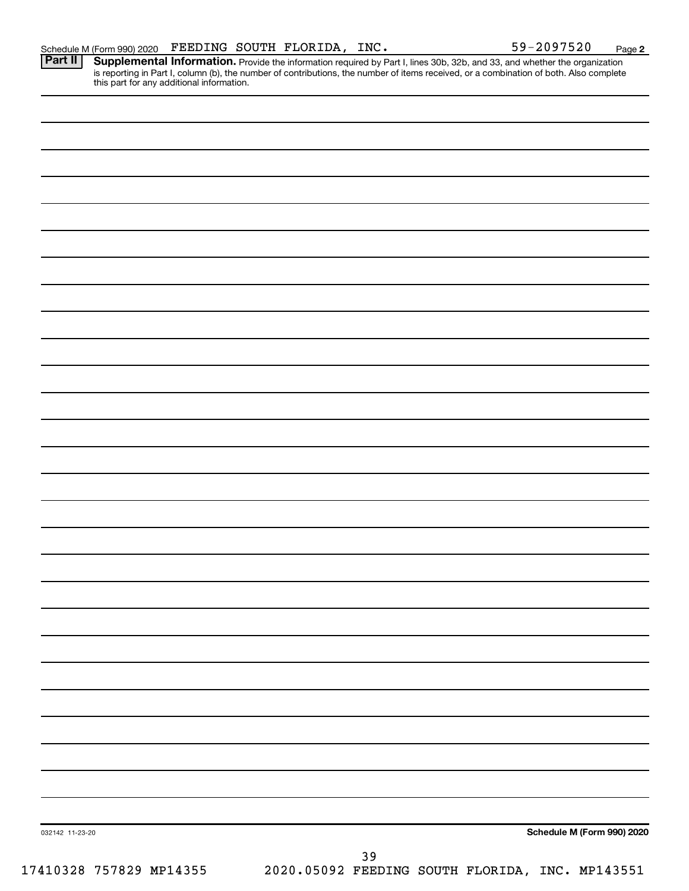Schedule M (Form 990) 2020 FEEDING SOUTH FLORIDA, INC. 59-2097520 Page **2**

**Part II** **Supplemental Information.** Provide the information required by Part I, lines 30b, 32b, and 33, and whether the organization is reporting in Part I, column (b), the number of contributions, the number of items received, or a combination of both. Also complete this part for any additional information.

032142 11-23-20

**Schedule M (Form 990) 2020**

17410328 757829 MP14355 2020.05092 FEEDING SOUTH FLORIDA, INC. MP143551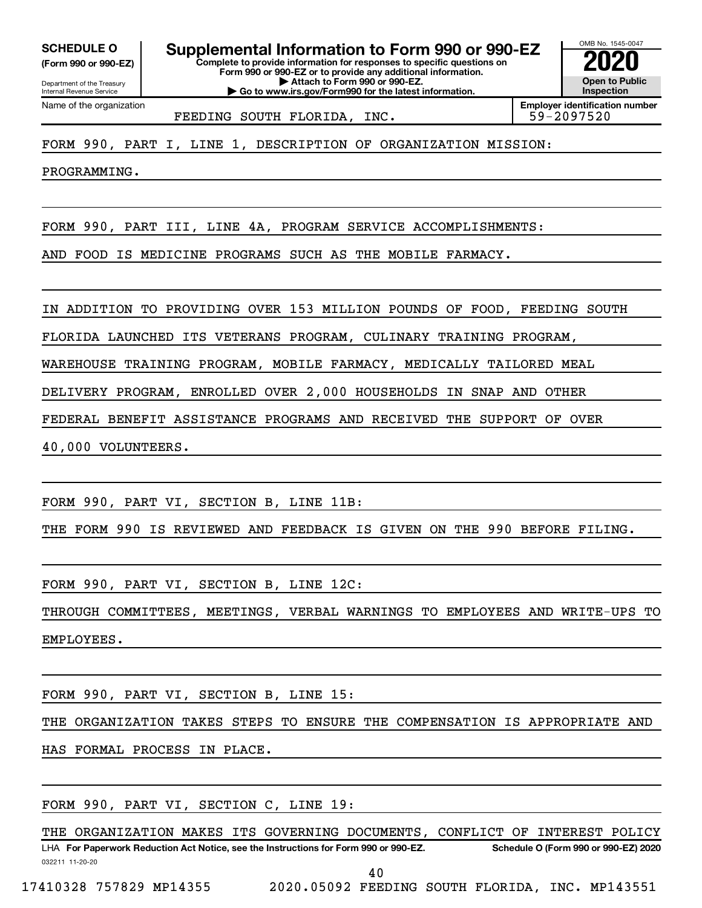**SCHEDULE O**
**(Form 990 or 990-EZ)**

Department of the Treasury
Internal Revenue Service

# Supplemental Information to Form 990 or 990-EZ

**Complete to provide information for responses to specific questions on Form 990 or 990-EZ or to provide any additional information.**
**▶ Attach to Form 990 or 990-EZ.**
**▶ Go to www.irs.gov/Form990 for the latest information.**

OMB No. 1545-0047
**2020**
**Open to Public Inspection**

Name of the organization: FEEDING SOUTH FLORIDA, INC.
**Employer identification number:** 59-2097520

FORM 990, PART I, LINE 1, DESCRIPTION OF ORGANIZATION MISSION:

PROGRAMMING.

FORM 990, PART III, LINE 4A, PROGRAM SERVICE ACCOMPLISHMENTS:

AND FOOD IS MEDICINE PROGRAMS SUCH AS THE MOBILE FARMACY.

IN ADDITION TO PROVIDING OVER 153 MILLION POUNDS OF FOOD, FEEDING SOUTH FLORIDA LAUNCHED ITS VETERANS PROGRAM, CULINARY TRAINING PROGRAM, WAREHOUSE TRAINING PROGRAM, MOBILE FARMACY, MEDICALLY TAILORED MEAL DELIVERY PROGRAM, ENROLLED OVER 2,000 HOUSEHOLDS IN SNAP AND OTHER FEDERAL BENEFIT ASSISTANCE PROGRAMS AND RECEIVED THE SUPPORT OF OVER 40,000 VOLUNTEERS.

FORM 990, PART VI, SECTION B, LINE 11B:

THE FORM 990 IS REVIEWED AND FEEDBACK IS GIVEN ON THE 990 BEFORE FILING.

FORM 990, PART VI, SECTION B, LINE 12C:

THROUGH COMMITTEES, MEETINGS, VERBAL WARNINGS TO EMPLOYEES AND WRITE-UPS TO EMPLOYEES.

FORM 990, PART VI, SECTION B, LINE 15:

THE ORGANIZATION TAKES STEPS TO ENSURE THE COMPENSATION IS APPROPRIATE AND HAS FORMAL PROCESS IN PLACE.

FORM 990, PART VI, SECTION C, LINE 19:

THE ORGANIZATION MAKES ITS GOVERNING DOCUMENTS, CONFLICT OF INTEREST POLICY

LHA **For Paperwork Reduction Act Notice, see the Instructions for Form 990 or 990-EZ.** **Schedule O (Form 990 or 990-EZ) 2020**

032211 11-20-20

17410328 757829 MP14355 2020.05092 FEEDING SOUTH FLORIDA, INC. MP143551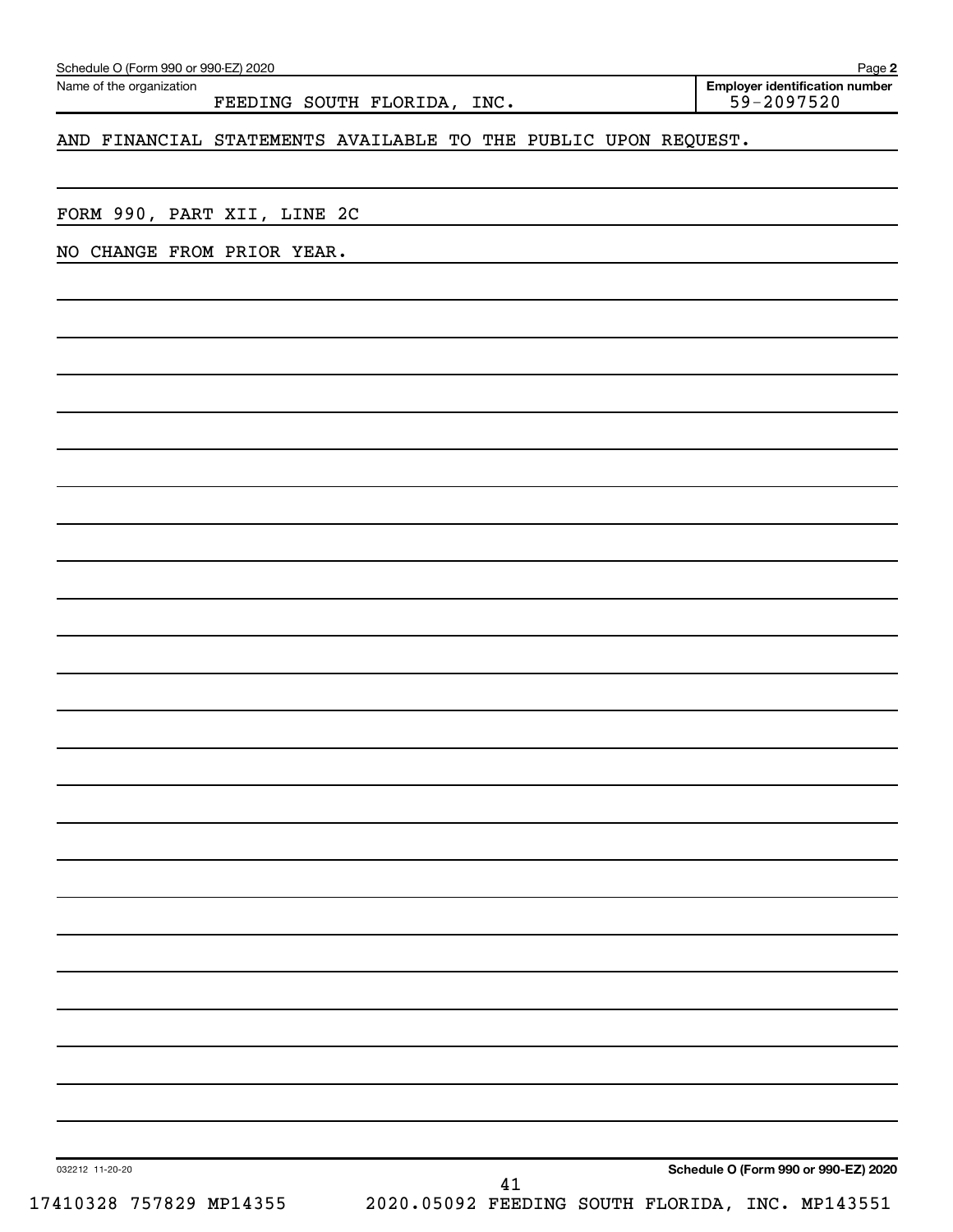Schedule O (Form 990 or 990-EZ) 2020

Name of the organization: FEEDING SOUTH FLORIDA, INC.

Employer identification number: 59-2097520

AND FINANCIAL STATEMENTS AVAILABLE TO THE PUBLIC UPON REQUEST.

FORM 990, PART XII, LINE 2C

NO CHANGE FROM PRIOR YEAR.

032212 11-20-20

Schedule O (Form 990 or 990-EZ) 2020

17410328 757829 MP14355 2020.05092 FEEDING SOUTH FLORIDA, INC. MP143551